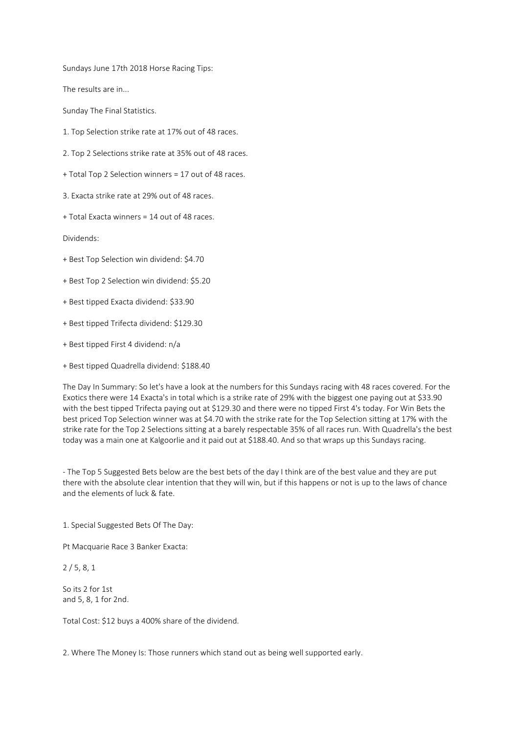Sundays June 17th 2018 Horse Racing Tips:

The results are in...

Sunday The Final Statistics.

1. Top Selection strike rate at 17% out of 48 races.

2. Top 2 Selections strike rate at 35% out of 48 races.

+ Total Top 2 Selection winners = 17 out of 48 races.

3. Exacta strike rate at 29% out of 48 races.

+ Total Exacta winners = 14 out of 48 races.

Dividends:

+ Best Top Selection win dividend: $4.70

+ Best Top 2 Selection win dividend: $5.20

+ Best tipped Exacta dividend: $33.90

+ Best tipped Trifecta dividend: $129.30

+ Best tipped First 4 dividend: n/a

+ Best tipped Quadrella dividend: $188.40

The Day In Summary: So let's have a look at the numbers for this Sundays racing with 48 races covered. For the Exotics there were 14 Exacta's in total which is a strike rate of 29% with the biggest one paying out at $33.90 with the best tipped Trifecta paying out at $129.30 and there were no tipped First 4's today. For Win Bets the best priced Top Selection winner was at $4.70 with the strike rate for the Top Selection sitting at 17% with the strike rate for the Top 2 Selections sitting at a barely respectable 35% of all races run. With Quadrella's the best today was a main one at Kalgoorlie and it paid out at $188.40. And so that wraps up this Sundays racing.

- The Top 5 Suggested Bets below are the best bets of the day I think are of the best value and they are put there with the absolute clear intention that they will win, but if this happens or not is up to the laws of chance and the elements of luck & fate.

1. Special Suggested Bets Of The Day:

Pt Macquarie Race 3 Banker Exacta:

2 / 5, 8, 1

So its 2 for 1st
and 5, 8, 1 for 2nd.

Total Cost: $12 buys a 400% share of the dividend.

2. Where The Money Is: Those runners which stand out as being well supported early.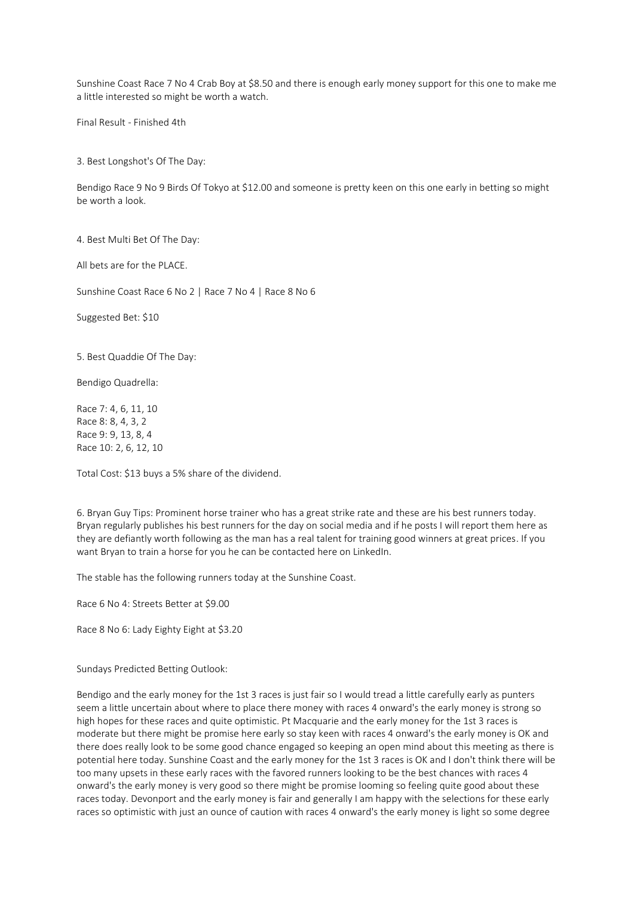Sunshine Coast Race 7 No 4 Crab Boy at $8.50 and there is enough early money support for this one to make me a little interested so might be worth a watch.

Final Result - Finished 4th

3. Best Longshot's Of The Day:

Bendigo Race 9 No 9 Birds Of Tokyo at $12.00 and someone is pretty keen on this one early in betting so might be worth a look.

4. Best Multi Bet Of The Day:

All bets are for the PLACE.

Sunshine Coast Race 6 No 2 | Race 7 No 4 | Race 8 No 6

Suggested Bet: $10

5. Best Quaddie Of The Day:

Bendigo Quadrella:

Race 7: 4, 6, 11, 10
Race 8: 8, 4, 3, 2
Race 9: 9, 13, 8, 4
Race 10: 2, 6, 12, 10

Total Cost: $13 buys a 5% share of the dividend.

6. Bryan Guy Tips: Prominent horse trainer who has a great strike rate and these are his best runners today. Bryan regularly publishes his best runners for the day on social media and if he posts I will report them here as they are defiantly worth following as the man has a real talent for training good winners at great prices. If you want Bryan to train a horse for you he can be contacted here on LinkedIn.

The stable has the following runners today at the Sunshine Coast.

Race 6 No 4: Streets Better at $9.00

Race 8 No 6: Lady Eighty Eight at $3.20

Sundays Predicted Betting Outlook:

Bendigo and the early money for the 1st 3 races is just fair so I would tread a little carefully early as punters seem a little uncertain about where to place there money with races 4 onward's the early money is strong so high hopes for these races and quite optimistic. Pt Macquarie and the early money for the 1st 3 races is moderate but there might be promise here early so stay keen with races 4 onward's the early money is OK and there does really look to be some good chance engaged so keeping an open mind about this meeting as there is potential here today. Sunshine Coast and the early money for the 1st 3 races is OK and I don't think there will be too many upsets in these early races with the favored runners looking to be the best chances with races 4 onward's the early money is very good so there might be promise looming so feeling quite good about these races today. Devonport and the early money is fair and generally I am happy with the selections for these early races so optimistic with just an ounce of caution with races 4 onward's the early money is light so some degree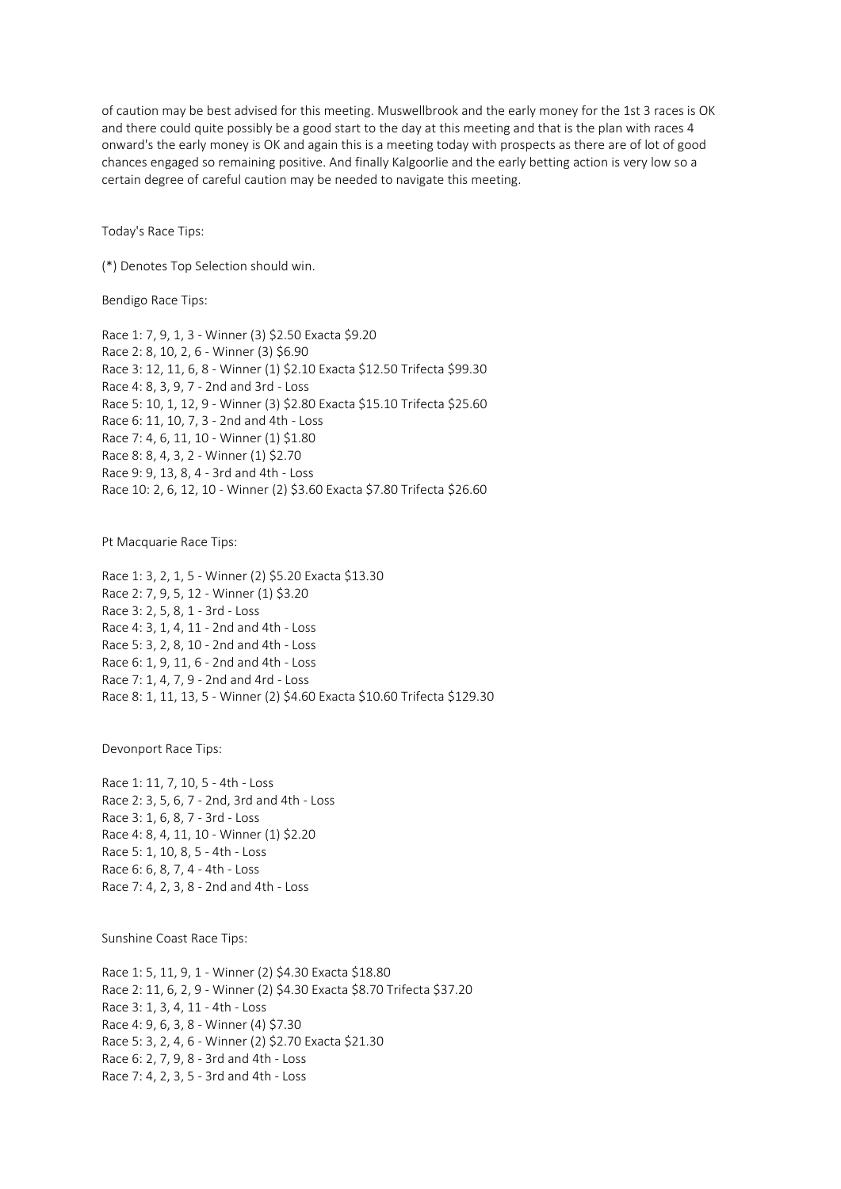of caution may be best advised for this meeting. Muswellbrook and the early money for the 1st 3 races is OK and there could quite possibly be a good start to the day at this meeting and that is the plan with races 4 onward's the early money is OK and again this is a meeting today with prospects as there are of lot of good chances engaged so remaining positive. And finally Kalgoorlie and the early betting action is very low so a certain degree of careful caution may be needed to navigate this meeting.

Today's Race Tips:

(*) Denotes Top Selection should win.

Bendigo Race Tips:

Race 1: 7, 9, 1, 3 - Winner (3) $2.50 Exacta $9.20
Race 2: 8, 10, 2, 6 - Winner (3) $6.90
Race 3: 12, 11, 6, 8 - Winner (1) $2.10 Exacta $12.50 Trifecta $99.30
Race 4: 8, 3, 9, 7 - 2nd and 3rd - Loss
Race 5: 10, 1, 12, 9 - Winner (3) $2.80 Exacta $15.10 Trifecta $25.60
Race 6: 11, 10, 7, 3 - 2nd and 4th - Loss
Race 7: 4, 6, 11, 10 - Winner (1) $1.80
Race 8: 8, 4, 3, 2 - Winner (1) $2.70
Race 9: 9, 13, 8, 4 - 3rd and 4th - Loss
Race 10: 2, 6, 12, 10 - Winner (2) $3.60 Exacta $7.80 Trifecta $26.60

Pt Macquarie Race Tips:

Race 1: 3, 2, 1, 5 - Winner (2) $5.20 Exacta $13.30
Race 2: 7, 9, 5, 12 - Winner (1) $3.20
Race 3: 2, 5, 8, 1 - 3rd - Loss
Race 4: 3, 1, 4, 11 - 2nd and 4th - Loss
Race 5: 3, 2, 8, 10 - 2nd and 4th - Loss
Race 6: 1, 9, 11, 6 - 2nd and 4th - Loss
Race 7: 1, 4, 7, 9 - 2nd and 4rd - Loss
Race 8: 1, 11, 13, 5 - Winner (2) $4.60 Exacta $10.60 Trifecta $129.30

Devonport Race Tips:

Race 1: 11, 7, 10, 5 - 4th - Loss
Race 2: 3, 5, 6, 7 - 2nd, 3rd and 4th - Loss
Race 3: 1, 6, 8, 7 - 3rd - Loss
Race 4: 8, 4, 11, 10 - Winner (1) $2.20
Race 5: 1, 10, 8, 5 - 4th - Loss
Race 6: 6, 8, 7, 4 - 4th - Loss
Race 7: 4, 2, 3, 8 - 2nd and 4th - Loss

Sunshine Coast Race Tips:

Race 1: 5, 11, 9, 1 - Winner (2) $4.30 Exacta $18.80
Race 2: 11, 6, 2, 9 - Winner (2) $4.30 Exacta $8.70 Trifecta $37.20
Race 3: 1, 3, 4, 11 - 4th - Loss
Race 4: 9, 6, 3, 8 - Winner (4) $7.30
Race 5: 3, 2, 4, 6 - Winner (2) $2.70 Exacta $21.30
Race 6: 2, 7, 9, 8 - 3rd and 4th - Loss
Race 7: 4, 2, 3, 5 - 3rd and 4th - Loss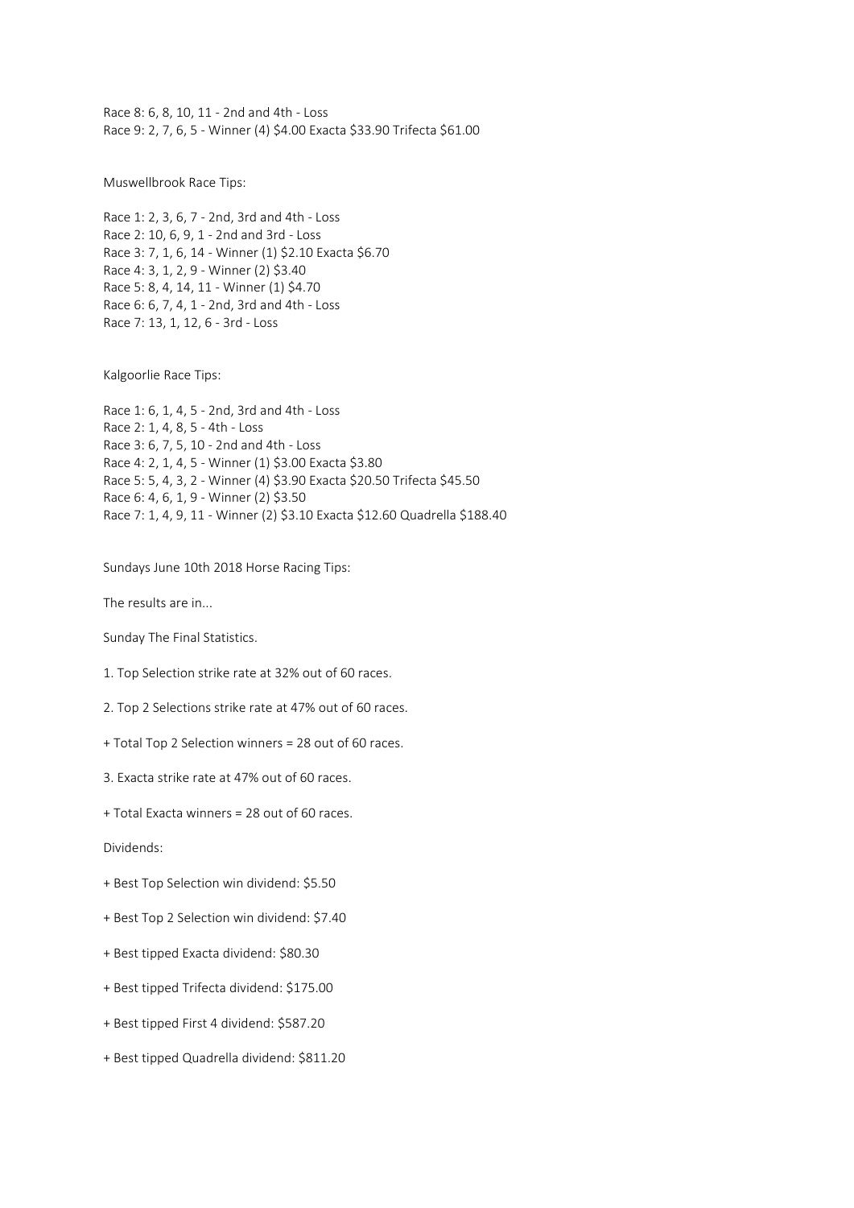Race 8: 6, 8, 10, 11 - 2nd and 4th - Loss
Race 9: 2, 7, 6, 5 - Winner (4) $4.00 Exacta $33.90 Trifecta $61.00

Muswellbrook Race Tips:

Race 1: 2, 3, 6, 7 - 2nd, 3rd and 4th - Loss
Race 2: 10, 6, 9, 1 - 2nd and 3rd - Loss
Race 3: 7, 1, 6, 14 - Winner (1) $2.10 Exacta $6.70
Race 4: 3, 1, 2, 9 - Winner (2) $3.40
Race 5: 8, 4, 14, 11 - Winner (1) $4.70
Race 6: 6, 7, 4, 1 - 2nd, 3rd and 4th - Loss
Race 7: 13, 1, 12, 6 - 3rd - Loss

Kalgoorlie Race Tips:

Race 1: 6, 1, 4, 5 - 2nd, 3rd and 4th - Loss
Race 2: 1, 4, 8, 5 - 4th - Loss
Race 3: 6, 7, 5, 10 - 2nd and 4th - Loss
Race 4: 2, 1, 4, 5 - Winner (1) $3.00 Exacta $3.80
Race 5: 5, 4, 3, 2 - Winner (4) $3.90 Exacta $20.50 Trifecta $45.50
Race 6: 4, 6, 1, 9 - Winner (2) $3.50
Race 7: 1, 4, 9, 11 - Winner (2) $3.10 Exacta $12.60 Quadrella $188.40

Sundays June 10th 2018 Horse Racing Tips:

The results are in...

Sunday The Final Statistics.

1. Top Selection strike rate at 32% out of 60 races.

2. Top 2 Selections strike rate at 47% out of 60 races.

+ Total Top 2 Selection winners = 28 out of 60 races.

3. Exacta strike rate at 47% out of 60 races.

+ Total Exacta winners = 28 out of 60 races.

Dividends:

+ Best Top Selection win dividend: $5.50

+ Best Top 2 Selection win dividend: $7.40

+ Best tipped Exacta dividend: $80.30

+ Best tipped Trifecta dividend: $175.00

+ Best tipped First 4 dividend: $587.20

+ Best tipped Quadrella dividend: $811.20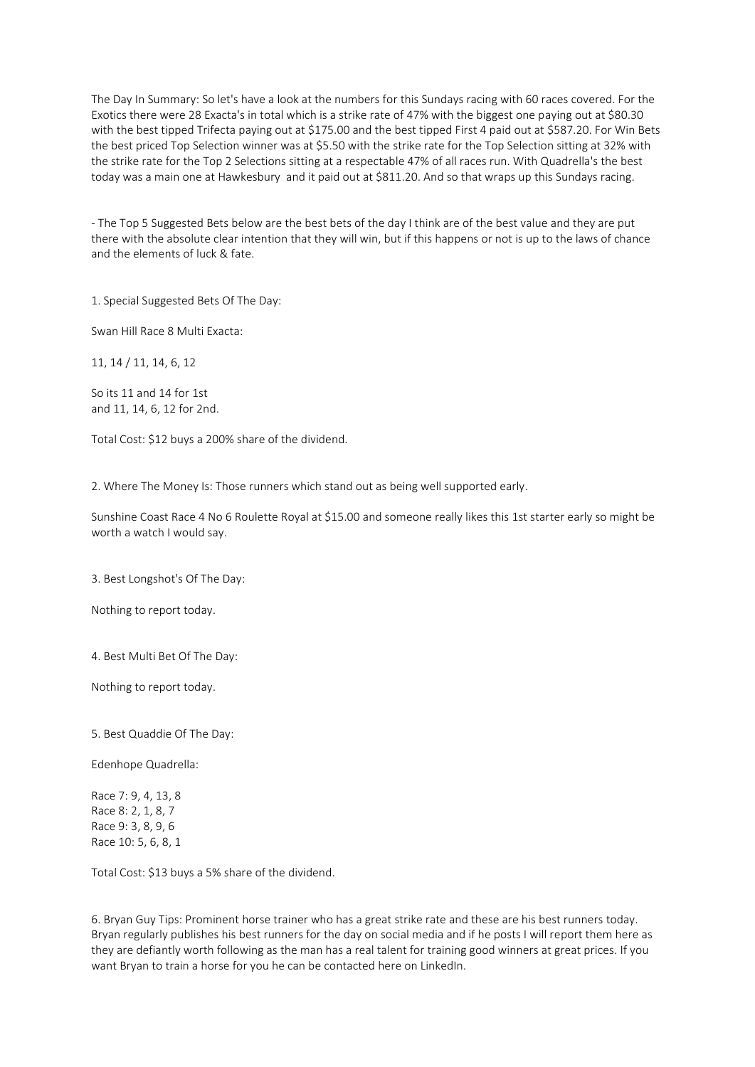The Day In Summary: So let's have a look at the numbers for this Sundays racing with 60 races covered. For the Exotics there were 28 Exacta's in total which is a strike rate of 47% with the biggest one paying out at $80.30 with the best tipped Trifecta paying out at $175.00 and the best tipped First 4 paid out at $587.20. For Win Bets the best priced Top Selection winner was at $5.50 with the strike rate for the Top Selection sitting at 32% with the strike rate for the Top 2 Selections sitting at a respectable 47% of all races run. With Quadrella's the best today was a main one at Hawkesbury and it paid out at $811.20. And so that wraps up this Sundays racing.

- The Top 5 Suggested Bets below are the best bets of the day I think are of the best value and they are put there with the absolute clear intention that they will win, but if this happens or not is up to the laws of chance and the elements of luck & fate.

1. Special Suggested Bets Of The Day:

Swan Hill Race 8 Multi Exacta:

11, 14 / 11, 14, 6, 12

So its 11 and 14 for 1st
and 11, 14, 6, 12 for 2nd.

Total Cost: $12 buys a 200% share of the dividend.

2. Where The Money Is: Those runners which stand out as being well supported early.

Sunshine Coast Race 4 No 6 Roulette Royal at $15.00 and someone really likes this 1st starter early so might be worth a watch I would say.

3. Best Longshot's Of The Day:

Nothing to report today.

4. Best Multi Bet Of The Day:

Nothing to report today.

5. Best Quaddie Of The Day:

Edenhope Quadrella:

Race 7: 9, 4, 13, 8
Race 8: 2, 1, 8, 7
Race 9: 3, 8, 9, 6
Race 10: 5, 6, 8, 1

Total Cost: $13 buys a 5% share of the dividend.

6. Bryan Guy Tips: Prominent horse trainer who has a great strike rate and these are his best runners today. Bryan regularly publishes his best runners for the day on social media and if he posts I will report them here as they are defiantly worth following as the man has a real talent for training good winners at great prices. If you want Bryan to train a horse for you he can be contacted here on LinkedIn.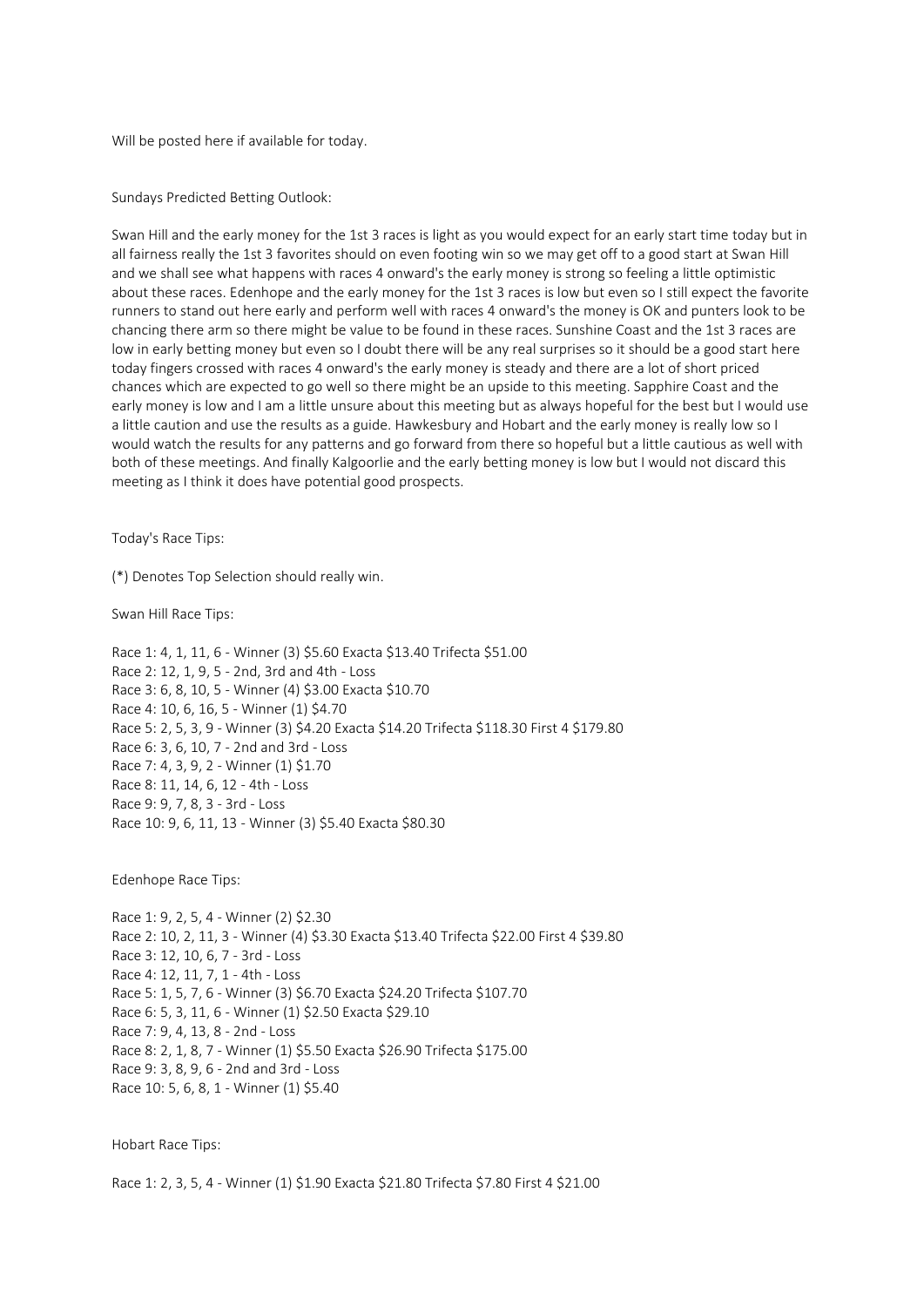Will be posted here if available for today.

Sundays Predicted Betting Outlook:

Swan Hill and the early money for the 1st 3 races is light as you would expect for an early start time today but in all fairness really the 1st 3 favorites should on even footing win so we may get off to a good start at Swan Hill and we shall see what happens with races 4 onward's the early money is strong so feeling a little optimistic about these races. Edenhope and the early money for the 1st 3 races is low but even so I still expect the favorite runners to stand out here early and perform well with races 4 onward's the money is OK and punters look to be chancing there arm so there might be value to be found in these races. Sunshine Coast and the 1st 3 races are low in early betting money but even so I doubt there will be any real surprises so it should be a good start here today fingers crossed with races 4 onward's the early money is steady and there are a lot of short priced chances which are expected to go well so there might be an upside to this meeting. Sapphire Coast and the early money is low and I am a little unsure about this meeting but as always hopeful for the best but I would use a little caution and use the results as a guide. Hawkesbury and Hobart and the early money is really low so I would watch the results for any patterns and go forward from there so hopeful but a little cautious as well with both of these meetings. And finally Kalgoorlie and the early betting money is low but I would not discard this meeting as I think it does have potential good prospects.

Today's Race Tips:

(*) Denotes Top Selection should really win.

Swan Hill Race Tips:

Race 1: 4, 1, 11, 6 - Winner (3) $5.60 Exacta $13.40 Trifecta $51.00
Race 2: 12, 1, 9, 5 - 2nd, 3rd and 4th - Loss
Race 3: 6, 8, 10, 5 - Winner (4) $3.00 Exacta $10.70
Race 4: 10, 6, 16, 5 - Winner (1) $4.70
Race 5: 2, 5, 3, 9 - Winner (3) $4.20 Exacta $14.20 Trifecta $118.30 First 4 $179.80
Race 6: 3, 6, 10, 7 - 2nd and 3rd - Loss
Race 7: 4, 3, 9, 2 - Winner (1) $1.70
Race 8: 11, 14, 6, 12 - 4th - Loss
Race 9: 9, 7, 8, 3 - 3rd - Loss
Race 10: 9, 6, 11, 13 - Winner (3) $5.40 Exacta $80.30

Edenhope Race Tips:

Race 1: 9, 2, 5, 4 - Winner (2) $2.30
Race 2: 10, 2, 11, 3 - Winner (4) $3.30 Exacta $13.40 Trifecta $22.00 First 4 $39.80
Race 3: 12, 10, 6, 7 - 3rd - Loss
Race 4: 12, 11, 7, 1 - 4th - Loss
Race 5: 1, 5, 7, 6 - Winner (3) $6.70 Exacta $24.20 Trifecta $107.70
Race 6: 5, 3, 11, 6 - Winner (1) $2.50 Exacta $29.10
Race 7: 9, 4, 13, 8 - 2nd - Loss
Race 8: 2, 1, 8, 7 - Winner (1) $5.50 Exacta $26.90 Trifecta $175.00
Race 9: 3, 8, 9, 6 - 2nd and 3rd - Loss
Race 10: 5, 6, 8, 1 - Winner (1) $5.40

Hobart Race Tips:

Race 1: 2, 3, 5, 4 - Winner (1) $1.90 Exacta $21.80 Trifecta $7.80 First 4 $21.00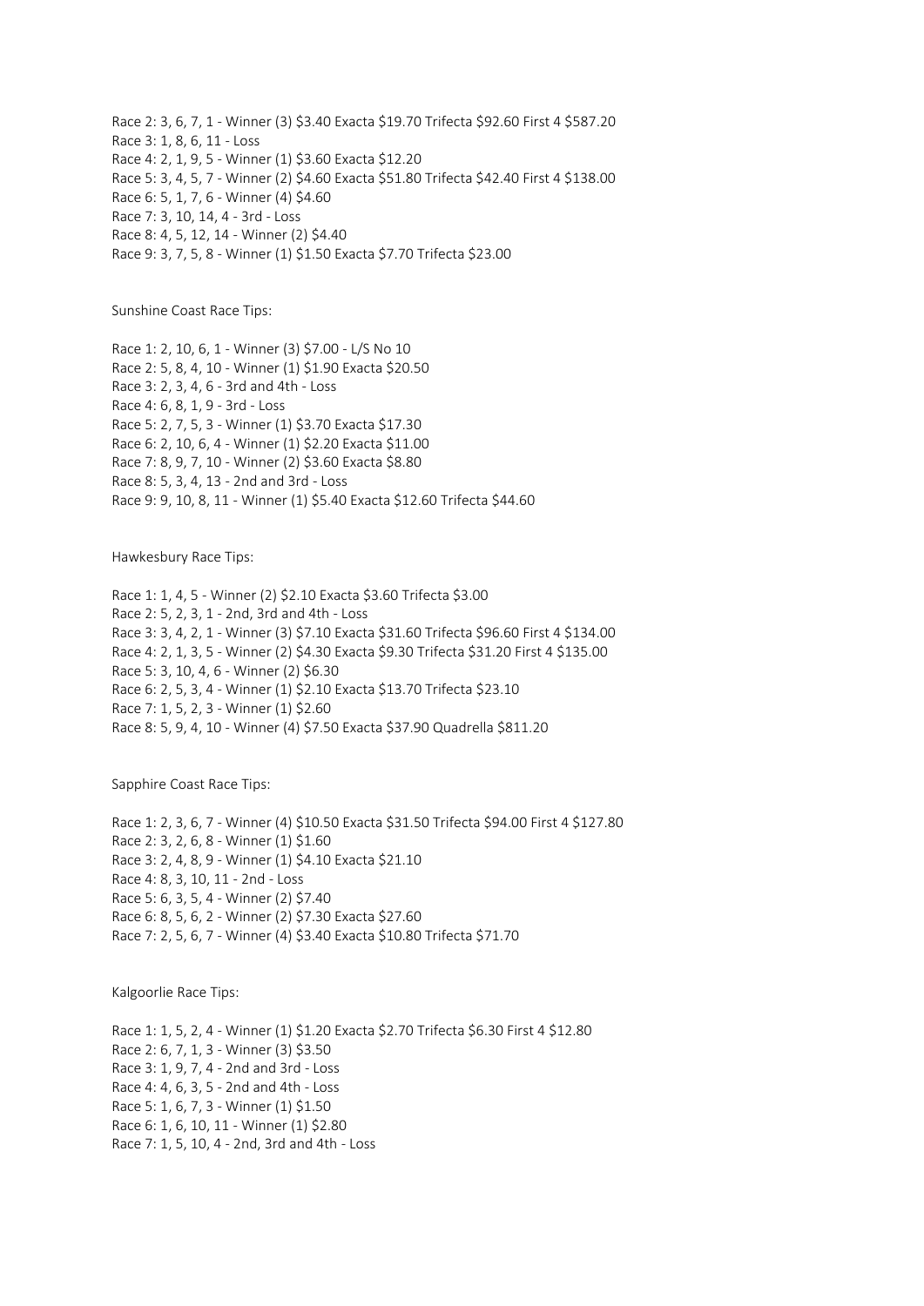Race 2: 3, 6, 7, 1 - Winner (3) $3.40 Exacta $19.70 Trifecta $92.60 First 4 $587.20
Race 3: 1, 8, 6, 11 - Loss
Race 4: 2, 1, 9, 5 - Winner (1) $3.60 Exacta $12.20
Race 5: 3, 4, 5, 7 - Winner (2) $4.60 Exacta $51.80 Trifecta $42.40 First 4 $138.00
Race 6: 5, 1, 7, 6 - Winner (4) $4.60
Race 7: 3, 10, 14, 4 - 3rd - Loss
Race 8: 4, 5, 12, 14 - Winner (2) $4.40
Race 9: 3, 7, 5, 8 - Winner (1) $1.50 Exacta $7.70 Trifecta $23.00

Sunshine Coast Race Tips:

Race 1: 2, 10, 6, 1 - Winner (3) $7.00 - L/S No 10
Race 2: 5, 8, 4, 10 - Winner (1) $1.90 Exacta $20.50
Race 3: 2, 3, 4, 6 - 3rd and 4th - Loss
Race 4: 6, 8, 1, 9 - 3rd - Loss
Race 5: 2, 7, 5, 3 - Winner (1) $3.70 Exacta $17.30
Race 6: 2, 10, 6, 4 - Winner (1) $2.20 Exacta $11.00
Race 7: 8, 9, 7, 10 - Winner (2) $3.60 Exacta $8.80
Race 8: 5, 3, 4, 13 - 2nd and 3rd - Loss
Race 9: 9, 10, 8, 11 - Winner (1) $5.40 Exacta $12.60 Trifecta $44.60

Hawkesbury Race Tips:

Race 1: 1, 4, 5 - Winner (2) $2.10 Exacta $3.60 Trifecta $3.00
Race 2: 5, 2, 3, 1 - 2nd, 3rd and 4th - Loss
Race 3: 3, 4, 2, 1 - Winner (3) $7.10 Exacta $31.60 Trifecta $96.60 First 4 $134.00
Race 4: 2, 1, 3, 5 - Winner (2) $4.30 Exacta $9.30 Trifecta $31.20 First 4 $135.00
Race 5: 3, 10, 4, 6 - Winner (2) $6.30
Race 6: 2, 5, 3, 4 - Winner (1) $2.10 Exacta $13.70 Trifecta $23.10
Race 7: 1, 5, 2, 3 - Winner (1) $2.60
Race 8: 5, 9, 4, 10 - Winner (4) $7.50 Exacta $37.90 Quadrella $811.20

Sapphire Coast Race Tips:

Race 1: 2, 3, 6, 7 - Winner (4) $10.50 Exacta $31.50 Trifecta $94.00 First 4 $127.80
Race 2: 3, 2, 6, 8 - Winner (1) $1.60
Race 3: 2, 4, 8, 9 - Winner (1) $4.10 Exacta $21.10
Race 4: 8, 3, 10, 11 - 2nd - Loss
Race 5: 6, 3, 5, 4 - Winner (2) $7.40
Race 6: 8, 5, 6, 2 - Winner (2) $7.30 Exacta $27.60
Race 7: 2, 5, 6, 7 - Winner (4) $3.40 Exacta $10.80 Trifecta $71.70

Kalgoorlie Race Tips:

Race 1: 1, 5, 2, 4 - Winner (1) $1.20 Exacta $2.70 Trifecta $6.30 First 4 $12.80
Race 2: 6, 7, 1, 3 - Winner (3) $3.50
Race 3: 1, 9, 7, 4 - 2nd and 3rd - Loss
Race 4: 4, 6, 3, 5 - 2nd and 4th - Loss
Race 5: 1, 6, 7, 3 - Winner (1) $1.50
Race 6: 1, 6, 10, 11 - Winner (1) $2.80
Race 7: 1, 5, 10, 4 - 2nd, 3rd and 4th - Loss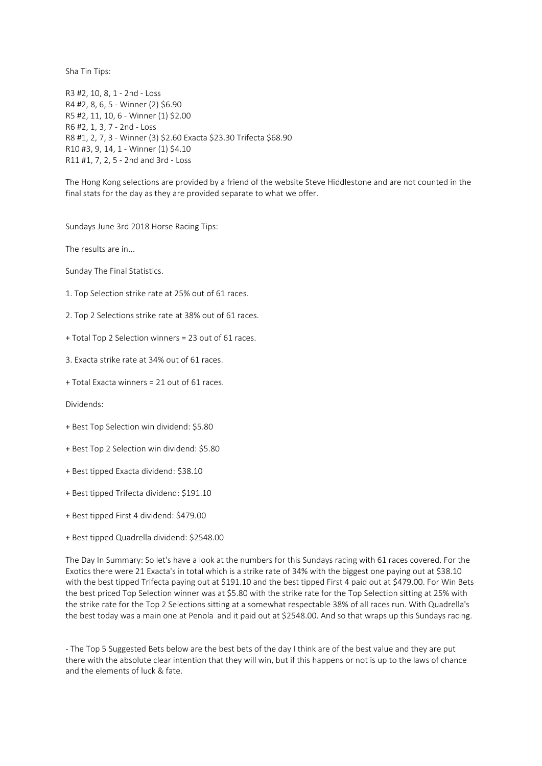Sha Tin Tips:

R3 #2, 10, 8, 1 - 2nd - Loss
R4 #2, 8, 6, 5 - Winner (2) $6.90
R5 #2, 11, 10, 6 - Winner (1) $2.00
R6 #2, 1, 3, 7 - 2nd - Loss
R8 #1, 2, 7, 3 - Winner (3) $2.60 Exacta $23.30 Trifecta $68.90
R10 #3, 9, 14, 1 - Winner (1) $4.10
R11 #1, 7, 2, 5 - 2nd and 3rd - Loss

The Hong Kong selections are provided by a friend of the website Steve Hiddlestone and are not counted in the final stats for the day as they are provided separate to what we offer.

Sundays June 3rd 2018 Horse Racing Tips:

The results are in...

Sunday The Final Statistics.

1. Top Selection strike rate at 25% out of 61 races.

2. Top 2 Selections strike rate at 38% out of 61 races.

+ Total Top 2 Selection winners = 23 out of 61 races.

3. Exacta strike rate at 34% out of 61 races.

+ Total Exacta winners = 21 out of 61 races.

Dividends:

+ Best Top Selection win dividend: $5.80

+ Best Top 2 Selection win dividend: $5.80

+ Best tipped Exacta dividend: $38.10

+ Best tipped Trifecta dividend: $191.10

+ Best tipped First 4 dividend: $479.00

+ Best tipped Quadrella dividend: $2548.00

The Day In Summary: So let's have a look at the numbers for this Sundays racing with 61 races covered. For the Exotics there were 21 Exacta's in total which is a strike rate of 34% with the biggest one paying out at $38.10 with the best tipped Trifecta paying out at $191.10 and the best tipped First 4 paid out at $479.00. For Win Bets the best priced Top Selection winner was at $5.80 with the strike rate for the Top Selection sitting at 25% with the strike rate for the Top 2 Selections sitting at a somewhat respectable 38% of all races run. With Quadrella's the best today was a main one at Penola and it paid out at $2548.00. And so that wraps up this Sundays racing.

- The Top 5 Suggested Bets below are the best bets of the day I think are of the best value and they are put there with the absolute clear intention that they will win, but if this happens or not is up to the laws of chance and the elements of luck & fate.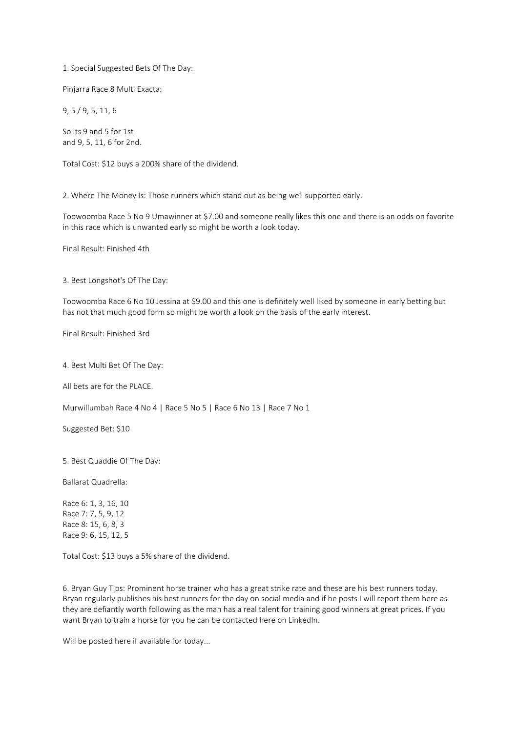1. Special Suggested Bets Of The Day:

Pinjarra Race 8 Multi Exacta:

9, 5 / 9, 5, 11, 6

So its 9 and 5 for 1st
and 9, 5, 11, 6 for 2nd.

Total Cost: $12 buys a 200% share of the dividend.

2. Where The Money Is: Those runners which stand out as being well supported early.

Toowoomba Race 5 No 9 Umawinner at $7.00 and someone really likes this one and there is an odds on favorite in this race which is unwanted early so might be worth a look today.

Final Result: Finished 4th

3. Best Longshot's Of The Day:

Toowoomba Race 6 No 10 Jessina at $9.00 and this one is definitely well liked by someone in early betting but has not that much good form so might be worth a look on the basis of the early interest.

Final Result: Finished 3rd

4. Best Multi Bet Of The Day:

All bets are for the PLACE.

Murwillumbah Race 4 No 4 | Race 5 No 5 | Race 6 No 13 | Race 7 No 1

Suggested Bet: $10

5. Best Quaddie Of The Day:

Ballarat Quadrella:

Race 6: 1, 3, 16, 10
Race 7: 7, 5, 9, 12
Race 8: 15, 6, 8, 3
Race 9: 6, 15, 12, 5

Total Cost: $13 buys a 5% share of the dividend.

6. Bryan Guy Tips: Prominent horse trainer who has a great strike rate and these are his best runners today. Bryan regularly publishes his best runners for the day on social media and if he posts I will report them here as they are defiantly worth following as the man has a real talent for training good winners at great prices. If you want Bryan to train a horse for you he can be contacted here on LinkedIn.

Will be posted here if available for today...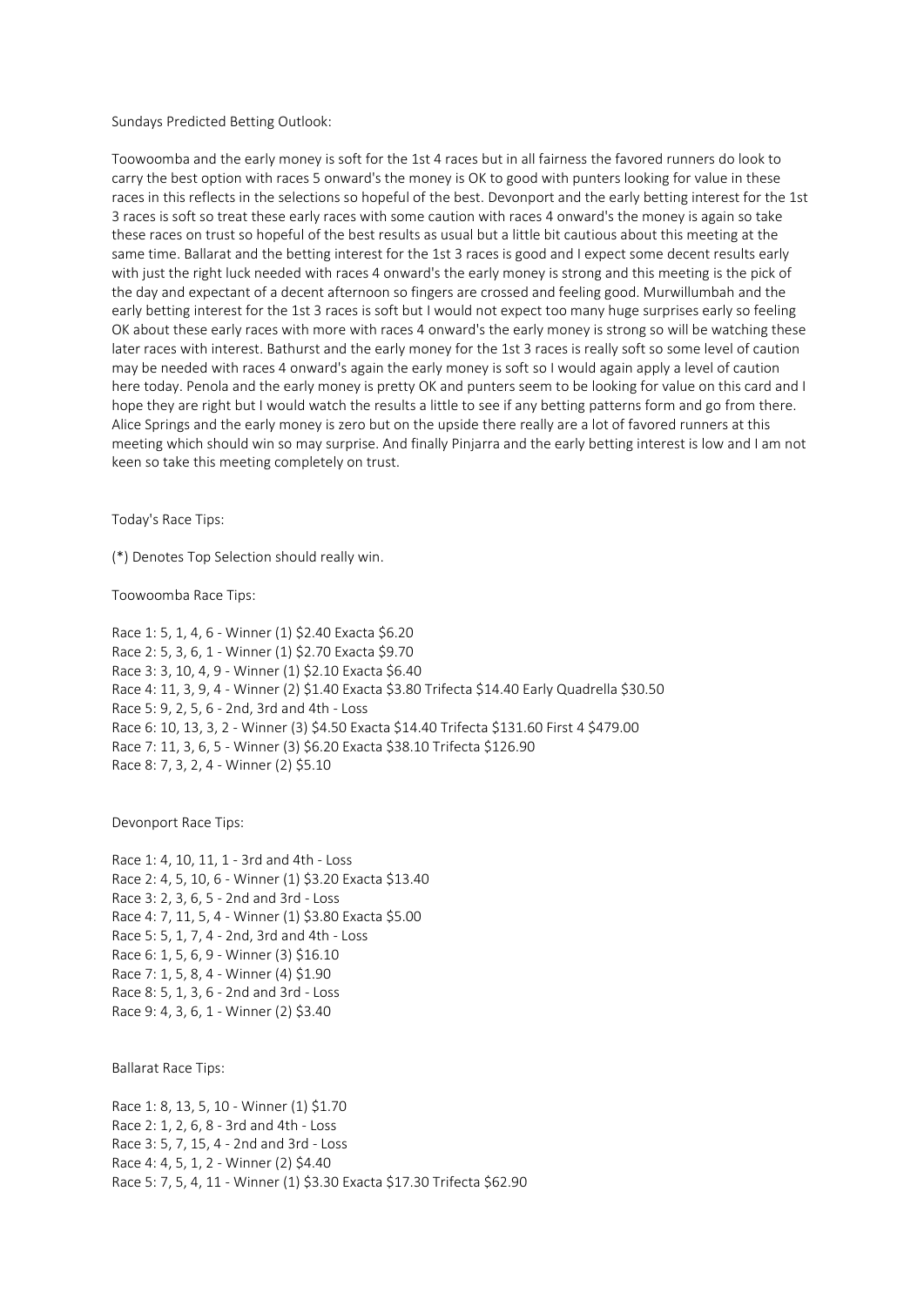Sundays Predicted Betting Outlook:

Toowoomba and the early money is soft for the 1st 4 races but in all fairness the favored runners do look to carry the best option with races 5 onward's the money is OK to good with punters looking for value in these races in this reflects in the selections so hopeful of the best. Devonport and the early betting interest for the 1st 3 races is soft so treat these early races with some caution with races 4 onward's the money is again so take these races on trust so hopeful of the best results as usual but a little bit cautious about this meeting at the same time. Ballarat and the betting interest for the 1st 3 races is good and I expect some decent results early with just the right luck needed with races 4 onward's the early money is strong and this meeting is the pick of the day and expectant of a decent afternoon so fingers are crossed and feeling good. Murwillumbah and the early betting interest for the 1st 3 races is soft but I would not expect too many huge surprises early so feeling OK about these early races with more with races 4 onward's the early money is strong so will be watching these later races with interest. Bathurst and the early money for the 1st 3 races is really soft so some level of caution may be needed with races 4 onward's again the early money is soft so I would again apply a level of caution here today. Penola and the early money is pretty OK and punters seem to be looking for value on this card and I hope they are right but I would watch the results a little to see if any betting patterns form and go from there. Alice Springs and the early money is zero but on the upside there really are a lot of favored runners at this meeting which should win so may surprise. And finally Pinjarra and the early betting interest is low and I am not keen so take this meeting completely on trust.

Today's Race Tips:

(*) Denotes Top Selection should really win.

Toowoomba Race Tips:

Race 1: 5, 1, 4, 6 - Winner (1) $2.40 Exacta $6.20
Race 2: 5, 3, 6, 1 - Winner (1) $2.70 Exacta $9.70
Race 3: 3, 10, 4, 9 - Winner (1) $2.10 Exacta $6.40
Race 4: 11, 3, 9, 4 - Winner (2) $1.40 Exacta $3.80 Trifecta $14.40 Early Quadrella $30.50
Race 5: 9, 2, 5, 6 - 2nd, 3rd and 4th - Loss
Race 6: 10, 13, 3, 2 - Winner (3) $4.50 Exacta $14.40 Trifecta $131.60 First 4 $479.00
Race 7: 11, 3, 6, 5 - Winner (3) $6.20 Exacta $38.10 Trifecta $126.90
Race 8: 7, 3, 2, 4 - Winner (2) $5.10

Devonport Race Tips:

Race 1: 4, 10, 11, 1 - 3rd and 4th - Loss
Race 2: 4, 5, 10, 6 - Winner (1) $3.20 Exacta $13.40
Race 3: 2, 3, 6, 5 - 2nd and 3rd - Loss
Race 4: 7, 11, 5, 4 - Winner (1) $3.80 Exacta $5.00
Race 5: 5, 1, 7, 4 - 2nd, 3rd and 4th - Loss
Race 6: 1, 5, 6, 9 - Winner (3) $16.10
Race 7: 1, 5, 8, 4 - Winner (4) $1.90
Race 8: 5, 1, 3, 6 - 2nd and 3rd - Loss
Race 9: 4, 3, 6, 1 - Winner (2) $3.40

Ballarat Race Tips:

Race 1: 8, 13, 5, 10 - Winner (1) $1.70
Race 2: 1, 2, 6, 8 - 3rd and 4th - Loss
Race 3: 5, 7, 15, 4 - 2nd and 3rd - Loss
Race 4: 4, 5, 1, 2 - Winner (2) $4.40
Race 5: 7, 5, 4, 11 - Winner (1) $3.30 Exacta $17.30 Trifecta $62.90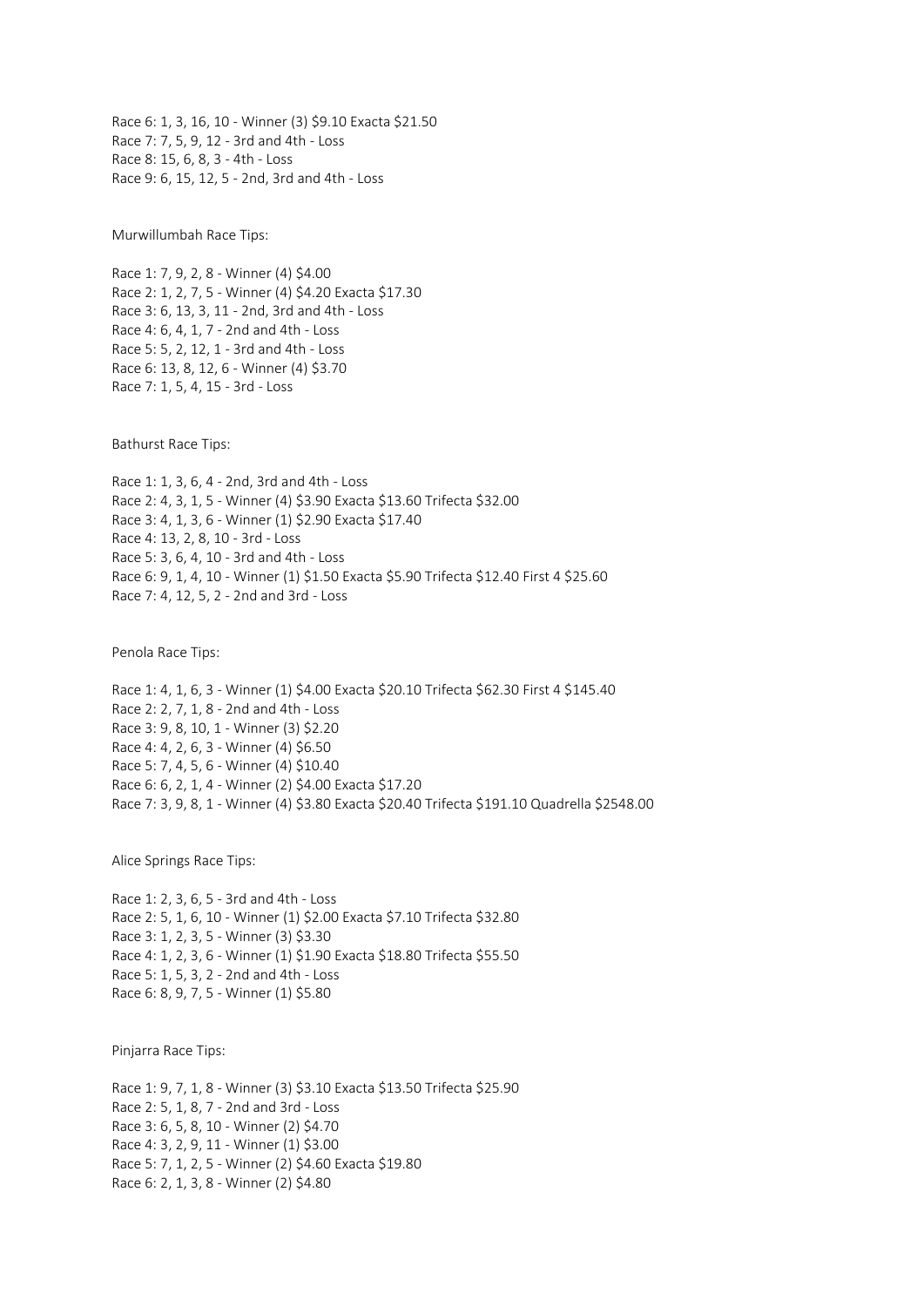Race 6: 1, 3, 16, 10 - Winner (3) $9.10 Exacta $21.50
Race 7: 7, 5, 9, 12 - 3rd and 4th - Loss
Race 8: 15, 6, 8, 3 - 4th - Loss
Race 9: 6, 15, 12, 5 - 2nd, 3rd and 4th - Loss

Murwillumbah Race Tips:

Race 1: 7, 9, 2, 8 - Winner (4) $4.00
Race 2: 1, 2, 7, 5 - Winner (4) $4.20 Exacta $17.30
Race 3: 6, 13, 3, 11 - 2nd, 3rd and 4th - Loss
Race 4: 6, 4, 1, 7 - 2nd and 4th - Loss
Race 5: 5, 2, 12, 1 - 3rd and 4th - Loss
Race 6: 13, 8, 12, 6 - Winner (4) $3.70
Race 7: 1, 5, 4, 15 - 3rd - Loss

Bathurst Race Tips:

Race 1: 1, 3, 6, 4 - 2nd, 3rd and 4th - Loss
Race 2: 4, 3, 1, 5 - Winner (4) $3.90 Exacta $13.60 Trifecta $32.00
Race 3: 4, 1, 3, 6 - Winner (1) $2.90 Exacta $17.40
Race 4: 13, 2, 8, 10 - 3rd - Loss
Race 5: 3, 6, 4, 10 - 3rd and 4th - Loss
Race 6: 9, 1, 4, 10 - Winner (1) $1.50 Exacta $5.90 Trifecta $12.40 First 4 $25.60
Race 7: 4, 12, 5, 2 - 2nd and 3rd - Loss

Penola Race Tips:

Race 1: 4, 1, 6, 3 - Winner (1) $4.00 Exacta $20.10 Trifecta $62.30 First 4 $145.40
Race 2: 2, 7, 1, 8 - 2nd and 4th - Loss
Race 3: 9, 8, 10, 1 - Winner (3) $2.20
Race 4: 4, 2, 6, 3 - Winner (4) $6.50
Race 5: 7, 4, 5, 6 - Winner (4) $10.40
Race 6: 6, 2, 1, 4 - Winner (2) $4.00 Exacta $17.20
Race 7: 3, 9, 8, 1 - Winner (4) $3.80 Exacta $20.40 Trifecta $191.10 Quadrella $2548.00

Alice Springs Race Tips:

Race 1: 2, 3, 6, 5 - 3rd and 4th - Loss
Race 2: 5, 1, 6, 10 - Winner (1) $2.00 Exacta $7.10 Trifecta $32.80
Race 3: 1, 2, 3, 5 - Winner (3) $3.30
Race 4: 1, 2, 3, 6 - Winner (1) $1.90 Exacta $18.80 Trifecta $55.50
Race 5: 1, 5, 3, 2 - 2nd and 4th - Loss
Race 6: 8, 9, 7, 5 - Winner (1) $5.80

Pinjarra Race Tips:

Race 1: 9, 7, 1, 8 - Winner (3) $3.10 Exacta $13.50 Trifecta $25.90
Race 2: 5, 1, 8, 7 - 2nd and 3rd - Loss
Race 3: 6, 5, 8, 10 - Winner (2) $4.70
Race 4: 3, 2, 9, 11 - Winner (1) $3.00
Race 5: 7, 1, 2, 5 - Winner (2) $4.60 Exacta $19.80
Race 6: 2, 1, 3, 8 - Winner (2) $4.80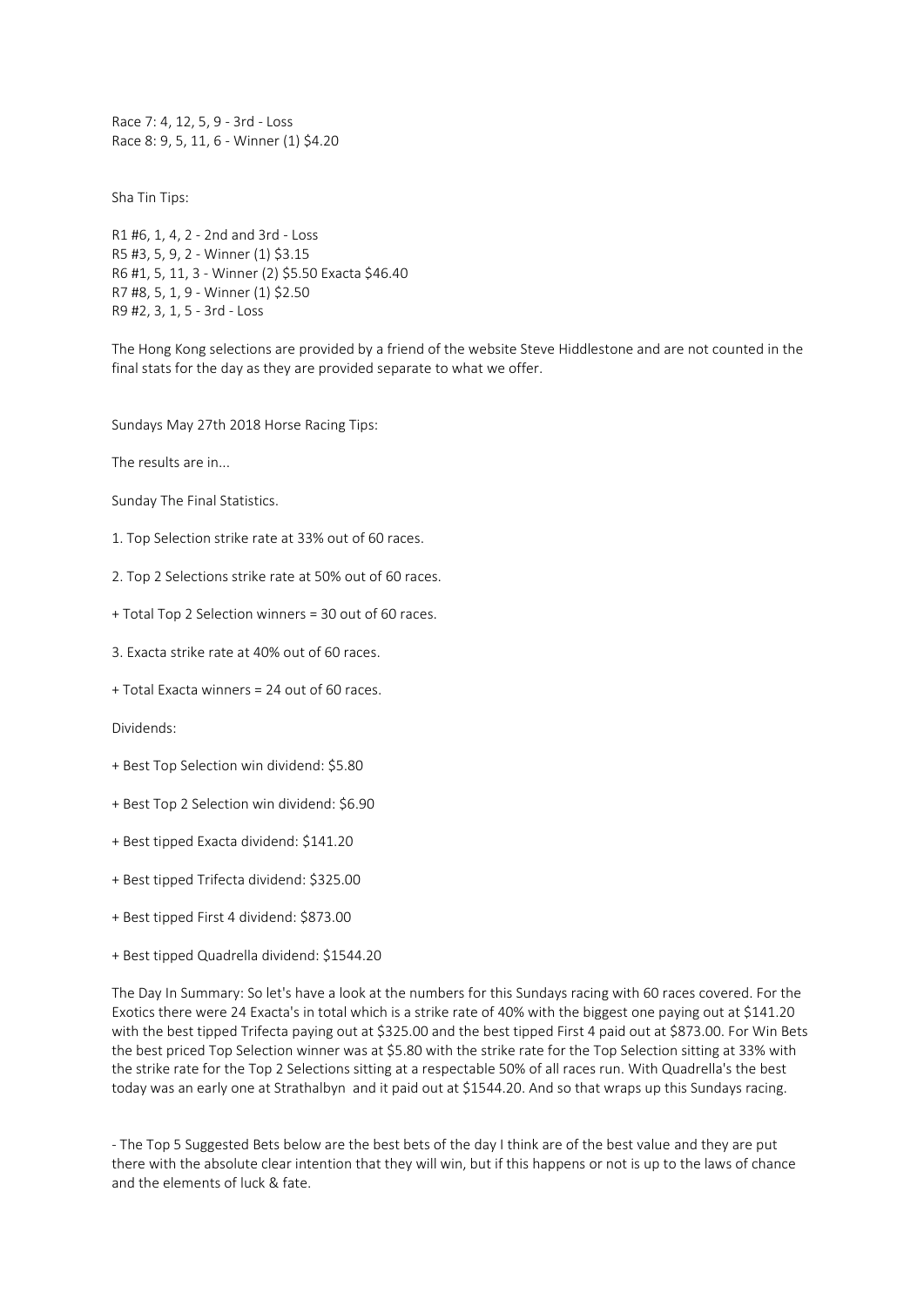Race 7: 4, 12, 5, 9 - 3rd - Loss
Race 8: 9, 5, 11, 6 - Winner (1) $4.20

Sha Tin Tips:

R1 #6, 1, 4, 2 - 2nd and 3rd - Loss
R5 #3, 5, 9, 2 - Winner (1) $3.15
R6 #1, 5, 11, 3 - Winner (2) $5.50 Exacta $46.40
R7 #8, 5, 1, 9 - Winner (1) $2.50
R9 #2, 3, 1, 5 - 3rd - Loss

The Hong Kong selections are provided by a friend of the website Steve Hiddlestone and are not counted in the final stats for the day as they are provided separate to what we offer.

Sundays May 27th 2018 Horse Racing Tips:

The results are in...

Sunday The Final Statistics.

1. Top Selection strike rate at 33% out of 60 races.

2. Top 2 Selections strike rate at 50% out of 60 races.

+ Total Top 2 Selection winners = 30 out of 60 races.

3. Exacta strike rate at 40% out of 60 races.

+ Total Exacta winners = 24 out of 60 races.

Dividends:

+ Best Top Selection win dividend: $5.80

+ Best Top 2 Selection win dividend: $6.90

+ Best tipped Exacta dividend: $141.20

+ Best tipped Trifecta dividend: $325.00

+ Best tipped First 4 dividend: $873.00

+ Best tipped Quadrella dividend: $1544.20

The Day In Summary: So let's have a look at the numbers for this Sundays racing with 60 races covered. For the Exotics there were 24 Exacta's in total which is a strike rate of 40% with the biggest one paying out at $141.20 with the best tipped Trifecta paying out at $325.00 and the best tipped First 4 paid out at $873.00. For Win Bets the best priced Top Selection winner was at $5.80 with the strike rate for the Top Selection sitting at 33% with the strike rate for the Top 2 Selections sitting at a respectable 50% of all races run. With Quadrella's the best today was an early one at Strathalbyn and it paid out at $1544.20. And so that wraps up this Sundays racing.

- The Top 5 Suggested Bets below are the best bets of the day I think are of the best value and they are put there with the absolute clear intention that they will win, but if this happens or not is up to the laws of chance and the elements of luck & fate.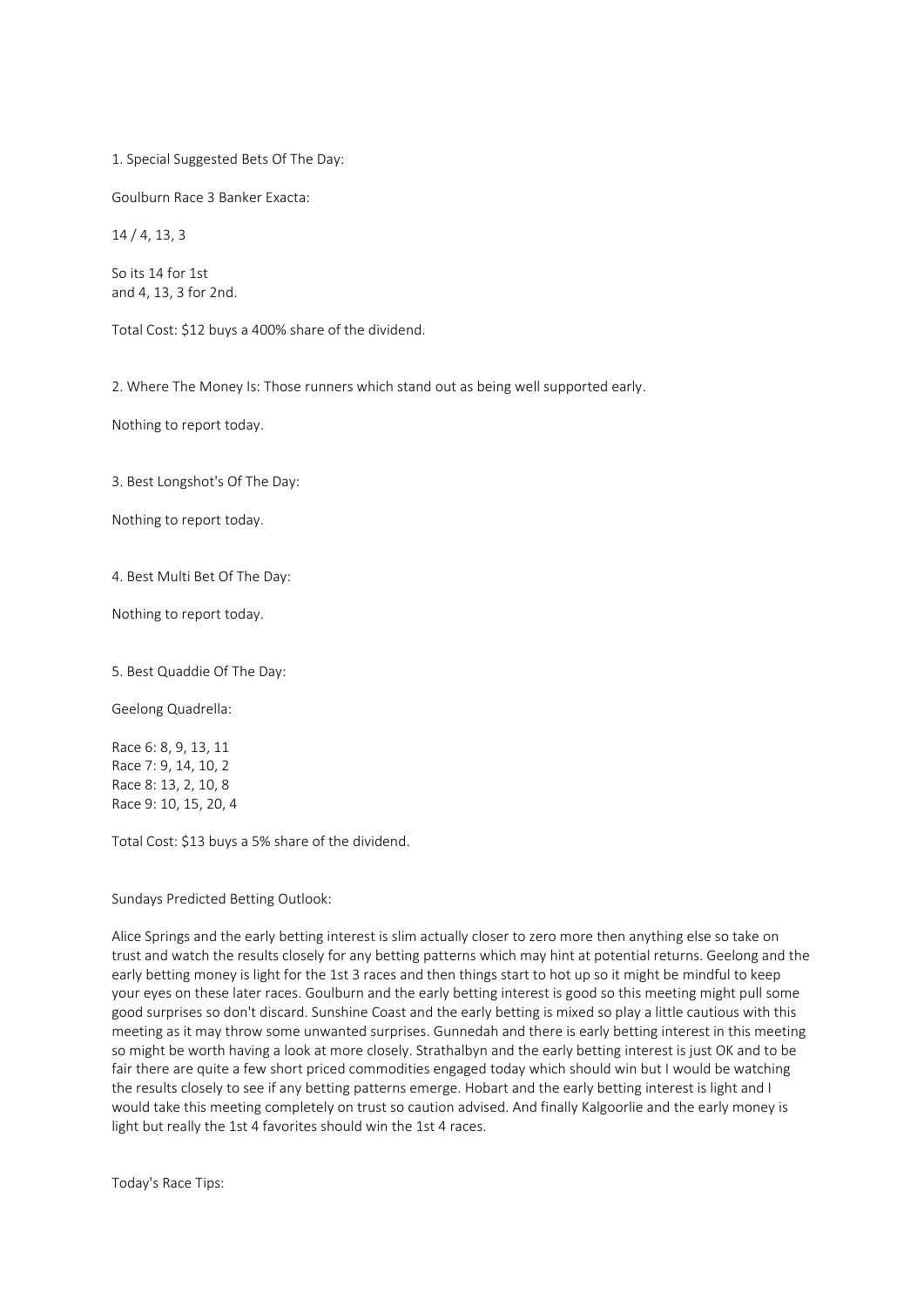1. Special Suggested Bets Of The Day:

Goulburn Race 3 Banker Exacta:

14 / 4, 13, 3

So its 14 for 1st
and 4, 13, 3 for 2nd.

Total Cost: $12 buys a 400% share of the dividend.

2. Where The Money Is: Those runners which stand out as being well supported early.

Nothing to report today.

3. Best Longshot's Of The Day:

Nothing to report today.

4. Best Multi Bet Of The Day:

Nothing to report today.

5. Best Quaddie Of The Day:

Geelong Quadrella:

Race 6: 8, 9, 13, 11
Race 7: 9, 14, 10, 2
Race 8: 13, 2, 10, 8
Race 9: 10, 15, 20, 4

Total Cost: $13 buys a 5% share of the dividend.

Sundays Predicted Betting Outlook:

Alice Springs and the early betting interest is slim actually closer to zero more then anything else so take on trust and watch the results closely for any betting patterns which may hint at potential returns. Geelong and the early betting money is light for the 1st 3 races and then things start to hot up so it might be mindful to keep your eyes on these later races. Goulburn and the early betting interest is good so this meeting might pull some good surprises so don't discard. Sunshine Coast and the early betting is mixed so play a little cautious with this meeting as it may throw some unwanted surprises. Gunnedah and there is early betting interest in this meeting so might be worth having a look at more closely. Strathalbyn and the early betting interest is just OK and to be fair there are quite a few short priced commodities engaged today which should win but I would be watching the results closely to see if any betting patterns emerge. Hobart and the early betting interest is light and I would take this meeting completely on trust so caution advised. And finally Kalgoorlie and the early money is light but really the 1st 4 favorites should win the 1st 4 races.

Today's Race Tips: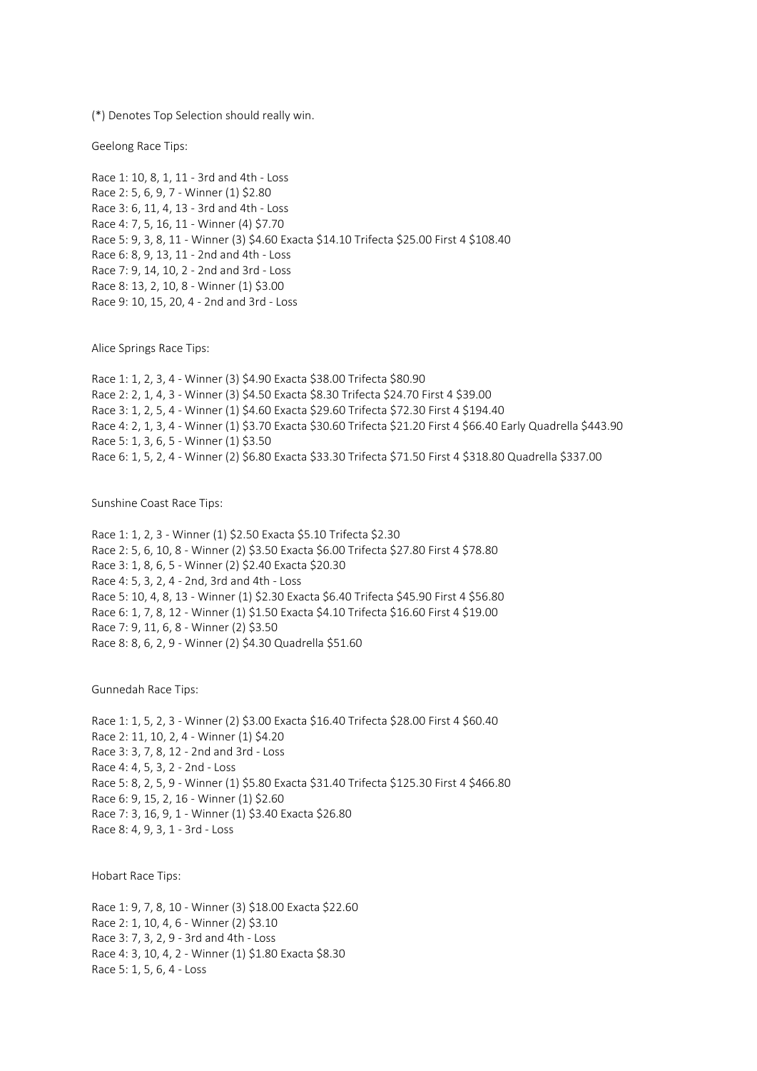(*) Denotes Top Selection should really win.

Geelong Race Tips:

Race 1: 10, 8, 1, 11 - 3rd and 4th - Loss
Race 2: 5, 6, 9, 7 - Winner (1) $2.80
Race 3: 6, 11, 4, 13 - 3rd and 4th - Loss
Race 4: 7, 5, 16, 11 - Winner (4) $7.70
Race 5: 9, 3, 8, 11 - Winner (3) $4.60 Exacta $14.10 Trifecta $25.00 First 4 $108.40
Race 6: 8, 9, 13, 11 - 2nd and 4th - Loss
Race 7: 9, 14, 10, 2 - 2nd and 3rd - Loss
Race 8: 13, 2, 10, 8 - Winner (1) $3.00
Race 9: 10, 15, 20, 4 - 2nd and 3rd - Loss

Alice Springs Race Tips:

Race 1: 1, 2, 3, 4 - Winner (3) $4.90 Exacta $38.00 Trifecta $80.90
Race 2: 2, 1, 4, 3 - Winner (3) $4.50 Exacta $8.30 Trifecta $24.70 First 4 $39.00
Race 3: 1, 2, 5, 4 - Winner (1) $4.60 Exacta $29.60 Trifecta $72.30 First 4 $194.40
Race 4: 2, 1, 3, 4 - Winner (1) $3.70 Exacta $30.60 Trifecta $21.20 First 4 $66.40 Early Quadrella $443.90
Race 5: 1, 3, 6, 5 - Winner (1) $3.50
Race 6: 1, 5, 2, 4 - Winner (2) $6.80 Exacta $33.30 Trifecta $71.50 First 4 $318.80 Quadrella $337.00

Sunshine Coast Race Tips:

Race 1: 1, 2, 3 - Winner (1) $2.50 Exacta $5.10 Trifecta $2.30
Race 2: 5, 6, 10, 8 - Winner (2) $3.50 Exacta $6.00 Trifecta $27.80 First 4 $78.80
Race 3: 1, 8, 6, 5 - Winner (2) $2.40 Exacta $20.30
Race 4: 5, 3, 2, 4 - 2nd, 3rd and 4th - Loss
Race 5: 10, 4, 8, 13 - Winner (1) $2.30 Exacta $6.40 Trifecta $45.90 First 4 $56.80
Race 6: 1, 7, 8, 12 - Winner (1) $1.50 Exacta $4.10 Trifecta $16.60 First 4 $19.00
Race 7: 9, 11, 6, 8 - Winner (2) $3.50
Race 8: 8, 6, 2, 9 - Winner (2) $4.30 Quadrella $51.60

Gunnedah Race Tips:

Race 1: 1, 5, 2, 3 - Winner (2) $3.00 Exacta $16.40 Trifecta $28.00 First 4 $60.40
Race 2: 11, 10, 2, 4 - Winner (1) $4.20
Race 3: 3, 7, 8, 12 - 2nd and 3rd - Loss
Race 4: 4, 5, 3, 2 - 2nd - Loss
Race 5: 8, 2, 5, 9 - Winner (1) $5.80 Exacta $31.40 Trifecta $125.30 First 4 $466.80
Race 6: 9, 15, 2, 16 - Winner (1) $2.60
Race 7: 3, 16, 9, 1 - Winner (1) $3.40 Exacta $26.80
Race 8: 4, 9, 3, 1 - 3rd - Loss

Hobart Race Tips:

Race 1: 9, 7, 8, 10 - Winner (3) $18.00 Exacta $22.60
Race 2: 1, 10, 4, 6 - Winner (2) $3.10
Race 3: 7, 3, 2, 9 - 3rd and 4th - Loss
Race 4: 3, 10, 4, 2 - Winner (1) $1.80 Exacta $8.30
Race 5: 1, 5, 6, 4 - Loss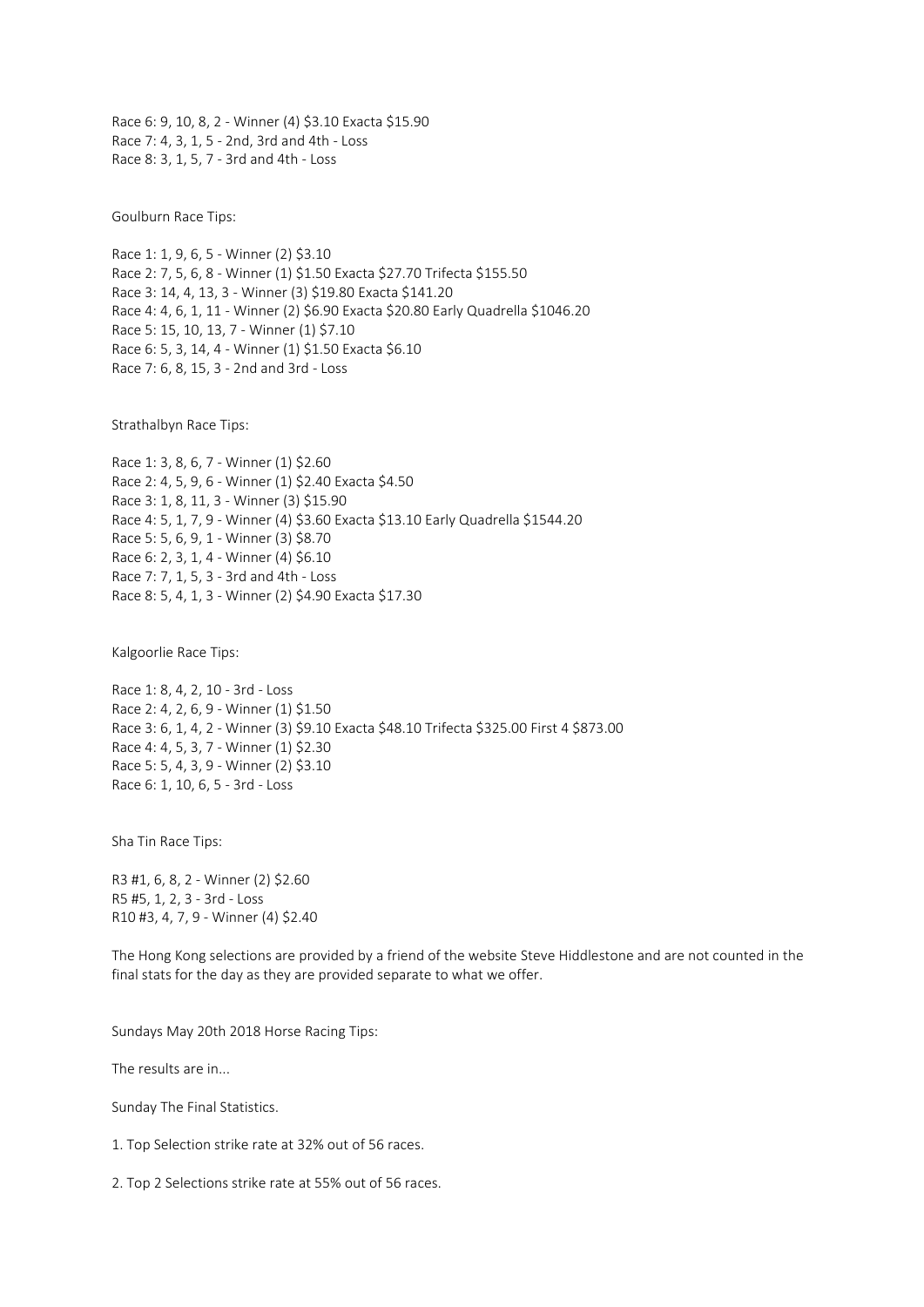Race 6: 9, 10, 8, 2 - Winner (4) $3.10 Exacta $15.90
Race 7: 4, 3, 1, 5 - 2nd, 3rd and 4th - Loss
Race 8: 3, 1, 5, 7 - 3rd and 4th - Loss

Goulburn Race Tips:

Race 1: 1, 9, 6, 5 - Winner (2) $3.10
Race 2: 7, 5, 6, 8 - Winner (1) $1.50 Exacta $27.70 Trifecta $155.50
Race 3: 14, 4, 13, 3 - Winner (3) $19.80 Exacta $141.20
Race 4: 4, 6, 1, 11 - Winner (2) $6.90 Exacta $20.80 Early Quadrella $1046.20
Race 5: 15, 10, 13, 7 - Winner (1) $7.10
Race 6: 5, 3, 14, 4 - Winner (1) $1.50 Exacta $6.10
Race 7: 6, 8, 15, 3 - 2nd and 3rd - Loss

Strathalbyn Race Tips:

Race 1: 3, 8, 6, 7 - Winner (1) $2.60
Race 2: 4, 5, 9, 6 - Winner (1) $2.40 Exacta $4.50
Race 3: 1, 8, 11, 3 - Winner (3) $15.90
Race 4: 5, 1, 7, 9 - Winner (4) $3.60 Exacta $13.10 Early Quadrella $1544.20
Race 5: 5, 6, 9, 1 - Winner (3) $8.70
Race 6: 2, 3, 1, 4 - Winner (4) $6.10
Race 7: 7, 1, 5, 3 - 3rd and 4th - Loss
Race 8: 5, 4, 1, 3 - Winner (2) $4.90 Exacta $17.30

Kalgoorlie Race Tips:

Race 1: 8, 4, 2, 10 - 3rd - Loss
Race 2: 4, 2, 6, 9 - Winner (1) $1.50
Race 3: 6, 1, 4, 2 - Winner (3) $9.10 Exacta $48.10 Trifecta $325.00 First 4 $873.00
Race 4: 4, 5, 3, 7 - Winner (1) $2.30
Race 5: 5, 4, 3, 9 - Winner (2) $3.10
Race 6: 1, 10, 6, 5 - 3rd - Loss

Sha Tin Race Tips:

R3 #1, 6, 8, 2 - Winner (2) $2.60
R5 #5, 1, 2, 3 - 3rd - Loss
R10 #3, 4, 7, 9 - Winner (4) $2.40

The Hong Kong selections are provided by a friend of the website Steve Hiddlestone and are not counted in the final stats for the day as they are provided separate to what we offer.

Sundays May 20th 2018 Horse Racing Tips:

The results are in...

Sunday The Final Statistics.

1. Top Selection strike rate at 32% out of 56 races.

2. Top 2 Selections strike rate at 55% out of 56 races.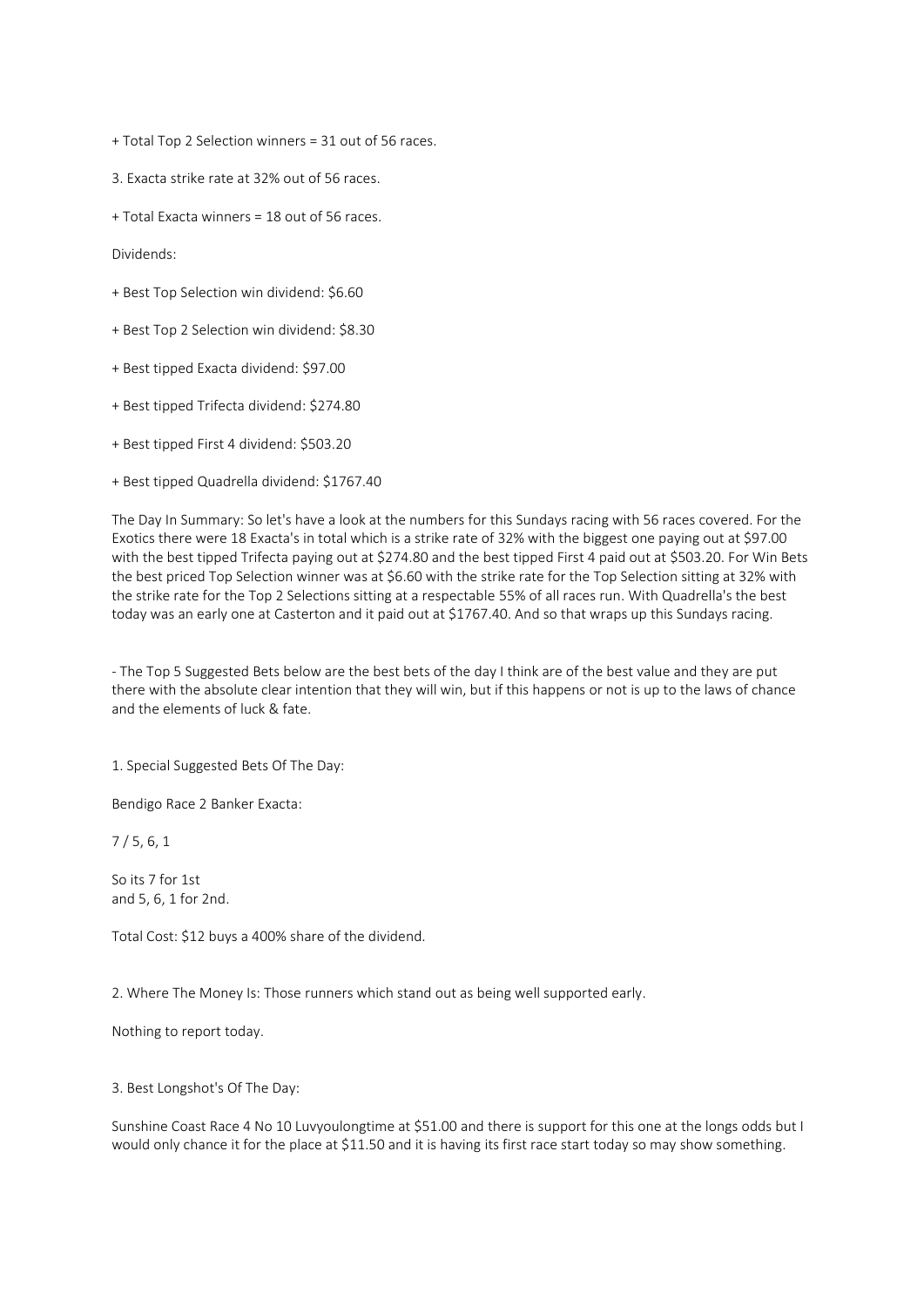+ Total Top 2 Selection winners = 31 out of 56 races.

3. Exacta strike rate at 32% out of 56 races.

+ Total Exacta winners = 18 out of 56 races.

Dividends:

+ Best Top Selection win dividend: $6.60

+ Best Top 2 Selection win dividend: $8.30

+ Best tipped Exacta dividend: $97.00

+ Best tipped Trifecta dividend: $274.80

+ Best tipped First 4 dividend: $503.20

+ Best tipped Quadrella dividend: $1767.40

The Day In Summary: So let's have a look at the numbers for this Sundays racing with 56 races covered. For the Exotics there were 18 Exacta's in total which is a strike rate of 32% with the biggest one paying out at $97.00 with the best tipped Trifecta paying out at $274.80 and the best tipped First 4 paid out at $503.20. For Win Bets the best priced Top Selection winner was at $6.60 with the strike rate for the Top Selection sitting at 32% with the strike rate for the Top 2 Selections sitting at a respectable 55% of all races run. With Quadrella's the best today was an early one at Casterton and it paid out at $1767.40. And so that wraps up this Sundays racing.

- The Top 5 Suggested Bets below are the best bets of the day I think are of the best value and they are put there with the absolute clear intention that they will win, but if this happens or not is up to the laws of chance and the elements of luck & fate.

1. Special Suggested Bets Of The Day:

Bendigo Race 2 Banker Exacta:

7 / 5, 6, 1

So its 7 for 1st
and 5, 6, 1 for 2nd.

Total Cost: $12 buys a 400% share of the dividend.

2. Where The Money Is: Those runners which stand out as being well supported early.

Nothing to report today.

3. Best Longshot's Of The Day:

Sunshine Coast Race 4 No 10 Luvyoulongtime at $51.00 and there is support for this one at the longs odds but I would only chance it for the place at $11.50 and it is having its first race start today so may show something.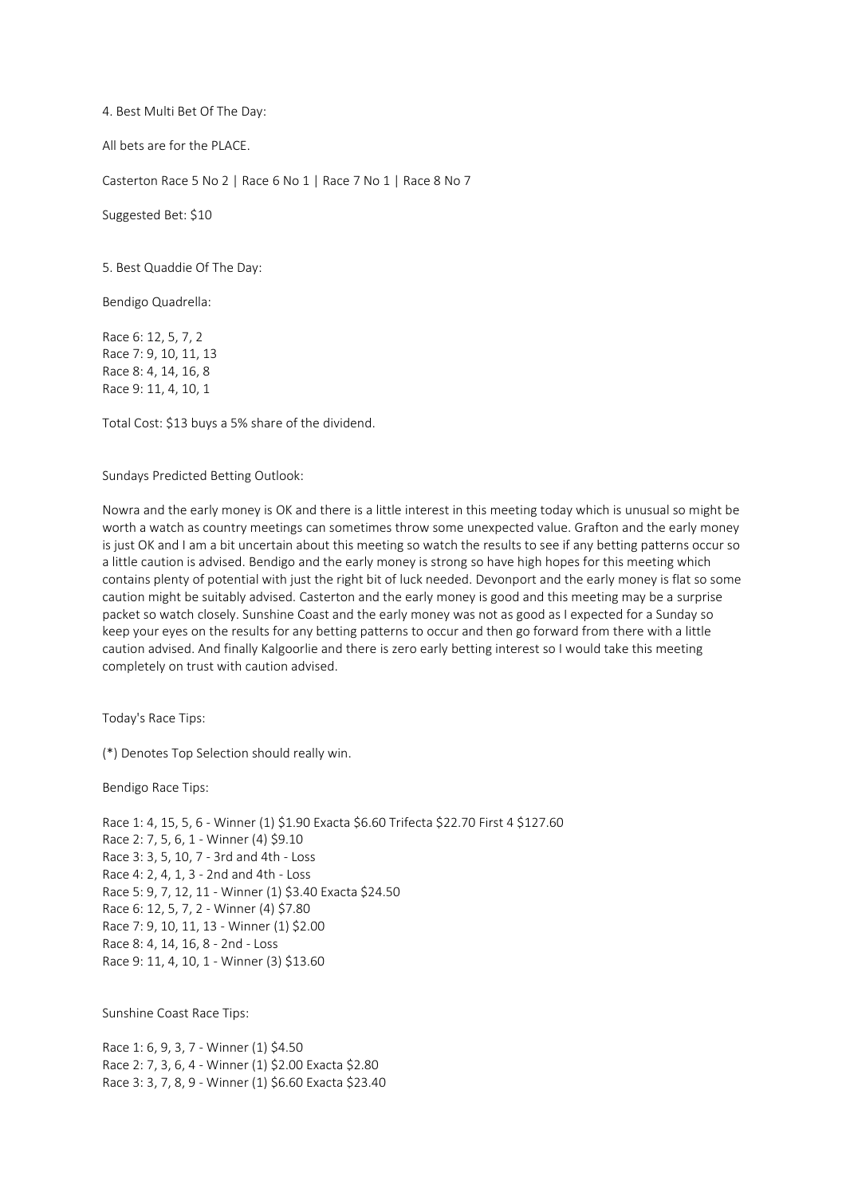4. Best Multi Bet Of The Day:

All bets are for the PLACE.

Casterton Race 5 No 2 | Race 6 No 1 | Race 7 No 1 | Race 8 No 7

Suggested Bet: $10

5. Best Quaddie Of The Day:

Bendigo Quadrella:

Race 6: 12, 5, 7, 2
Race 7: 9, 10, 11, 13
Race 8: 4, 14, 16, 8
Race 9: 11, 4, 10, 1

Total Cost: $13 buys a 5% share of the dividend.

Sundays Predicted Betting Outlook:

Nowra and the early money is OK and there is a little interest in this meeting today which is unusual so might be worth a watch as country meetings can sometimes throw some unexpected value. Grafton and the early money is just OK and I am a bit uncertain about this meeting so watch the results to see if any betting patterns occur so a little caution is advised. Bendigo and the early money is strong so have high hopes for this meeting which contains plenty of potential with just the right bit of luck needed. Devonport and the early money is flat so some caution might be suitably advised. Casterton and the early money is good and this meeting may be a surprise packet so watch closely. Sunshine Coast and the early money was not as good as I expected for a Sunday so keep your eyes on the results for any betting patterns to occur and then go forward from there with a little caution advised. And finally Kalgoorlie and there is zero early betting interest so I would take this meeting completely on trust with caution advised.

Today's Race Tips:

(*) Denotes Top Selection should really win.

Bendigo Race Tips:

Race 1: 4, 15, 5, 6 - Winner (1) $1.90 Exacta $6.60 Trifecta $22.70 First 4 $127.60
Race 2: 7, 5, 6, 1 - Winner (4) $9.10
Race 3: 3, 5, 10, 7 - 3rd and 4th - Loss
Race 4: 2, 4, 1, 3 - 2nd and 4th - Loss
Race 5: 9, 7, 12, 11 - Winner (1) $3.40 Exacta $24.50
Race 6: 12, 5, 7, 2 - Winner (4) $7.80
Race 7: 9, 10, 11, 13 - Winner (1) $2.00
Race 8: 4, 14, 16, 8 - 2nd - Loss
Race 9: 11, 4, 10, 1 - Winner (3) $13.60

Sunshine Coast Race Tips:

Race 1: 6, 9, 3, 7 - Winner (1) $4.50
Race 2: 7, 3, 6, 4 - Winner (1) $2.00 Exacta $2.80
Race 3: 3, 7, 8, 9 - Winner (1) $6.60 Exacta $23.40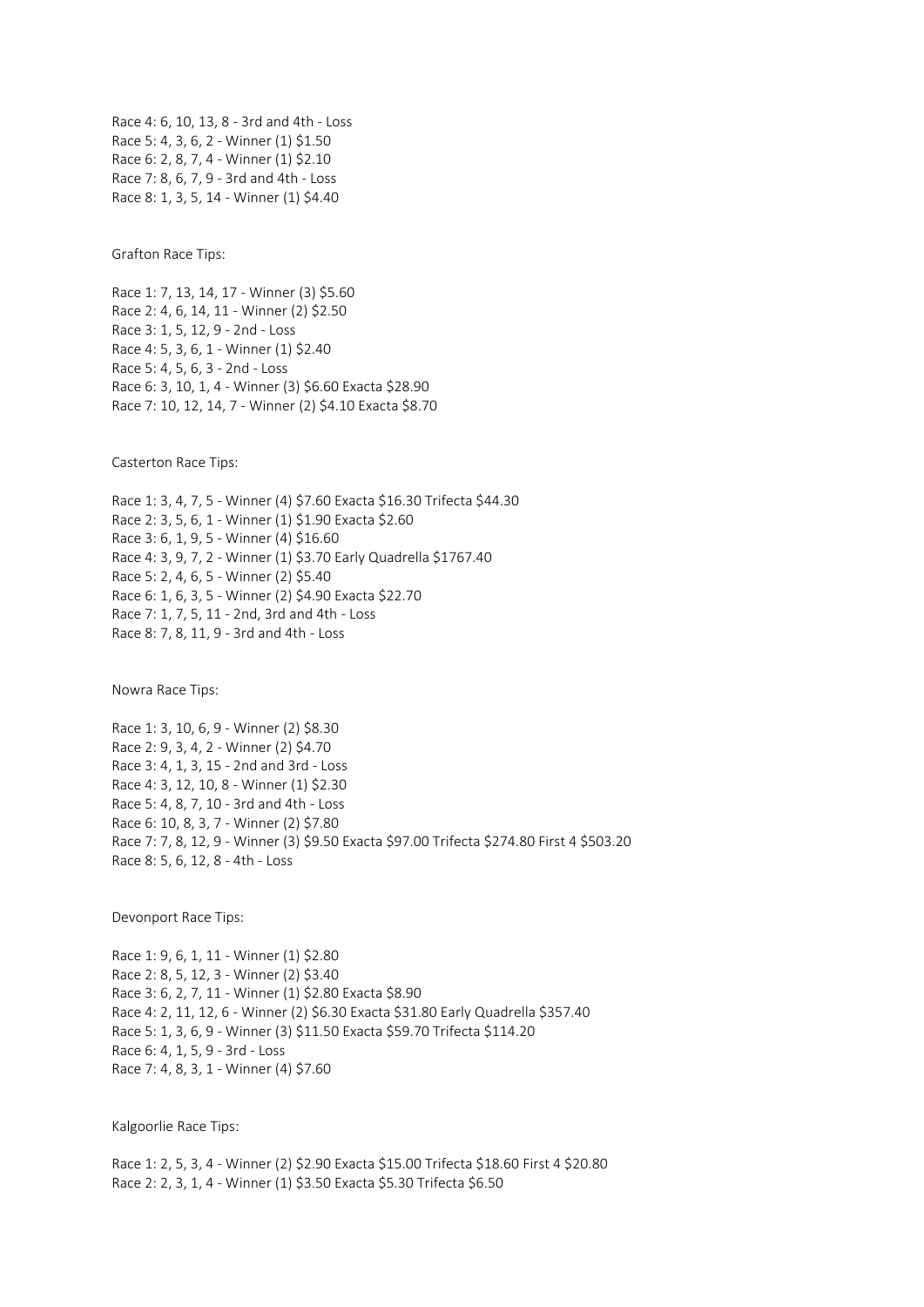Race 4: 6, 10, 13, 8 - 3rd and 4th - Loss
Race 5: 4, 3, 6, 2 - Winner (1) $1.50
Race 6: 2, 8, 7, 4 - Winner (1) $2.10
Race 7: 8, 6, 7, 9 - 3rd and 4th - Loss
Race 8: 1, 3, 5, 14 - Winner (1) $4.40

Grafton Race Tips:

Race 1: 7, 13, 14, 17 - Winner (3) $5.60
Race 2: 4, 6, 14, 11 - Winner (2) $2.50
Race 3: 1, 5, 12, 9 - 2nd - Loss
Race 4: 5, 3, 6, 1 - Winner (1) $2.40
Race 5: 4, 5, 6, 3 - 2nd - Loss
Race 6: 3, 10, 1, 4 - Winner (3) $6.60 Exacta $28.90
Race 7: 10, 12, 14, 7 - Winner (2) $4.10 Exacta $8.70

Casterton Race Tips:

Race 1: 3, 4, 7, 5 - Winner (4) $7.60 Exacta $16.30 Trifecta $44.30
Race 2: 3, 5, 6, 1 - Winner (1) $1.90 Exacta $2.60
Race 3: 6, 1, 9, 5 - Winner (4) $16.60
Race 4: 3, 9, 7, 2 - Winner (1) $3.70 Early Quadrella $1767.40
Race 5: 2, 4, 6, 5 - Winner (2) $5.40
Race 6: 1, 6, 3, 5 - Winner (2) $4.90 Exacta $22.70
Race 7: 1, 7, 5, 11 - 2nd, 3rd and 4th - Loss
Race 8: 7, 8, 11, 9 - 3rd and 4th - Loss

Nowra Race Tips:

Race 1: 3, 10, 6, 9 - Winner (2) $8.30
Race 2: 9, 3, 4, 2 - Winner (2) $4.70
Race 3: 4, 1, 3, 15 - 2nd and 3rd - Loss
Race 4: 3, 12, 10, 8 - Winner (1) $2.30
Race 5: 4, 8, 7, 10 - 3rd and 4th - Loss
Race 6: 10, 8, 3, 7 - Winner (2) $7.80
Race 7: 7, 8, 12, 9 - Winner (3) $9.50 Exacta $97.00 Trifecta $274.80 First 4 $503.20
Race 8: 5, 6, 12, 8 - 4th - Loss

Devonport Race Tips:

Race 1: 9, 6, 1, 11 - Winner (1) $2.80
Race 2: 8, 5, 12, 3 - Winner (2) $3.40
Race 3: 6, 2, 7, 11 - Winner (1) $2.80 Exacta $8.90
Race 4: 2, 11, 12, 6 - Winner (2) $6.30 Exacta $31.80 Early Quadrella $357.40
Race 5: 1, 3, 6, 9 - Winner (3) $11.50 Exacta $59.70 Trifecta $114.20
Race 6: 4, 1, 5, 9 - 3rd - Loss
Race 7: 4, 8, 3, 1 - Winner (4) $7.60

Kalgoorlie Race Tips:

Race 1: 2, 5, 3, 4 - Winner (2) $2.90 Exacta $15.00 Trifecta $18.60 First 4 $20.80
Race 2: 2, 3, 1, 4 - Winner (1) $3.50 Exacta $5.30 Trifecta $6.50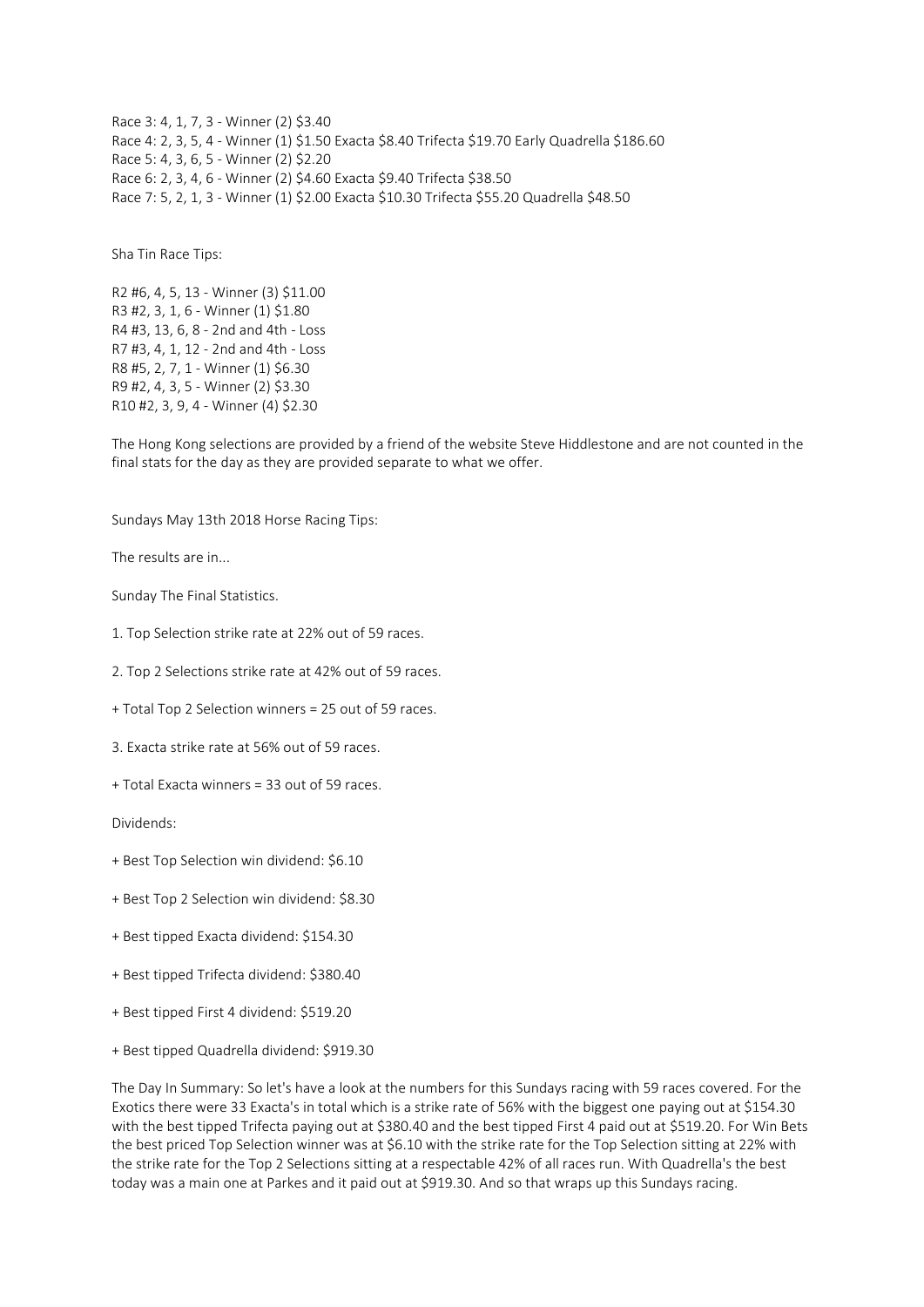Race 3: 4, 1, 7, 3 - Winner (2) $3.40
Race 4: 2, 3, 5, 4 - Winner (1) $1.50 Exacta $8.40 Trifecta $19.70 Early Quadrella $186.60
Race 5: 4, 3, 6, 5 - Winner (2) $2.20
Race 6: 2, 3, 4, 6 - Winner (2) $4.60 Exacta $9.40 Trifecta $38.50
Race 7: 5, 2, 1, 3 - Winner (1) $2.00 Exacta $10.30 Trifecta $55.20 Quadrella $48.50

Sha Tin Race Tips:

R2 #6, 4, 5, 13 - Winner (3) $11.00
R3 #2, 3, 1, 6 - Winner (1) $1.80
R4 #3, 13, 6, 8 - 2nd and 4th - Loss
R7 #3, 4, 1, 12 - 2nd and 4th - Loss
R8 #5, 2, 7, 1 - Winner (1) $6.30
R9 #2, 4, 3, 5 - Winner (2) $3.30
R10 #2, 3, 9, 4 - Winner (4) $2.30

The Hong Kong selections are provided by a friend of the website Steve Hiddlestone and are not counted in the final stats for the day as they are provided separate to what we offer.

Sundays May 13th 2018 Horse Racing Tips:

The results are in...

Sunday The Final Statistics.

1. Top Selection strike rate at 22% out of 59 races.

2. Top 2 Selections strike rate at 42% out of 59 races.

+ Total Top 2 Selection winners = 25 out of 59 races.

3. Exacta strike rate at 56% out of 59 races.

+ Total Exacta winners = 33 out of 59 races.

Dividends:

+ Best Top Selection win dividend: $6.10

+ Best Top 2 Selection win dividend: $8.30

+ Best tipped Exacta dividend: $154.30

+ Best tipped Trifecta dividend: $380.40

+ Best tipped First 4 dividend: $519.20

+ Best tipped Quadrella dividend: $919.30

The Day In Summary: So let's have a look at the numbers for this Sundays racing with 59 races covered. For the Exotics there were 33 Exacta's in total which is a strike rate of 56% with the biggest one paying out at $154.30 with the best tipped Trifecta paying out at $380.40 and the best tipped First 4 paid out at $519.20. For Win Bets the best priced Top Selection winner was at $6.10 with the strike rate for the Top Selection sitting at 22% with the strike rate for the Top 2 Selections sitting at a respectable 42% of all races run. With Quadrella's the best today was a main one at Parkes and it paid out at $919.30. And so that wraps up this Sundays racing.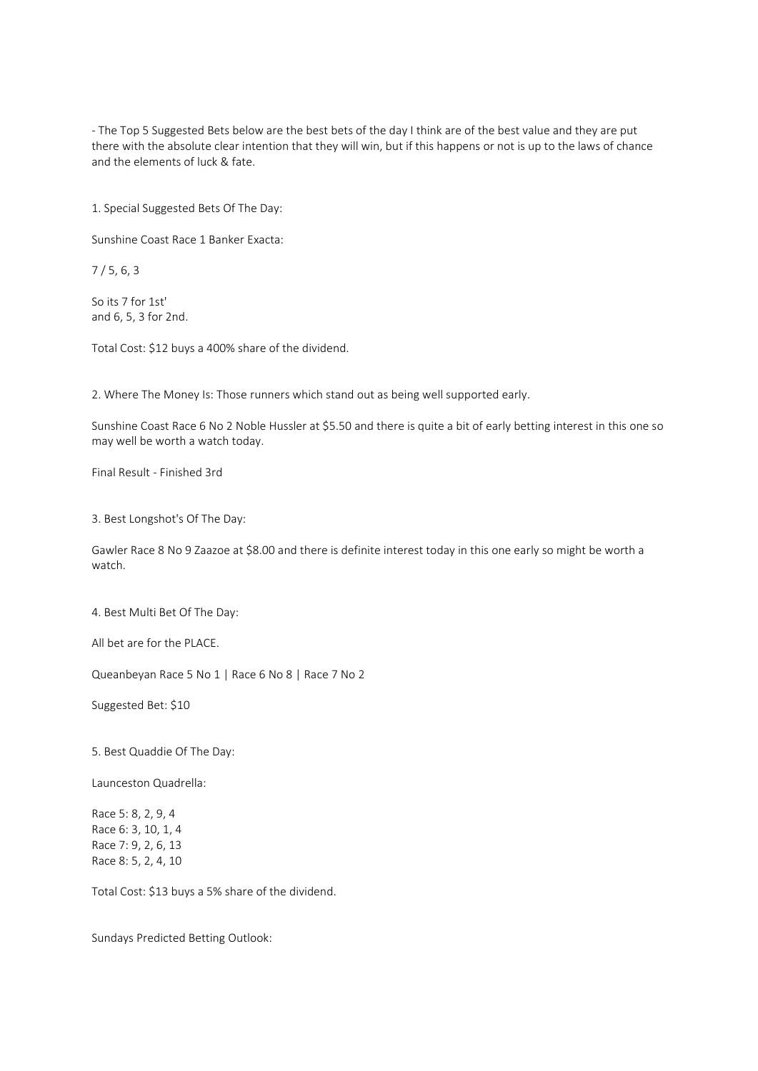- The Top 5 Suggested Bets below are the best bets of the day I think are of the best value and they are put there with the absolute clear intention that they will win, but if this happens or not is up to the laws of chance and the elements of luck & fate.

1. Special Suggested Bets Of The Day:

Sunshine Coast Race 1 Banker Exacta:

7 / 5, 6, 3

So its 7 for 1st'
and 6, 5, 3 for 2nd.

Total Cost: $12 buys a 400% share of the dividend.

2. Where The Money Is: Those runners which stand out as being well supported early.

Sunshine Coast Race 6 No 2 Noble Hussler at $5.50 and there is quite a bit of early betting interest in this one so may well be worth a watch today.

Final Result - Finished 3rd

3. Best Longshot's Of The Day:

Gawler Race 8 No 9 Zaazoe at $8.00 and there is definite interest today in this one early so might be worth a watch.

4. Best Multi Bet Of The Day:

All bet are for the PLACE.

Queanbeyan Race 5 No 1 | Race 6 No 8 | Race 7 No 2

Suggested Bet: $10

5. Best Quaddie Of The Day:

Launceston Quadrella:

Race 5: 8, 2, 9, 4
Race 6: 3, 10, 1, 4
Race 7: 9, 2, 6, 13
Race 8: 5, 2, 4, 10

Total Cost: $13 buys a 5% share of the dividend.

Sundays Predicted Betting Outlook: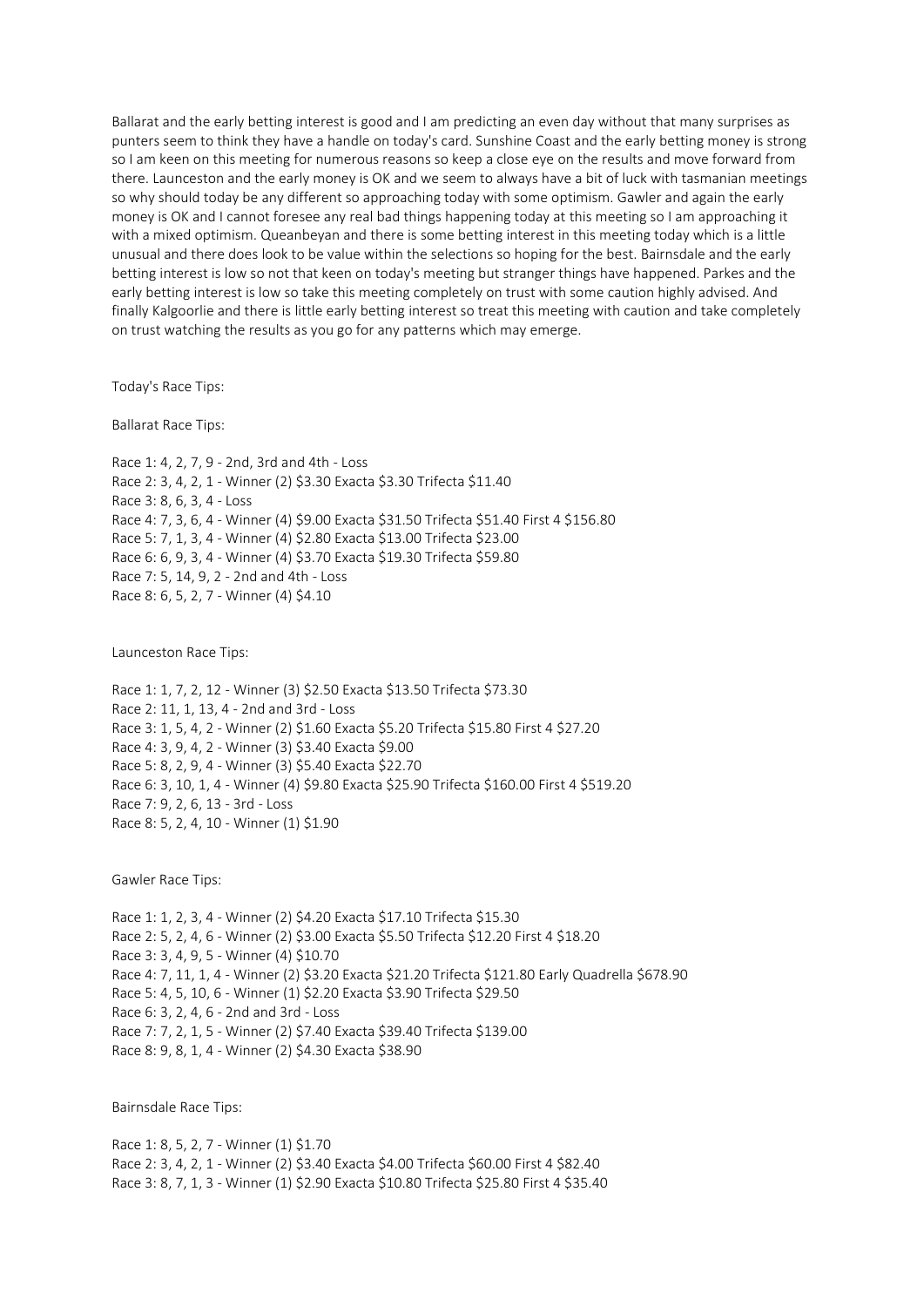Ballarat and the early betting interest is good and I am predicting an even day without that many surprises as punters seem to think they have a handle on today's card. Sunshine Coast and the early betting money is strong so I am keen on this meeting for numerous reasons so keep a close eye on the results and move forward from there. Launceston and the early money is OK and we seem to always have a bit of luck with tasmanian meetings so why should today be any different so approaching today with some optimism. Gawler and again the early money is OK and I cannot foresee any real bad things happening today at this meeting so I am approaching it with a mixed optimism. Queanbeyan and there is some betting interest in this meeting today which is a little unusual and there does look to be value within the selections so hoping for the best. Bairnsdale and the early betting interest is low so not that keen on today's meeting but stranger things have happened. Parkes and the early betting interest is low so take this meeting completely on trust with some caution highly advised. And finally Kalgoorlie and there is little early betting interest so treat this meeting with caution and take completely on trust watching the results as you go for any patterns which may emerge.

Today's Race Tips:

Ballarat Race Tips:

Race 1: 4, 2, 7, 9 - 2nd, 3rd and 4th - Loss
Race 2: 3, 4, 2, 1 - Winner (2) $3.30 Exacta $3.30 Trifecta $11.40
Race 3: 8, 6, 3, 4 - Loss
Race 4: 7, 3, 6, 4 - Winner (4) $9.00 Exacta $31.50 Trifecta $51.40 First 4 $156.80
Race 5: 7, 1, 3, 4 - Winner (4) $2.80 Exacta $13.00 Trifecta $23.00
Race 6: 6, 9, 3, 4 - Winner (4) $3.70 Exacta $19.30 Trifecta $59.80
Race 7: 5, 14, 9, 2 - 2nd and 4th - Loss
Race 8: 6, 5, 2, 7 - Winner (4) $4.10

Launceston Race Tips:

Race 1: 1, 7, 2, 12 - Winner (3) $2.50 Exacta $13.50 Trifecta $73.30
Race 2: 11, 1, 13, 4 - 2nd and 3rd - Loss
Race 3: 1, 5, 4, 2 - Winner (2) $1.60 Exacta $5.20 Trifecta $15.80 First 4 $27.20
Race 4: 3, 9, 4, 2 - Winner (3) $3.40 Exacta $9.00
Race 5: 8, 2, 9, 4 - Winner (3) $5.40 Exacta $22.70
Race 6: 3, 10, 1, 4 - Winner (4) $9.80 Exacta $25.90 Trifecta $160.00 First 4 $519.20
Race 7: 9, 2, 6, 13 - 3rd - Loss
Race 8: 5, 2, 4, 10 - Winner (1) $1.90

Gawler Race Tips:

Race 1: 1, 2, 3, 4 - Winner (2) $4.20 Exacta $17.10 Trifecta $15.30
Race 2: 5, 2, 4, 6 - Winner (2) $3.00 Exacta $5.50 Trifecta $12.20 First 4 $18.20
Race 3: 3, 4, 9, 5 - Winner (4) $10.70
Race 4: 7, 11, 1, 4 - Winner (2) $3.20 Exacta $21.20 Trifecta $121.80 Early Quadrella $678.90
Race 5: 4, 5, 10, 6 - Winner (1) $2.20 Exacta $3.90 Trifecta $29.50
Race 6: 3, 2, 4, 6 - 2nd and 3rd - Loss
Race 7: 7, 2, 1, 5 - Winner (2) $7.40 Exacta $39.40 Trifecta $139.00
Race 8: 9, 8, 1, 4 - Winner (2) $4.30 Exacta $38.90

Bairnsdale Race Tips:

Race 1: 8, 5, 2, 7 - Winner (1) $1.70
Race 2: 3, 4, 2, 1 - Winner (2) $3.40 Exacta $4.00 Trifecta $60.00 First 4 $82.40
Race 3: 8, 7, 1, 3 - Winner (1) $2.90 Exacta $10.80 Trifecta $25.80 First 4 $35.40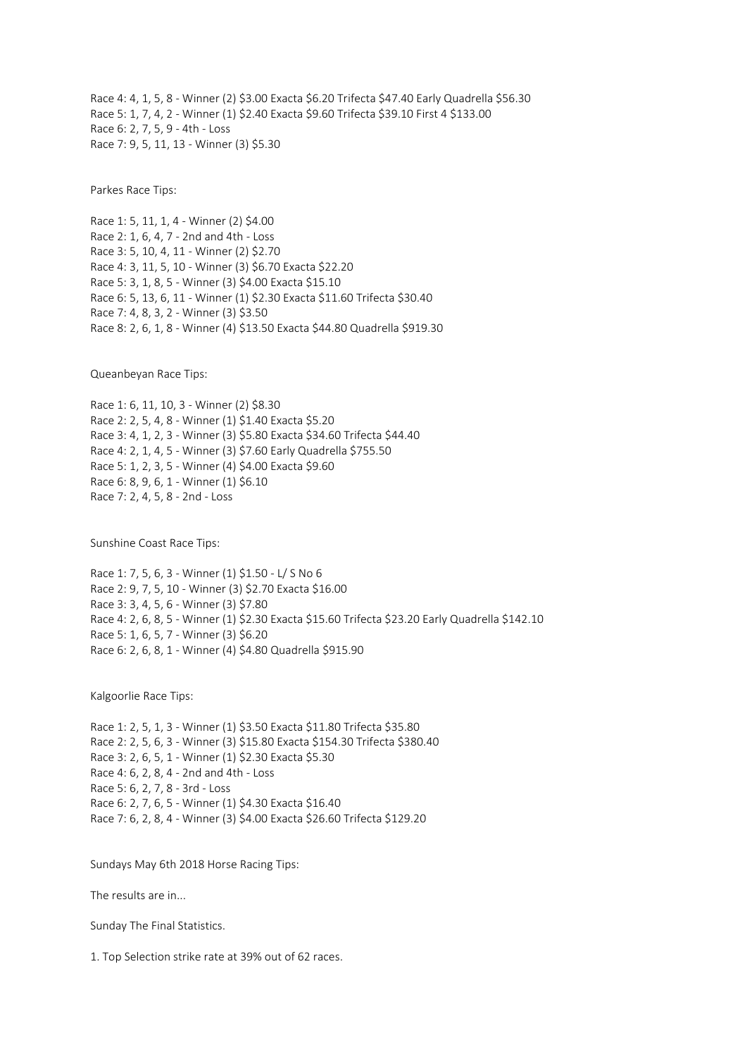Race 4: 4, 1, 5, 8 - Winner (2) $3.00 Exacta $6.20 Trifecta $47.40 Early Quadrella $56.30
Race 5: 1, 7, 4, 2 - Winner (1) $2.40 Exacta $9.60 Trifecta $39.10 First 4 $133.00
Race 6: 2, 7, 5, 9 - 4th - Loss
Race 7: 9, 5, 11, 13 - Winner (3) $5.30

Parkes Race Tips:

Race 1: 5, 11, 1, 4 - Winner (2) $4.00
Race 2: 1, 6, 4, 7 - 2nd and 4th - Loss
Race 3: 5, 10, 4, 11 - Winner (2) $2.70
Race 4: 3, 11, 5, 10 - Winner (3) $6.70 Exacta $22.20
Race 5: 3, 1, 8, 5 - Winner (3) $4.00 Exacta $15.10
Race 6: 5, 13, 6, 11 - Winner (1) $2.30 Exacta $11.60 Trifecta $30.40
Race 7: 4, 8, 3, 2 - Winner (3) $3.50
Race 8: 2, 6, 1, 8 - Winner (4) $13.50 Exacta $44.80 Quadrella $919.30

Queanbeyan Race Tips:

Race 1: 6, 11, 10, 3 - Winner (2) $8.30
Race 2: 2, 5, 4, 8 - Winner (1) $1.40 Exacta $5.20
Race 3: 4, 1, 2, 3 - Winner (3) $5.80 Exacta $34.60 Trifecta $44.40
Race 4: 2, 1, 4, 5 - Winner (3) $7.60 Early Quadrella $755.50
Race 5: 1, 2, 3, 5 - Winner (4) $4.00 Exacta $9.60
Race 6: 8, 9, 6, 1 - Winner (1) $6.10
Race 7: 2, 4, 5, 8 - 2nd - Loss

Sunshine Coast Race Tips:

Race 1: 7, 5, 6, 3 - Winner (1) $1.50 - L/ S No 6
Race 2: 9, 7, 5, 10 - Winner (3) $2.70 Exacta $16.00
Race 3: 3, 4, 5, 6 - Winner (3) $7.80
Race 4: 2, 6, 8, 5 - Winner (1) $2.30 Exacta $15.60 Trifecta $23.20 Early Quadrella $142.10
Race 5: 1, 6, 5, 7 - Winner (3) $6.20
Race 6: 2, 6, 8, 1 - Winner (4) $4.80 Quadrella $915.90

Kalgoorlie Race Tips:

Race 1: 2, 5, 1, 3 - Winner (1) $3.50 Exacta $11.80 Trifecta $35.80
Race 2: 2, 5, 6, 3 - Winner (3) $15.80 Exacta $154.30 Trifecta $380.40
Race 3: 2, 6, 5, 1 - Winner (1) $2.30 Exacta $5.30
Race 4: 6, 2, 8, 4 - 2nd and 4th - Loss
Race 5: 6, 2, 7, 8 - 3rd - Loss
Race 6: 2, 7, 6, 5 - Winner (1) $4.30 Exacta $16.40
Race 7: 6, 2, 8, 4 - Winner (3) $4.00 Exacta $26.60 Trifecta $129.20

Sundays May 6th 2018 Horse Racing Tips:

The results are in...

Sunday The Final Statistics.

1. Top Selection strike rate at 39% out of 62 races.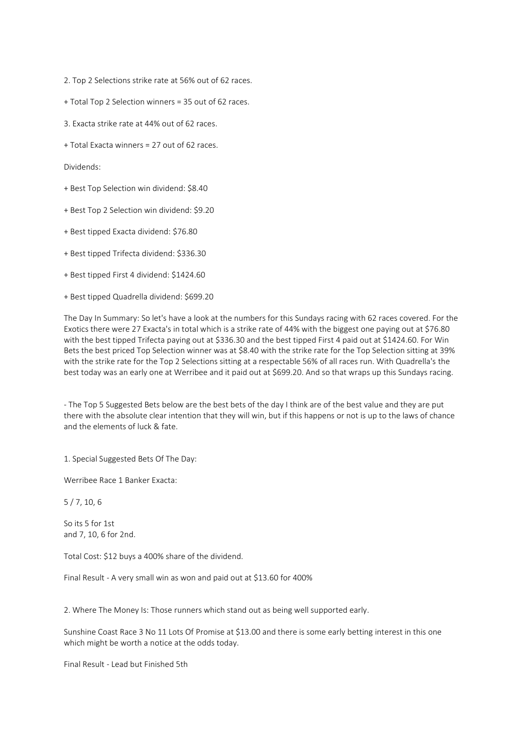2. Top 2 Selections strike rate at 56% out of 62 races.

+ Total Top 2 Selection winners = 35 out of 62 races.

3. Exacta strike rate at 44% out of 62 races.

+ Total Exacta winners = 27 out of 62 races.

Dividends:

+ Best Top Selection win dividend: $8.40

+ Best Top 2 Selection win dividend: $9.20

+ Best tipped Exacta dividend: $76.80

+ Best tipped Trifecta dividend: $336.30

+ Best tipped First 4 dividend: $1424.60

+ Best tipped Quadrella dividend: $699.20

The Day In Summary: So let's have a look at the numbers for this Sundays racing with 62 races covered. For the Exotics there were 27 Exacta's in total which is a strike rate of 44% with the biggest one paying out at $76.80 with the best tipped Trifecta paying out at $336.30 and the best tipped First 4 paid out at $1424.60. For Win Bets the best priced Top Selection winner was at $8.40 with the strike rate for the Top Selection sitting at 39% with the strike rate for the Top 2 Selections sitting at a respectable 56% of all races run. With Quadrella's the best today was an early one at Werribee and it paid out at $699.20. And so that wraps up this Sundays racing.

- The Top 5 Suggested Bets below are the best bets of the day I think are of the best value and they are put there with the absolute clear intention that they will win, but if this happens or not is up to the laws of chance and the elements of luck & fate.

1. Special Suggested Bets Of The Day:

Werribee Race 1 Banker Exacta:

5 / 7, 10, 6

So its 5 for 1st
and 7, 10, 6 for 2nd.

Total Cost: $12 buys a 400% share of the dividend.

Final Result - A very small win as won and paid out at $13.60 for 400%

2. Where The Money Is: Those runners which stand out as being well supported early.

Sunshine Coast Race 3 No 11 Lots Of Promise at $13.00 and there is some early betting interest in this one which might be worth a notice at the odds today.

Final Result - Lead but Finished 5th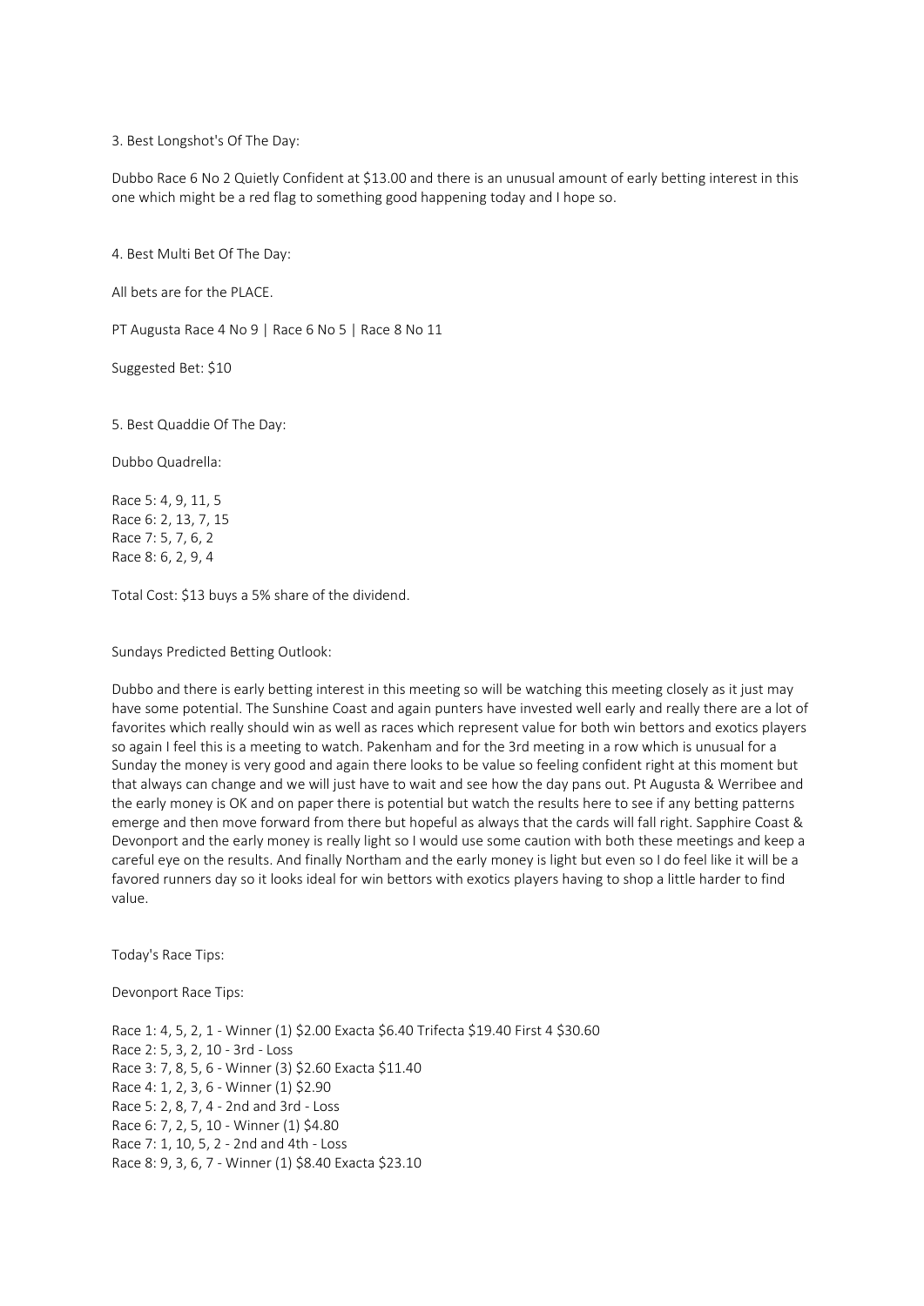3. Best Longshot's Of The Day:

Dubbo Race 6 No 2 Quietly Confident at $13.00 and there is an unusual amount of early betting interest in this one which might be a red flag to something good happening today and I hope so.

4. Best Multi Bet Of The Day:

All bets are for the PLACE.

PT Augusta Race 4 No 9 | Race 6 No 5 | Race 8 No 11

Suggested Bet: $10

5. Best Quaddie Of The Day:

Dubbo Quadrella:

Race 5: 4, 9, 11, 5
Race 6: 2, 13, 7, 15
Race 7: 5, 7, 6, 2
Race 8: 6, 2, 9, 4

Total Cost: $13 buys a 5% share of the dividend.

Sundays Predicted Betting Outlook:

Dubbo and there is early betting interest in this meeting so will be watching this meeting closely as it just may have some potential. The Sunshine Coast and again punters have invested well early and really there are a lot of favorites which really should win as well as races which represent value for both win bettors and exotics players so again I feel this is a meeting to watch. Pakenham and for the 3rd meeting in a row which is unusual for a Sunday the money is very good and again there looks to be value so feeling confident right at this moment but that always can change and we will just have to wait and see how the day pans out. Pt Augusta & Werribee and the early money is OK and on paper there is potential but watch the results here to see if any betting patterns emerge and then move forward from there but hopeful as always that the cards will fall right. Sapphire Coast & Devonport and the early money is really light so I would use some caution with both these meetings and keep a careful eye on the results. And finally Northam and the early money is light but even so I do feel like it will be a favored runners day so it looks ideal for win bettors with exotics players having to shop a little harder to find value.

Today's Race Tips:

Devonport Race Tips:

Race 1: 4, 5, 2, 1 - Winner (1) $2.00 Exacta $6.40 Trifecta $19.40 First 4 $30.60
Race 2: 5, 3, 2, 10 - 3rd - Loss
Race 3: 7, 8, 5, 6 - Winner (3) $2.60 Exacta $11.40
Race 4: 1, 2, 3, 6 - Winner (1) $2.90
Race 5: 2, 8, 7, 4 - 2nd and 3rd - Loss
Race 6: 7, 2, 5, 10 - Winner (1) $4.80
Race 7: 1, 10, 5, 2 - 2nd and 4th - Loss
Race 8: 9, 3, 6, 7 - Winner (1) $8.40 Exacta $23.10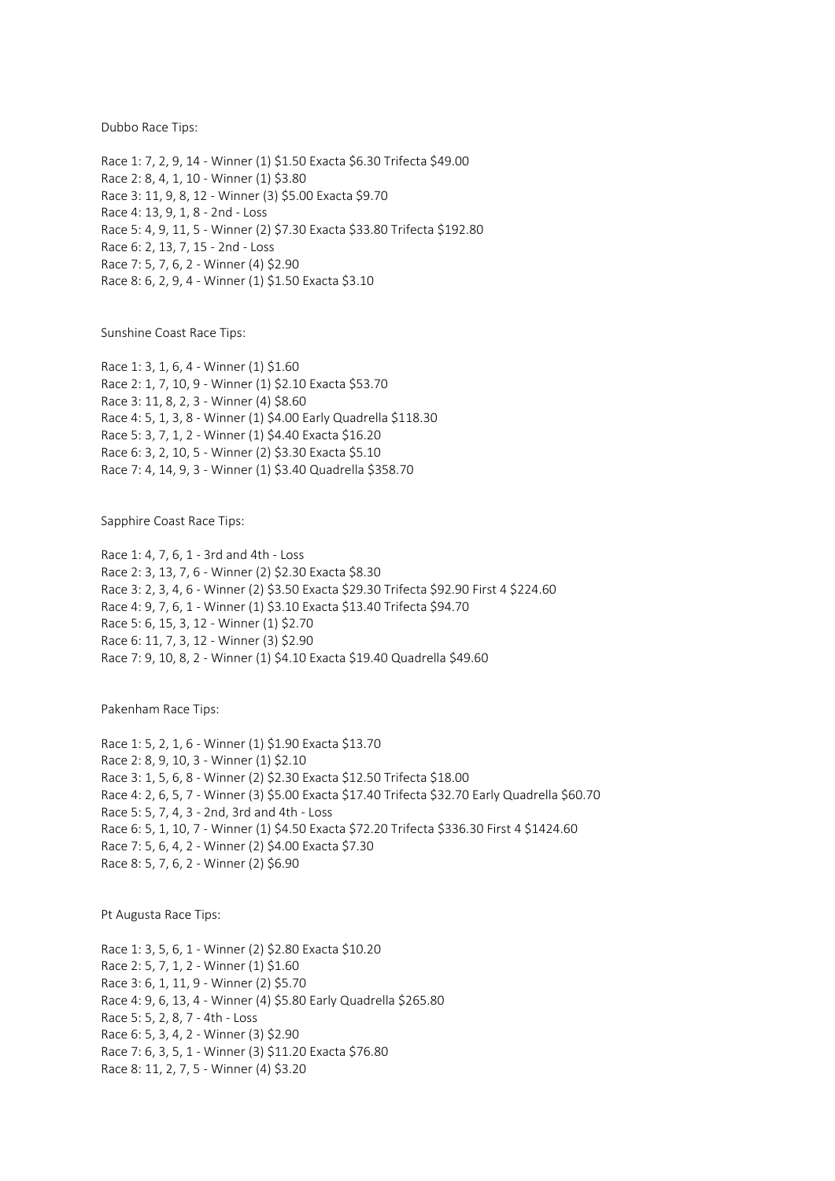Dubbo Race Tips:

Race 1: 7, 2, 9, 14 - Winner (1) $1.50 Exacta $6.30 Trifecta $49.00
Race 2: 8, 4, 1, 10 - Winner (1) $3.80
Race 3: 11, 9, 8, 12 - Winner (3) $5.00 Exacta $9.70
Race 4: 13, 9, 1, 8 - 2nd - Loss
Race 5: 4, 9, 11, 5 - Winner (2) $7.30 Exacta $33.80 Trifecta $192.80
Race 6: 2, 13, 7, 15 - 2nd - Loss
Race 7: 5, 7, 6, 2 - Winner (4) $2.90
Race 8: 6, 2, 9, 4 - Winner (1) $1.50 Exacta $3.10

Sunshine Coast Race Tips:

Race 1: 3, 1, 6, 4 - Winner (1) $1.60
Race 2: 1, 7, 10, 9 - Winner (1) $2.10 Exacta $53.70
Race 3: 11, 8, 2, 3 - Winner (4) $8.60
Race 4: 5, 1, 3, 8 - Winner (1) $4.00 Early Quadrella $118.30
Race 5: 3, 7, 1, 2 - Winner (1) $4.40 Exacta $16.20
Race 6: 3, 2, 10, 5 - Winner (2) $3.30 Exacta $5.10
Race 7: 4, 14, 9, 3 - Winner (1) $3.40 Quadrella $358.70

Sapphire Coast Race Tips:

Race 1: 4, 7, 6, 1 - 3rd and 4th - Loss
Race 2: 3, 13, 7, 6 - Winner (2) $2.30 Exacta $8.30
Race 3: 2, 3, 4, 6 - Winner (2) $3.50 Exacta $29.30 Trifecta $92.90 First 4 $224.60
Race 4: 9, 7, 6, 1 - Winner (1) $3.10 Exacta $13.40 Trifecta $94.70
Race 5: 6, 15, 3, 12 - Winner (1) $2.70
Race 6: 11, 7, 3, 12 - Winner (3) $2.90
Race 7: 9, 10, 8, 2 - Winner (1) $4.10 Exacta $19.40 Quadrella $49.60

Pakenham Race Tips:

Race 1: 5, 2, 1, 6 - Winner (1) $1.90 Exacta $13.70
Race 2: 8, 9, 10, 3 - Winner (1) $2.10
Race 3: 1, 5, 6, 8 - Winner (2) $2.30 Exacta $12.50 Trifecta $18.00
Race 4: 2, 6, 5, 7 - Winner (3) $5.00 Exacta $17.40 Trifecta $32.70 Early Quadrella $60.70
Race 5: 5, 7, 4, 3 - 2nd, 3rd and 4th - Loss
Race 6: 5, 1, 10, 7 - Winner (1) $4.50 Exacta $72.20 Trifecta $336.30 First 4 $1424.60
Race 7: 5, 6, 4, 2 - Winner (2) $4.00 Exacta $7.30
Race 8: 5, 7, 6, 2 - Winner (2) $6.90

Pt Augusta Race Tips:

Race 1: 3, 5, 6, 1 - Winner (2) $2.80 Exacta $10.20
Race 2: 5, 7, 1, 2 - Winner (1) $1.60
Race 3: 6, 1, 11, 9 - Winner (2) $5.70
Race 4: 9, 6, 13, 4 - Winner (4) $5.80 Early Quadrella $265.80
Race 5: 5, 2, 8, 7 - 4th - Loss
Race 6: 5, 3, 4, 2 - Winner (3) $2.90
Race 7: 6, 3, 5, 1 - Winner (3) $11.20 Exacta $76.80
Race 8: 11, 2, 7, 5 - Winner (4) $3.20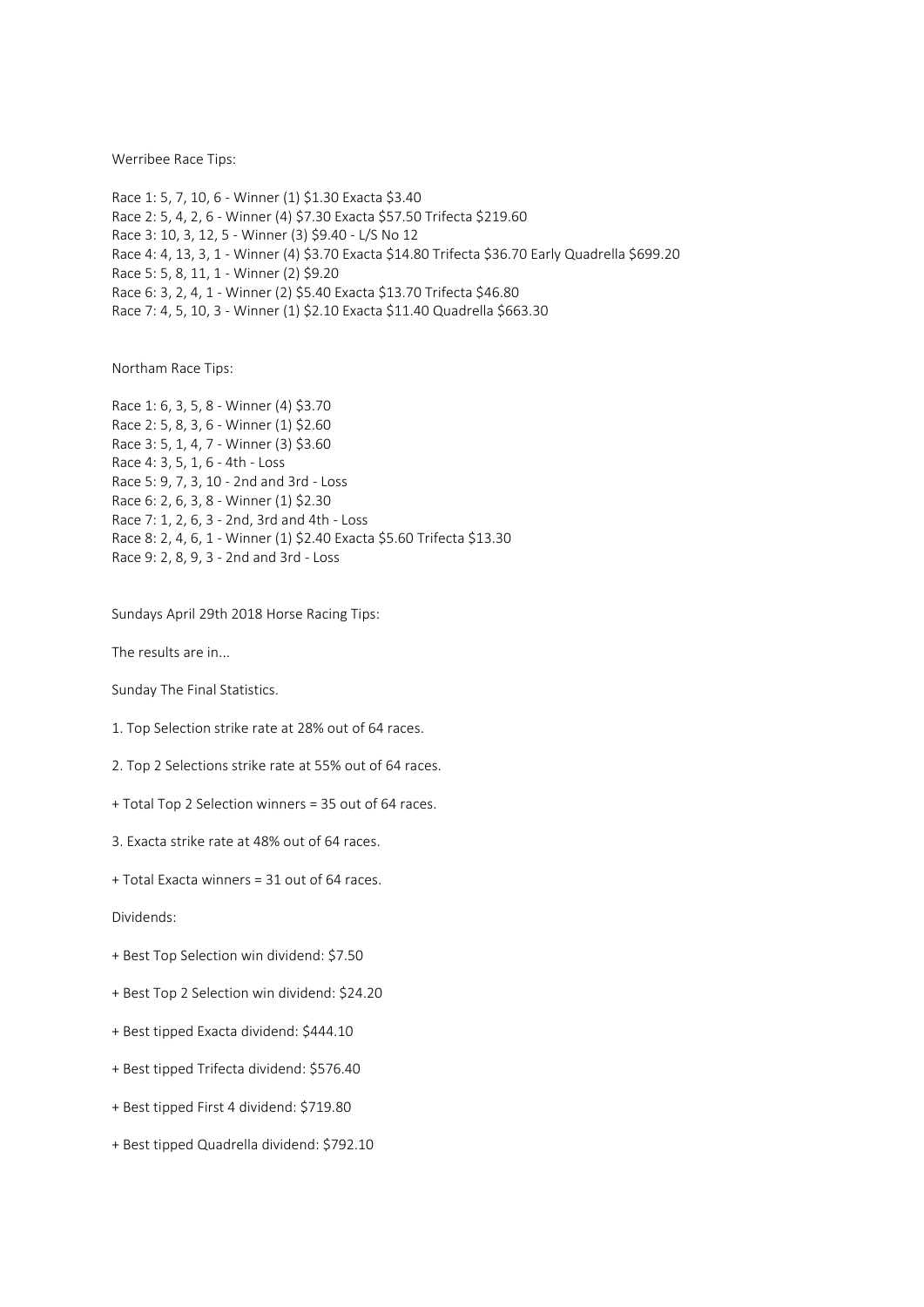Werribee Race Tips:

Race 1: 5, 7, 10, 6 - Winner (1) $1.30 Exacta $3.40
Race 2: 5, 4, 2, 6 - Winner (4) $7.30 Exacta $57.50 Trifecta $219.60
Race 3: 10, 3, 12, 5 - Winner (3) $9.40 - L/S No 12
Race 4: 4, 13, 3, 1 - Winner (4) $3.70 Exacta $14.80 Trifecta $36.70 Early Quadrella $699.20
Race 5: 5, 8, 11, 1 - Winner (2) $9.20
Race 6: 3, 2, 4, 1 - Winner (2) $5.40 Exacta $13.70 Trifecta $46.80
Race 7: 4, 5, 10, 3 - Winner (1) $2.10 Exacta $11.40 Quadrella $663.30

Northam Race Tips:

Race 1: 6, 3, 5, 8 - Winner (4) $3.70
Race 2: 5, 8, 3, 6 - Winner (1) $2.60
Race 3: 5, 1, 4, 7 - Winner (3) $3.60
Race 4: 3, 5, 1, 6 - 4th - Loss
Race 5: 9, 7, 3, 10 - 2nd and 3rd - Loss
Race 6: 2, 6, 3, 8 - Winner (1) $2.30
Race 7: 1, 2, 6, 3 - 2nd, 3rd and 4th - Loss
Race 8: 2, 4, 6, 1 - Winner (1) $2.40 Exacta $5.60 Trifecta $13.30
Race 9: 2, 8, 9, 3 - 2nd and 3rd - Loss

Sundays April 29th 2018 Horse Racing Tips:

The results are in...

Sunday The Final Statistics.

1. Top Selection strike rate at 28% out of 64 races.

2. Top 2 Selections strike rate at 55% out of 64 races.

+ Total Top 2 Selection winners = 35 out of 64 races.

3. Exacta strike rate at 48% out of 64 races.

+ Total Exacta winners = 31 out of 64 races.

Dividends:

+ Best Top Selection win dividend: $7.50

+ Best Top 2 Selection win dividend: $24.20

+ Best tipped Exacta dividend: $444.10

+ Best tipped Trifecta dividend: $576.40

+ Best tipped First 4 dividend: $719.80

+ Best tipped Quadrella dividend: $792.10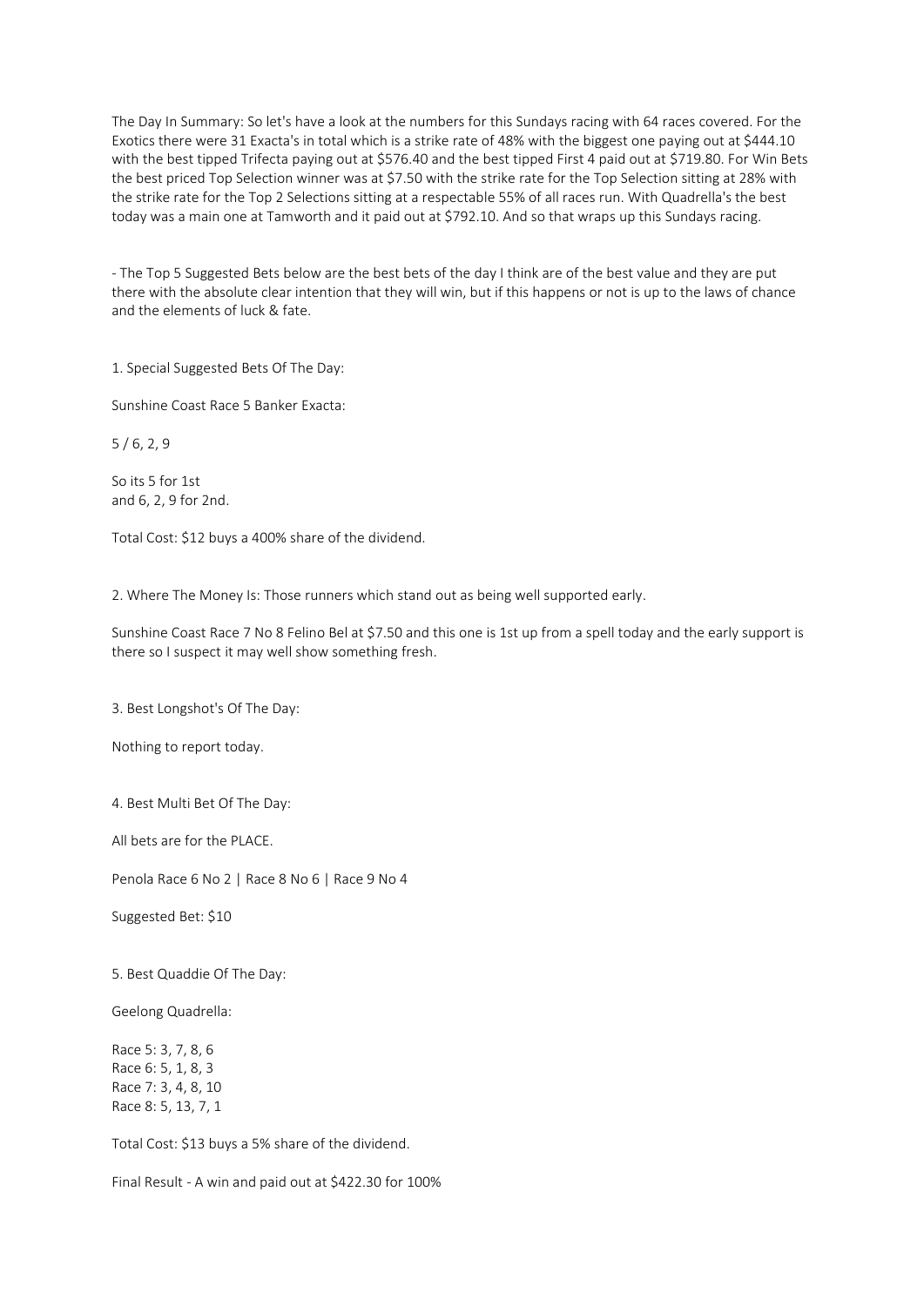The Day In Summary: So let's have a look at the numbers for this Sundays racing with 64 races covered. For the Exotics there were 31 Exacta's in total which is a strike rate of 48% with the biggest one paying out at $444.10 with the best tipped Trifecta paying out at $576.40 and the best tipped First 4 paid out at $719.80. For Win Bets the best priced Top Selection winner was at $7.50 with the strike rate for the Top Selection sitting at 28% with the strike rate for the Top 2 Selections sitting at a respectable 55% of all races run. With Quadrella's the best today was a main one at Tamworth and it paid out at $792.10. And so that wraps up this Sundays racing.

- The Top 5 Suggested Bets below are the best bets of the day I think are of the best value and they are put there with the absolute clear intention that they will win, but if this happens or not is up to the laws of chance and the elements of luck & fate.

1. Special Suggested Bets Of The Day:

Sunshine Coast Race 5 Banker Exacta:

5 / 6, 2, 9

So its 5 for 1st
and 6, 2, 9 for 2nd.

Total Cost: $12 buys a 400% share of the dividend.

2. Where The Money Is: Those runners which stand out as being well supported early.

Sunshine Coast Race 7 No 8 Felino Bel at $7.50 and this one is 1st up from a spell today and the early support is there so I suspect it may well show something fresh.

3. Best Longshot's Of The Day:

Nothing to report today.

4. Best Multi Bet Of The Day:

All bets are for the PLACE.

Penola Race 6 No 2 | Race 8 No 6 | Race 9 No 4

Suggested Bet: $10

5. Best Quaddie Of The Day:

Geelong Quadrella:

Race 5: 3, 7, 8, 6
Race 6: 5, 1, 8, 3
Race 7: 3, 4, 8, 10
Race 8: 5, 13, 7, 1

Total Cost: $13 buys a 5% share of the dividend.

Final Result - A win and paid out at $422.30 for 100%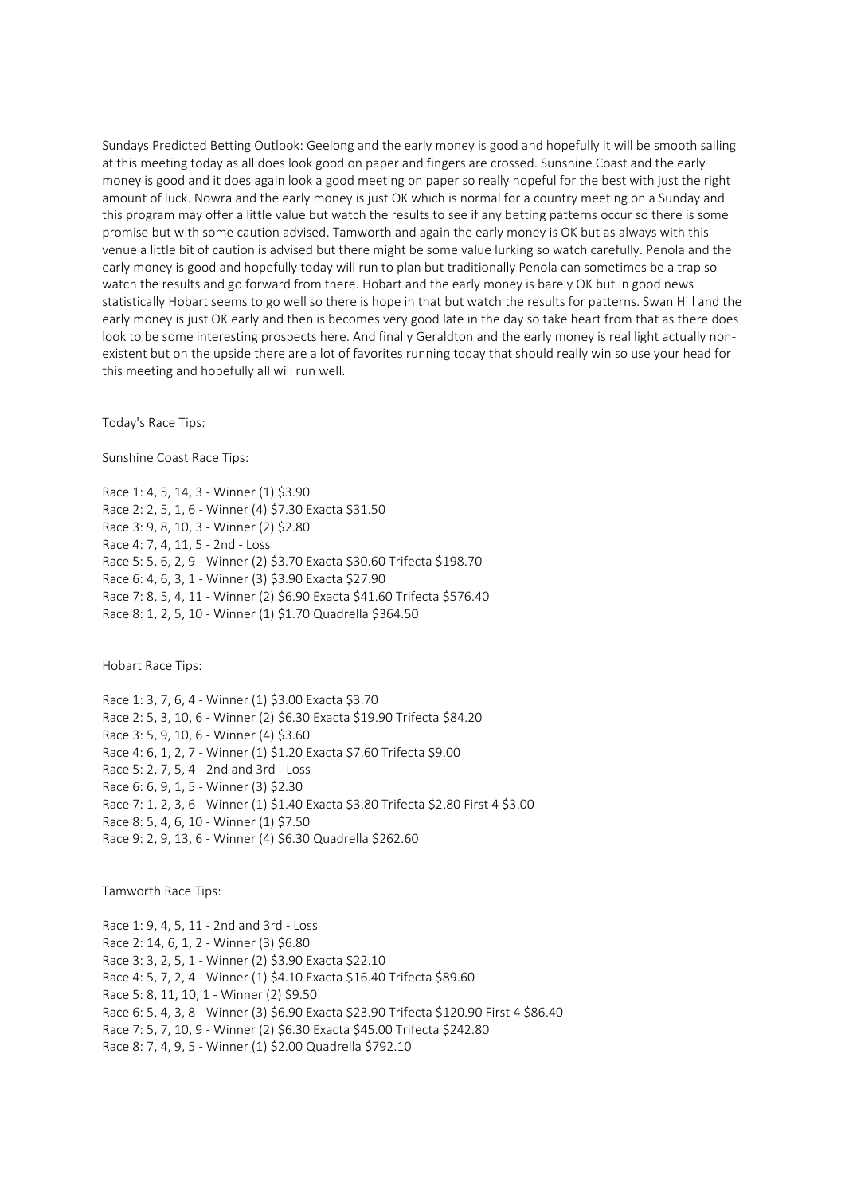Sundays Predicted Betting Outlook: Geelong and the early money is good and hopefully it will be smooth sailing at this meeting today as all does look good on paper and fingers are crossed. Sunshine Coast and the early money is good and it does again look a good meeting on paper so really hopeful for the best with just the right amount of luck. Nowra and the early money is just OK which is normal for a country meeting on a Sunday and this program may offer a little value but watch the results to see if any betting patterns occur so there is some promise but with some caution advised. Tamworth and again the early money is OK but as always with this venue a little bit of caution is advised but there might be some value lurking so watch carefully. Penola and the early money is good and hopefully today will run to plan but traditionally Penola can sometimes be a trap so watch the results and go forward from there. Hobart and the early money is barely OK but in good news statistically Hobart seems to go well so there is hope in that but watch the results for patterns. Swan Hill and the early money is just OK early and then is becomes very good late in the day so take heart from that as there does look to be some interesting prospects here. And finally Geraldton and the early money is real light actually non-existent but on the upside there are a lot of favorites running today that should really win so use your head for this meeting and hopefully all will run well.

Today's Race Tips:

Sunshine Coast Race Tips:

Race 1: 4, 5, 14, 3 - Winner (1) $3.90
Race 2: 2, 5, 1, 6 - Winner (4) $7.30 Exacta $31.50
Race 3: 9, 8, 10, 3 - Winner (2) $2.80
Race 4: 7, 4, 11, 5 - 2nd - Loss
Race 5: 5, 6, 2, 9 - Winner (2) $3.70 Exacta $30.60 Trifecta $198.70
Race 6: 4, 6, 3, 1 - Winner (3) $3.90 Exacta $27.90
Race 7: 8, 5, 4, 11 - Winner (2) $6.90 Exacta $41.60 Trifecta $576.40
Race 8: 1, 2, 5, 10 - Winner (1) $1.70 Quadrella $364.50

Hobart Race Tips:

Race 1: 3, 7, 6, 4 - Winner (1) $3.00 Exacta $3.70
Race 2: 5, 3, 10, 6 - Winner (2) $6.30 Exacta $19.90 Trifecta $84.20
Race 3: 5, 9, 10, 6 - Winner (4) $3.60
Race 4: 6, 1, 2, 7 - Winner (1) $1.20 Exacta $7.60 Trifecta $9.00
Race 5: 2, 7, 5, 4 - 2nd and 3rd - Loss
Race 6: 6, 9, 1, 5 - Winner (3) $2.30
Race 7: 1, 2, 3, 6 - Winner (1) $1.40 Exacta $3.80 Trifecta $2.80 First 4 $3.00
Race 8: 5, 4, 6, 10 - Winner (1) $7.50
Race 9: 2, 9, 13, 6 - Winner (4) $6.30 Quadrella $262.60

Tamworth Race Tips:

Race 1: 9, 4, 5, 11 - 2nd and 3rd - Loss
Race 2: 14, 6, 1, 2 - Winner (3) $6.80
Race 3: 3, 2, 5, 1 - Winner (2) $3.90 Exacta $22.10
Race 4: 5, 7, 2, 4 - Winner (1) $4.10 Exacta $16.40 Trifecta $89.60
Race 5: 8, 11, 10, 1 - Winner (2) $9.50
Race 6: 5, 4, 3, 8 - Winner (3) $6.90 Exacta $23.90 Trifecta $120.90 First 4 $86.40
Race 7: 5, 7, 10, 9 - Winner (2) $6.30 Exacta $45.00 Trifecta $242.80
Race 8: 7, 4, 9, 5 - Winner (1) $2.00 Quadrella $792.10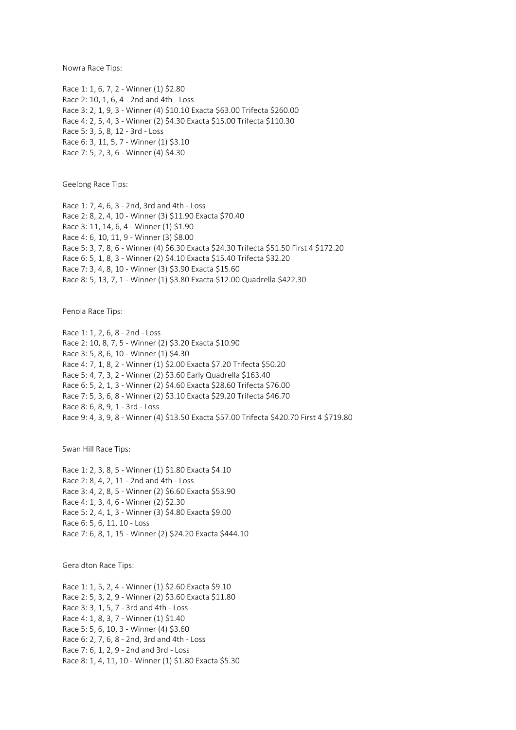Nowra Race Tips:

Race 1: 1, 6, 7, 2 - Winner (1) $2.80
Race 2: 10, 1, 6, 4 - 2nd and 4th - Loss
Race 3: 2, 1, 9, 3 - Winner (4) $10.10 Exacta $63.00 Trifecta $260.00
Race 4: 2, 5, 4, 3 - Winner (2) $4.30 Exacta $15.00 Trifecta $110.30
Race 5: 3, 5, 8, 12 - 3rd - Loss
Race 6: 3, 11, 5, 7 - Winner (1) $3.10
Race 7: 5, 2, 3, 6 - Winner (4) $4.30

Geelong Race Tips:

Race 1: 7, 4, 6, 3 - 2nd, 3rd and 4th - Loss
Race 2: 8, 2, 4, 10 - Winner (3) $11.90 Exacta $70.40
Race 3: 11, 14, 6, 4 - Winner (1) $1.90
Race 4: 6, 10, 11, 9 - Winner (3) $8.00
Race 5: 3, 7, 8, 6 - Winner (4) $6.30 Exacta $24.30 Trifecta $51.50 First 4 $172.20
Race 6: 5, 1, 8, 3 - Winner (2) $4.10 Exacta $15.40 Trifecta $32.20
Race 7: 3, 4, 8, 10 - Winner (3) $3.90 Exacta $15.60
Race 8: 5, 13, 7, 1 - Winner (1) $3.80 Exacta $12.00 Quadrella $422.30

Penola Race Tips:

Race 1: 1, 2, 6, 8 - 2nd - Loss
Race 2: 10, 8, 7, 5 - Winner (2) $3.20 Exacta $10.90
Race 3: 5, 8, 6, 10 - Winner (1) $4.30
Race 4: 7, 1, 8, 2 - Winner (1) $2.00 Exacta $7.20 Trifecta $50.20
Race 5: 4, 7, 3, 2 - Winner (2) $3.60 Early Quadrella $163.40
Race 6: 5, 2, 1, 3 - Winner (2) $4.60 Exacta $28.60 Trifecta $76.00
Race 7: 5, 3, 6, 8 - Winner (2) $3.10 Exacta $29.20 Trifecta $46.70
Race 8: 6, 8, 9, 1 - 3rd - Loss
Race 9: 4, 3, 9, 8 - Winner (4) $13.50 Exacta $57.00 Trifecta $420.70 First 4 $719.80

Swan Hill Race Tips:

Race 1: 2, 3, 8, 5 - Winner (1) $1.80 Exacta $4.10
Race 2: 8, 4, 2, 11 - 2nd and 4th - Loss
Race 3: 4, 2, 8, 5 - Winner (2) $6.60 Exacta $53.90
Race 4: 1, 3, 4, 6 - Winner (2) $2.30
Race 5: 2, 4, 1, 3 - Winner (3) $4.80 Exacta $9.00
Race 6: 5, 6, 11, 10 - Loss
Race 7: 6, 8, 1, 15 - Winner (2) $24.20 Exacta $444.10

Geraldton Race Tips:

Race 1: 1, 5, 2, 4 - Winner (1) $2.60 Exacta $9.10
Race 2: 5, 3, 2, 9 - Winner (2) $3.60 Exacta $11.80
Race 3: 3, 1, 5, 7 - 3rd and 4th - Loss
Race 4: 1, 8, 3, 7 - Winner (1) $1.40
Race 5: 5, 6, 10, 3 - Winner (4) $3.60
Race 6: 2, 7, 6, 8 - 2nd, 3rd and 4th - Loss
Race 7: 6, 1, 2, 9 - 2nd and 3rd - Loss
Race 8: 1, 4, 11, 10 - Winner (1) $1.80 Exacta $5.30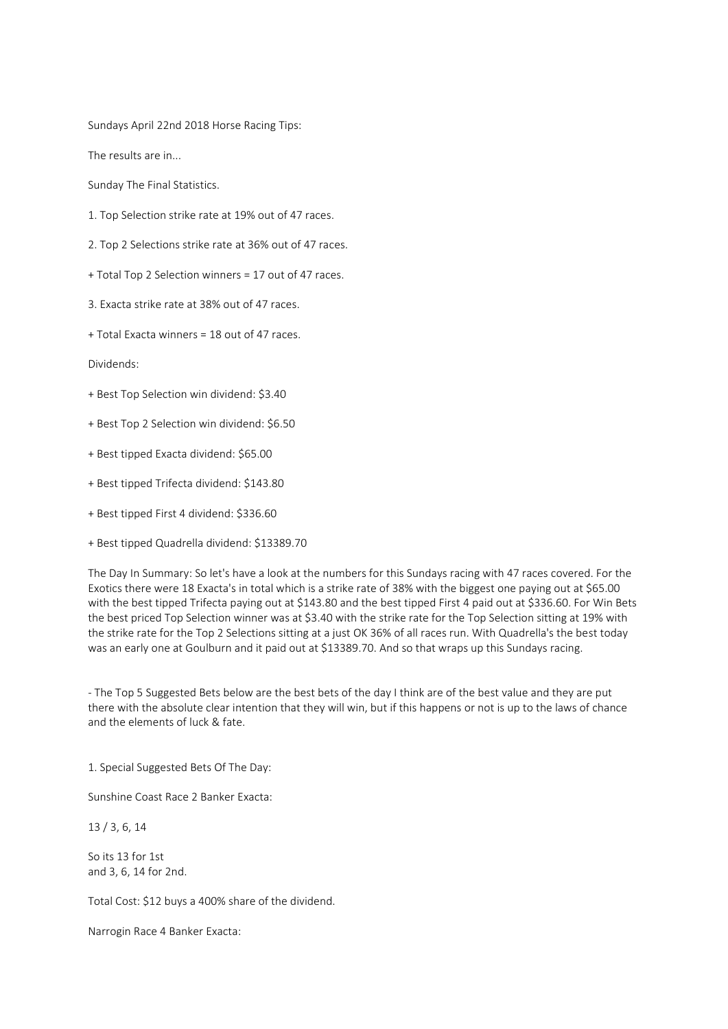Sundays April 22nd 2018 Horse Racing Tips:

The results are in...

Sunday The Final Statistics.

1. Top Selection strike rate at 19% out of 47 races.

2. Top 2 Selections strike rate at 36% out of 47 races.

+ Total Top 2 Selection winners = 17 out of 47 races.

3. Exacta strike rate at 38% out of 47 races.

+ Total Exacta winners = 18 out of 47 races.

Dividends:

+ Best Top Selection win dividend: $3.40

+ Best Top 2 Selection win dividend: $6.50

+ Best tipped Exacta dividend: $65.00

+ Best tipped Trifecta dividend: $143.80

+ Best tipped First 4 dividend: $336.60

+ Best tipped Quadrella dividend: $13389.70

The Day In Summary: So let's have a look at the numbers for this Sundays racing with 47 races covered. For the Exotics there were 18 Exacta's in total which is a strike rate of 38% with the biggest one paying out at $65.00 with the best tipped Trifecta paying out at $143.80 and the best tipped First 4 paid out at $336.60. For Win Bets the best priced Top Selection winner was at $3.40 with the strike rate for the Top Selection sitting at 19% with the strike rate for the Top 2 Selections sitting at a just OK 36% of all races run. With Quadrella's the best today was an early one at Goulburn and it paid out at $13389.70. And so that wraps up this Sundays racing.

- The Top 5 Suggested Bets below are the best bets of the day I think are of the best value and they are put there with the absolute clear intention that they will win, but if this happens or not is up to the laws of chance and the elements of luck & fate.

1. Special Suggested Bets Of The Day:

Sunshine Coast Race 2 Banker Exacta:

13 / 3, 6, 14

So its 13 for 1st
and 3, 6, 14 for 2nd.

Total Cost: $12 buys a 400% share of the dividend.

Narrogin Race 4 Banker Exacta: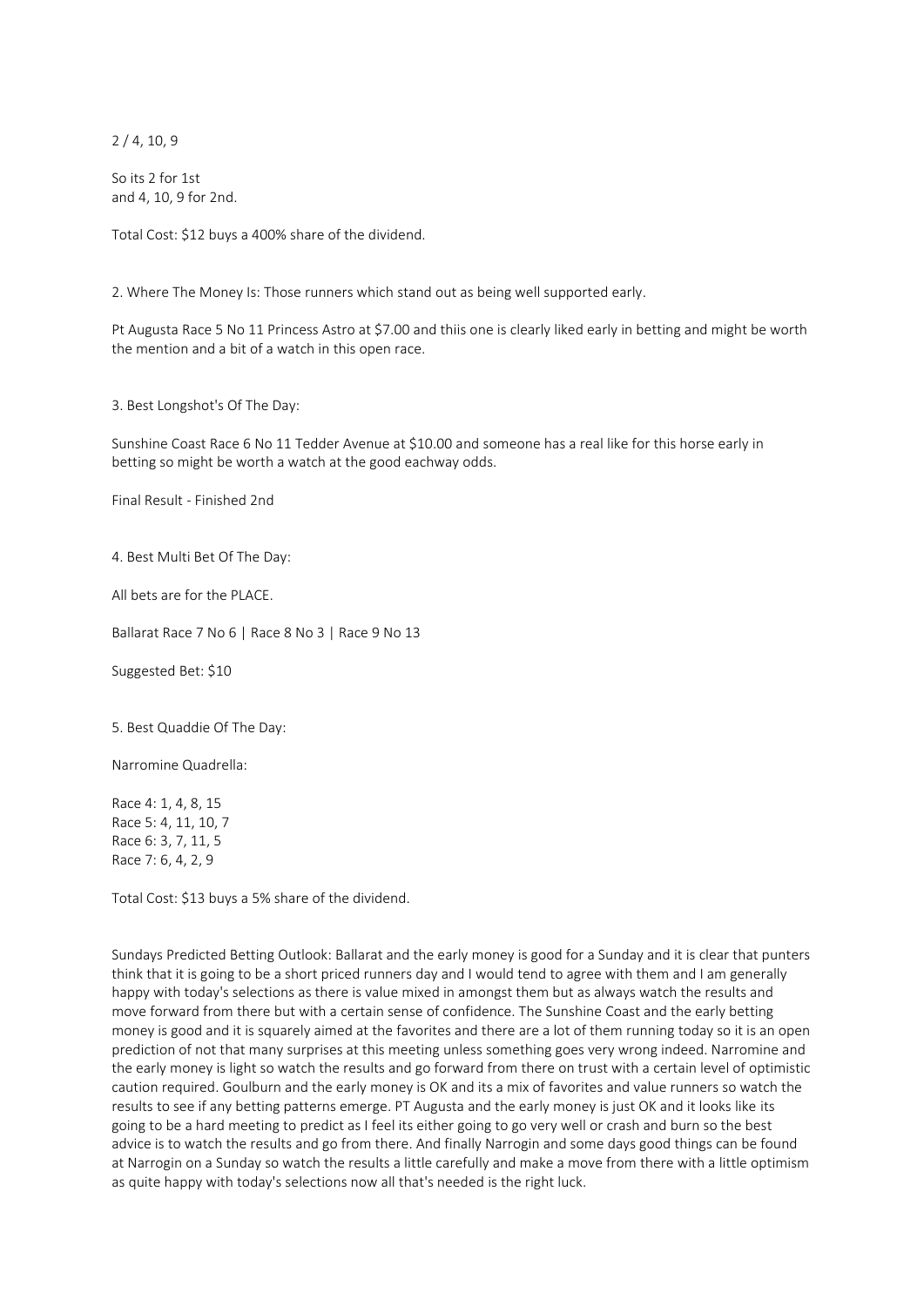2 / 4, 10, 9

So its 2 for 1st
and 4, 10, 9 for 2nd.

Total Cost: $12 buys a 400% share of the dividend.

2. Where The Money Is: Those runners which stand out as being well supported early.

Pt Augusta Race 5 No 11 Princess Astro at $7.00 and thiis one is clearly liked early in betting and might be worth the mention and a bit of a watch in this open race.

3. Best Longshot's Of The Day:

Sunshine Coast Race 6 No 11 Tedder Avenue at $10.00 and someone has a real like for this horse early in betting so might be worth a watch at the good eachway odds.

Final Result - Finished 2nd

4. Best Multi Bet Of The Day:

All bets are for the PLACE.

Ballarat Race 7 No 6 | Race 8 No 3 | Race 9 No 13

Suggested Bet: $10

5. Best Quaddie Of The Day:

Narromine Quadrella:

Race 4: 1, 4, 8, 15
Race 5: 4, 11, 10, 7
Race 6: 3, 7, 11, 5
Race 7: 6, 4, 2, 9

Total Cost: $13 buys a 5% share of the dividend.

Sundays Predicted Betting Outlook: Ballarat and the early money is good for a Sunday and it is clear that punters think that it is going to be a short priced runners day and I would tend to agree with them and I am generally happy with today's selections as there is value mixed in amongst them but as always watch the results and move forward from there but with a certain sense of confidence. The Sunshine Coast and the early betting money is good and it is squarely aimed at the favorites and there are a lot of them running today so it is an open prediction of not that many surprises at this meeting unless something goes very wrong indeed. Narromine and the early money is light so watch the results and go forward from there on trust with a certain level of optimistic caution required. Goulburn and the early money is OK and its a mix of favorites and value runners so watch the results to see if any betting patterns emerge. PT Augusta and the early money is just OK and it looks like its going to be a hard meeting to predict as I feel its either going to go very well or crash and burn so the best advice is to watch the results and go from there. And finally Narrogin and some days good things can be found at Narrogin on a Sunday so watch the results a little carefully and make a move from there with a little optimism as quite happy with today's selections now all that's needed is the right luck.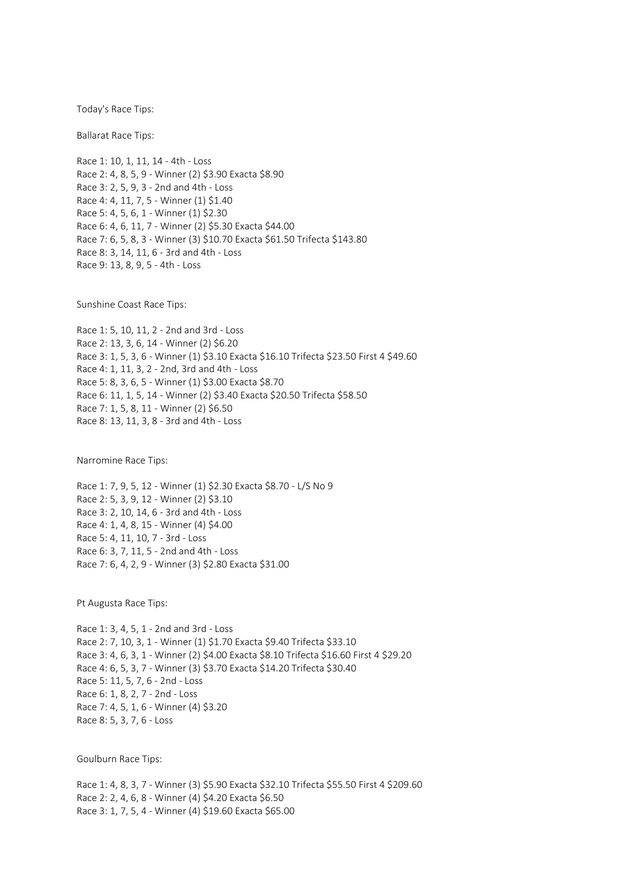Today's Race Tips:

Ballarat Race Tips:

Race 1: 10, 1, 11, 14 - 4th - Loss
Race 2: 4, 8, 5, 9 - Winner (2) $3.90 Exacta $8.90
Race 3: 2, 5, 9, 3 - 2nd and 4th - Loss
Race 4: 4, 11, 7, 5 - Winner (1) $1.40
Race 5: 4, 5, 6, 1 - Winner (1) $2.30
Race 6: 4, 6, 11, 7 - Winner (2) $5.30 Exacta $44.00
Race 7: 6, 5, 8, 3 - Winner (3) $10.70 Exacta $61.50 Trifecta $143.80
Race 8: 3, 14, 11, 6 - 3rd and 4th - Loss
Race 9: 13, 8, 9, 5 - 4th - Loss

Sunshine Coast Race Tips:

Race 1: 5, 10, 11, 2 - 2nd and 3rd - Loss
Race 2: 13, 3, 6, 14 - Winner (2) $6.20
Race 3: 1, 5, 3, 6 - Winner (1) $3.10 Exacta $16.10 Trifecta $23.50 First 4 $49.60
Race 4: 1, 11, 3, 2 - 2nd, 3rd and 4th - Loss
Race 5: 8, 3, 6, 5 - Winner (1) $3.00 Exacta $8.70
Race 6: 11, 1, 5, 14 - Winner (2) $3.40 Exacta $20.50 Trifecta $58.50
Race 7: 1, 5, 8, 11 - Winner (2) $6.50
Race 8: 13, 11, 3, 8 - 3rd and 4th - Loss

Narromine Race Tips:

Race 1: 7, 9, 5, 12 - Winner (1) $2.30 Exacta $8.70 - L/S No 9
Race 2: 5, 3, 9, 12 - Winner (2) $3.10
Race 3: 2, 10, 14, 6 - 3rd and 4th - Loss
Race 4: 1, 4, 8, 15 - Winner (4) $4.00
Race 5: 4, 11, 10, 7 - 3rd - Loss
Race 6: 3, 7, 11, 5 - 2nd and 4th - Loss
Race 7: 6, 4, 2, 9 - Winner (3) $2.80 Exacta $31.00

Pt Augusta Race Tips:

Race 1: 3, 4, 5, 1 - 2nd and 3rd - Loss
Race 2: 7, 10, 3, 1 - Winner (1) $1.70 Exacta $9.40 Trifecta $33.10
Race 3: 4, 6, 3, 1 - Winner (2) $4.00 Exacta $8.10 Trifecta $16.60 First 4 $29.20
Race 4: 6, 5, 3, 7 - Winner (3) $3.70 Exacta $14.20 Trifecta $30.40
Race 5: 11, 5, 7, 6 - 2nd - Loss
Race 6: 1, 8, 2, 7 - 2nd - Loss
Race 7: 4, 5, 1, 6 - Winner (4) $3.20
Race 8: 5, 3, 7, 6 - Loss

Goulburn Race Tips:

Race 1: 4, 8, 3, 7 - Winner (3) $5.90 Exacta $32.10 Trifecta $55.50 First 4 $209.60
Race 2: 2, 4, 6, 8 - Winner (4) $4.20 Exacta $6.50
Race 3: 1, 7, 5, 4 - Winner (4) $19.60 Exacta $65.00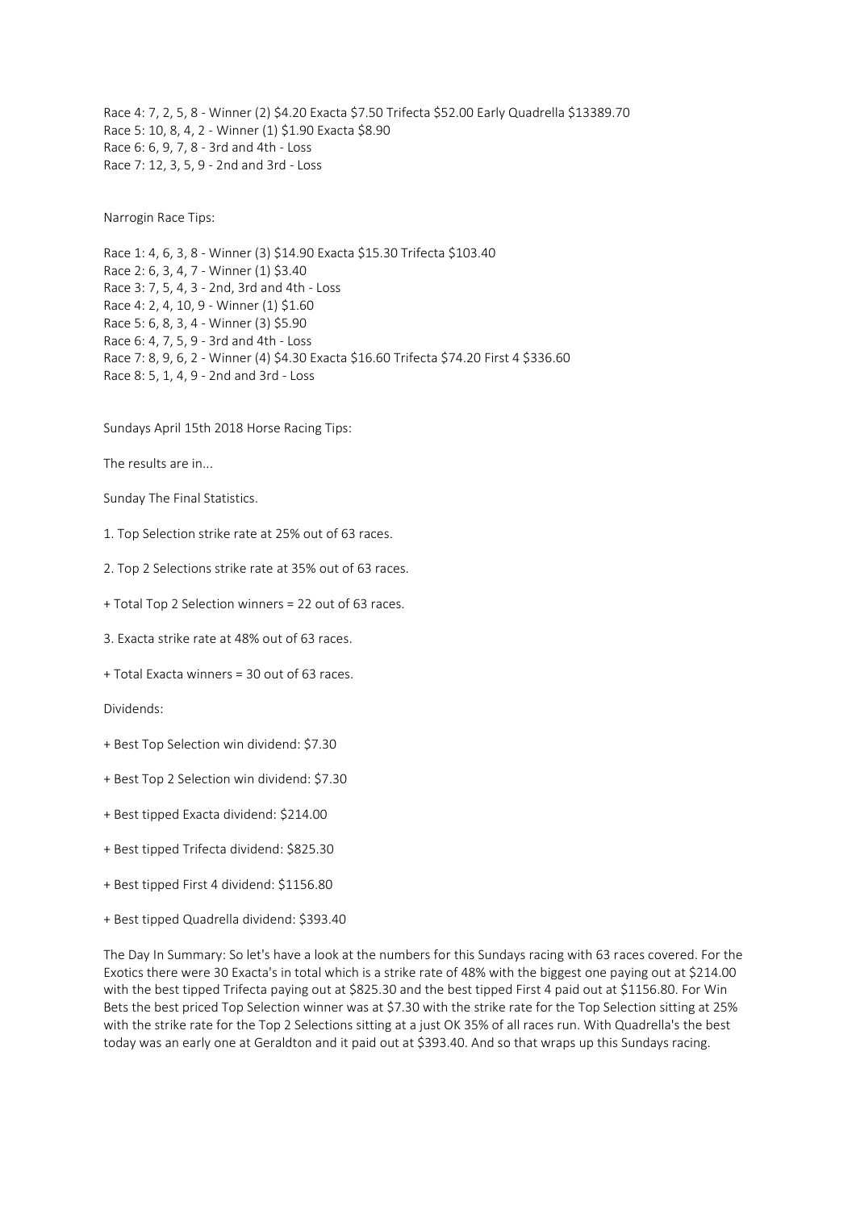Race 4: 7, 2, 5, 8 - Winner (2) $4.20 Exacta $7.50 Trifecta $52.00 Early Quadrella $13389.70
Race 5: 10, 8, 4, 2 - Winner (1) $1.90 Exacta $8.90
Race 6: 6, 9, 7, 8 - 3rd and 4th - Loss
Race 7: 12, 3, 5, 9 - 2nd and 3rd - Loss

Narrogin Race Tips:

Race 1: 4, 6, 3, 8 - Winner (3) $14.90 Exacta $15.30 Trifecta $103.40
Race 2: 6, 3, 4, 7 - Winner (1) $3.40
Race 3: 7, 5, 4, 3 - 2nd, 3rd and 4th - Loss
Race 4: 2, 4, 10, 9 - Winner (1) $1.60
Race 5: 6, 8, 3, 4 - Winner (3) $5.90
Race 6: 4, 7, 5, 9 - 3rd and 4th - Loss
Race 7: 8, 9, 6, 2 - Winner (4) $4.30 Exacta $16.60 Trifecta $74.20 First 4 $336.60
Race 8: 5, 1, 4, 9 - 2nd and 3rd - Loss

Sundays April 15th 2018 Horse Racing Tips:

The results are in...

Sunday The Final Statistics.

1. Top Selection strike rate at 25% out of 63 races.

2. Top 2 Selections strike rate at 35% out of 63 races.

+ Total Top 2 Selection winners = 22 out of 63 races.

3. Exacta strike rate at 48% out of 63 races.

+ Total Exacta winners = 30 out of 63 races.

Dividends:

+ Best Top Selection win dividend: $7.30

+ Best Top 2 Selection win dividend: $7.30

+ Best tipped Exacta dividend: $214.00

+ Best tipped Trifecta dividend: $825.30

+ Best tipped First 4 dividend: $1156.80

+ Best tipped Quadrella dividend: $393.40

The Day In Summary: So let's have a look at the numbers for this Sundays racing with 63 races covered. For the Exotics there were 30 Exacta's in total which is a strike rate of 48% with the biggest one paying out at $214.00 with the best tipped Trifecta paying out at $825.30 and the best tipped First 4 paid out at $1156.80. For Win Bets the best priced Top Selection winner was at $7.30 with the strike rate for the Top Selection sitting at 25% with the strike rate for the Top 2 Selections sitting at a just OK 35% of all races run. With Quadrella's the best today was an early one at Geraldton and it paid out at $393.40. And so that wraps up this Sundays racing.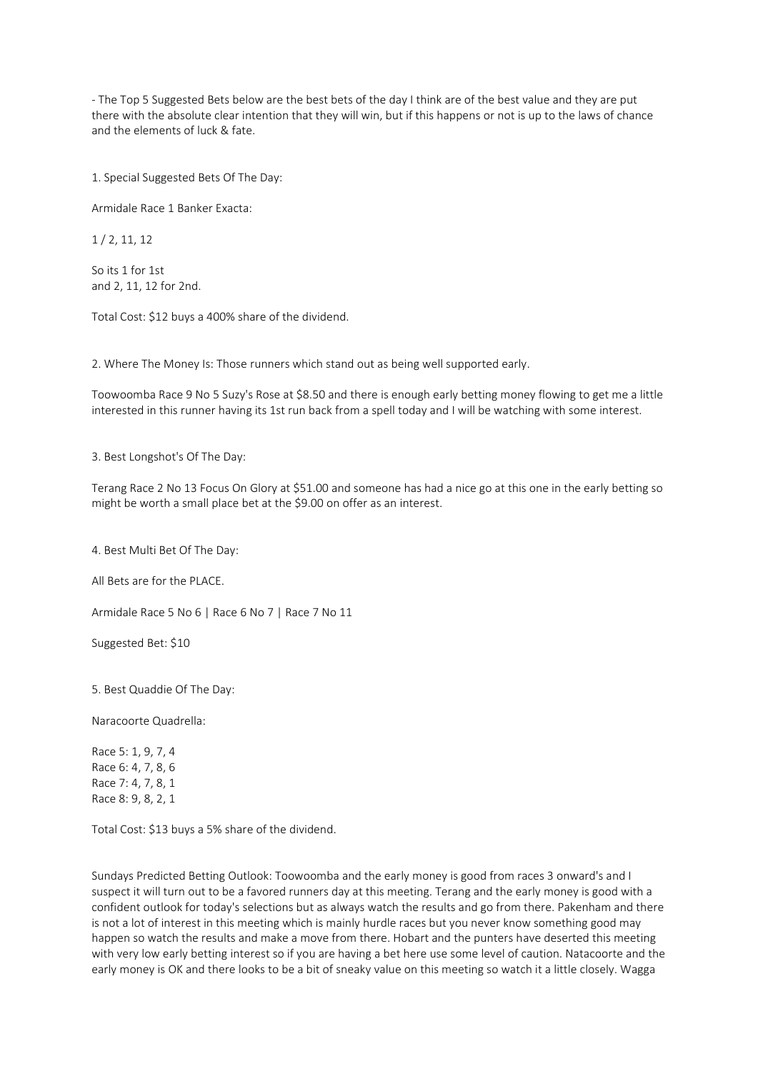- The Top 5 Suggested Bets below are the best bets of the day I think are of the best value and they are put there with the absolute clear intention that they will win, but if this happens or not is up to the laws of chance and the elements of luck & fate.

1. Special Suggested Bets Of The Day:

Armidale Race 1 Banker Exacta:

1 / 2, 11, 12

So its 1 for 1st
and 2, 11, 12 for 2nd.

Total Cost: $12 buys a 400% share of the dividend.

2. Where The Money Is: Those runners which stand out as being well supported early.

Toowoomba Race 9 No 5 Suzy's Rose at $8.50 and there is enough early betting money flowing to get me a little interested in this runner having its 1st run back from a spell today and I will be watching with some interest.

3. Best Longshot's Of The Day:

Terang Race 2 No 13 Focus On Glory at $51.00 and someone has had a nice go at this one in the early betting so might be worth a small place bet at the $9.00 on offer as an interest.

4. Best Multi Bet Of The Day:

All Bets are for the PLACE.

Armidale Race 5 No 6 | Race 6 No 7 | Race 7 No 11

Suggested Bet: $10

5. Best Quaddie Of The Day:

Naracoorte Quadrella:

Race 5: 1, 9, 7, 4
Race 6: 4, 7, 8, 6
Race 7: 4, 7, 8, 1
Race 8: 9, 8, 2, 1

Total Cost: $13 buys a 5% share of the dividend.

Sundays Predicted Betting Outlook: Toowoomba and the early money is good from races 3 onward's and I suspect it will turn out to be a favored runners day at this meeting. Terang and the early money is good with a confident outlook for today's selections but as always watch the results and go from there. Pakenham and there is not a lot of interest in this meeting which is mainly hurdle races but you never know something good may happen so watch the results and make a move from there. Hobart and the punters have deserted this meeting with very low early betting interest so if you are having a bet here use some level of caution. Natacoorte and the early money is OK and there looks to be a bit of sneaky value on this meeting so watch it a little closely. Wagga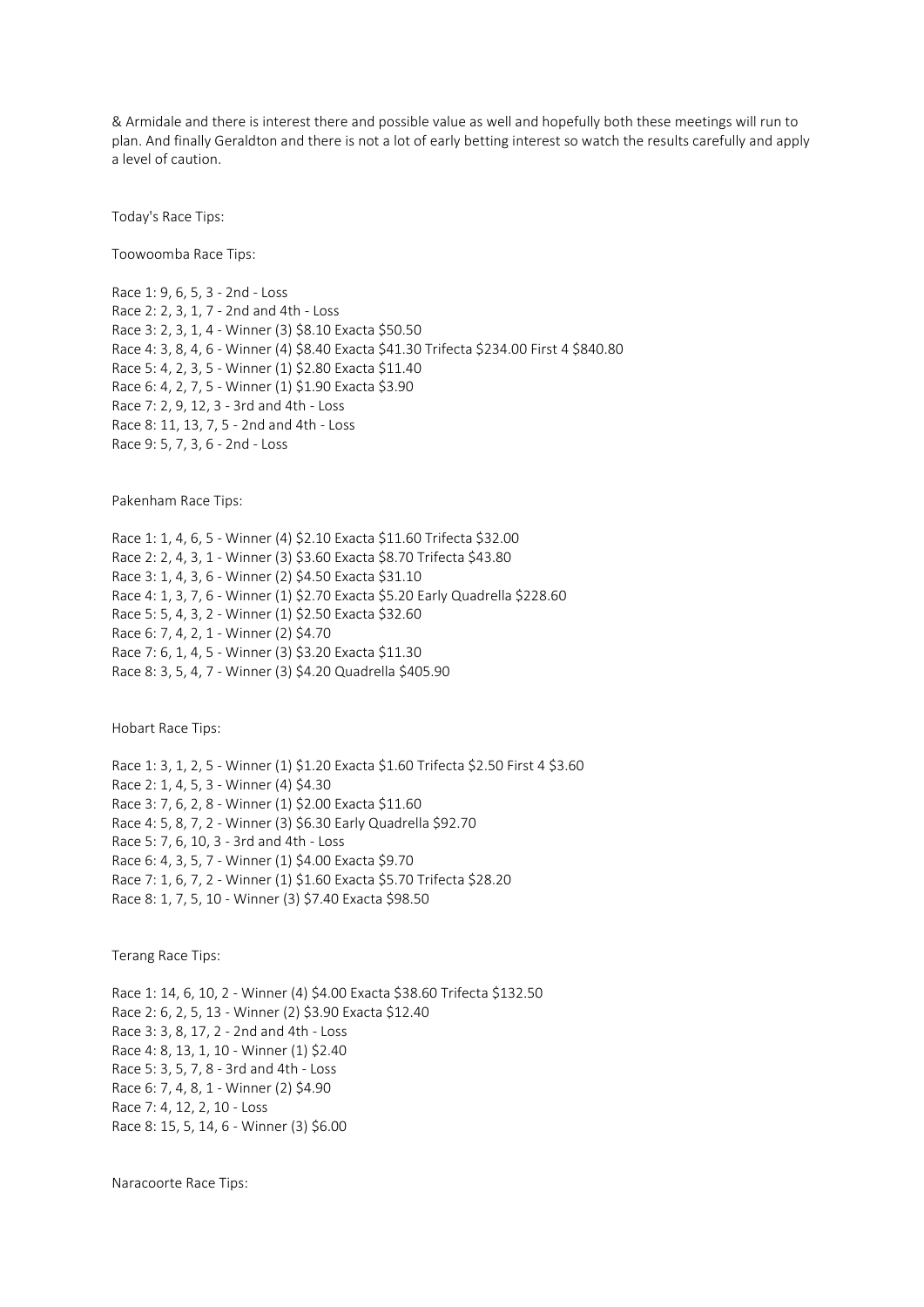& Armidale and there is interest there and possible value as well and hopefully both these meetings will run to plan. And finally Geraldton and there is not a lot of early betting interest so watch the results carefully and apply a level of caution.

Today's Race Tips:

Toowoomba Race Tips:

Race 1: 9, 6, 5, 3 - 2nd - Loss
Race 2: 2, 3, 1, 7 - 2nd and 4th - Loss
Race 3: 2, 3, 1, 4 - Winner (3) $8.10 Exacta $50.50
Race 4: 3, 8, 4, 6 - Winner (4) $8.40 Exacta $41.30 Trifecta $234.00 First 4 $840.80
Race 5: 4, 2, 3, 5 - Winner (1) $2.80 Exacta $11.40
Race 6: 4, 2, 7, 5 - Winner (1) $1.90 Exacta $3.90
Race 7: 2, 9, 12, 3 - 3rd and 4th - Loss
Race 8: 11, 13, 7, 5 - 2nd and 4th - Loss
Race 9: 5, 7, 3, 6 - 2nd - Loss

Pakenham Race Tips:

Race 1: 1, 4, 6, 5 - Winner (4) $2.10 Exacta $11.60 Trifecta $32.00
Race 2: 2, 4, 3, 1 - Winner (3) $3.60 Exacta $8.70 Trifecta $43.80
Race 3: 1, 4, 3, 6 - Winner (2) $4.50 Exacta $31.10
Race 4: 1, 3, 7, 6 - Winner (1) $2.70 Exacta $5.20 Early Quadrella $228.60
Race 5: 5, 4, 3, 2 - Winner (1) $2.50 Exacta $32.60
Race 6: 7, 4, 2, 1 - Winner (2) $4.70
Race 7: 6, 1, 4, 5 - Winner (3) $3.20 Exacta $11.30
Race 8: 3, 5, 4, 7 - Winner (3) $4.20 Quadrella $405.90

Hobart Race Tips:

Race 1: 3, 1, 2, 5 - Winner (1) $1.20 Exacta $1.60 Trifecta $2.50 First 4 $3.60
Race 2: 1, 4, 5, 3 - Winner (4) $4.30
Race 3: 7, 6, 2, 8 - Winner (1) $2.00 Exacta $11.60
Race 4: 5, 8, 7, 2 - Winner (3) $6.30 Early Quadrella $92.70
Race 5: 7, 6, 10, 3 - 3rd and 4th - Loss
Race 6: 4, 3, 5, 7 - Winner (1) $4.00 Exacta $9.70
Race 7: 1, 6, 7, 2 - Winner (1) $1.60 Exacta $5.70 Trifecta $28.20
Race 8: 1, 7, 5, 10 - Winner (3) $7.40 Exacta $98.50

Terang Race Tips:

Race 1: 14, 6, 10, 2 - Winner (4) $4.00 Exacta $38.60 Trifecta $132.50
Race 2: 6, 2, 5, 13 - Winner (2) $3.90 Exacta $12.40
Race 3: 3, 8, 17, 2 - 2nd and 4th - Loss
Race 4: 8, 13, 1, 10 - Winner (1) $2.40
Race 5: 3, 5, 7, 8 - 3rd and 4th - Loss
Race 6: 7, 4, 8, 1 - Winner (2) $4.90
Race 7: 4, 12, 2, 10 - Loss
Race 8: 15, 5, 14, 6 - Winner (3) $6.00

Naracoorte Race Tips: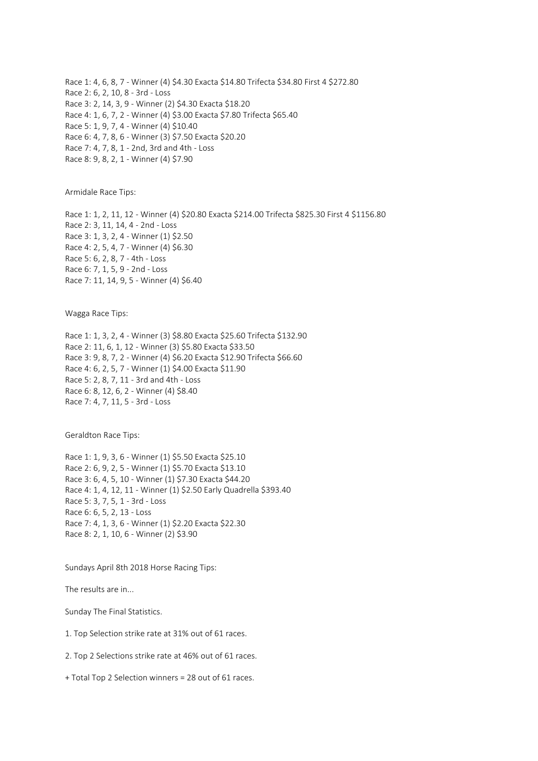Race 1: 4, 6, 8, 7 - Winner (4) $4.30 Exacta $14.80 Trifecta $34.80 First 4 $272.80
Race 2: 6, 2, 10, 8 - 3rd - Loss
Race 3: 2, 14, 3, 9 - Winner (2) $4.30 Exacta $18.20
Race 4: 1, 6, 7, 2 - Winner (4) $3.00 Exacta $7.80 Trifecta $65.40
Race 5: 1, 9, 7, 4 - Winner (4) $10.40
Race 6: 4, 7, 8, 6 - Winner (3) $7.50 Exacta $20.20
Race 7: 4, 7, 8, 1 - 2nd, 3rd and 4th - Loss
Race 8: 9, 8, 2, 1 - Winner (4) $7.90

Armidale Race Tips:

Race 1: 1, 2, 11, 12 - Winner (4) $20.80 Exacta $214.00 Trifecta $825.30 First 4 $1156.80
Race 2: 3, 11, 14, 4 - 2nd - Loss
Race 3: 1, 3, 2, 4 - Winner (1) $2.50
Race 4: 2, 5, 4, 7 - Winner (4) $6.30
Race 5: 6, 2, 8, 7 - 4th - Loss
Race 6: 7, 1, 5, 9 - 2nd - Loss
Race 7: 11, 14, 9, 5 - Winner (4) $6.40

Wagga Race Tips:

Race 1: 1, 3, 2, 4 - Winner (3) $8.80 Exacta $25.60 Trifecta $132.90
Race 2: 11, 6, 1, 12 - Winner (3) $5.80 Exacta $33.50
Race 3: 9, 8, 7, 2 - Winner (4) $6.20 Exacta $12.90 Trifecta $66.60
Race 4: 6, 2, 5, 7 - Winner (1) $4.00 Exacta $11.90
Race 5: 2, 8, 7, 11 - 3rd and 4th - Loss
Race 6: 8, 12, 6, 2 - Winner (4) $8.40
Race 7: 4, 7, 11, 5 - 3rd - Loss

Geraldton Race Tips:

Race 1: 1, 9, 3, 6 - Winner (1) $5.50 Exacta $25.10
Race 2: 6, 9, 2, 5 - Winner (1) $5.70 Exacta $13.10
Race 3: 6, 4, 5, 10 - Winner (1) $7.30 Exacta $44.20
Race 4: 1, 4, 12, 11 - Winner (1) $2.50 Early Quadrella $393.40
Race 5: 3, 7, 5, 1 - 3rd - Loss
Race 6: 6, 5, 2, 13 - Loss
Race 7: 4, 1, 3, 6 - Winner (1) $2.20 Exacta $22.30
Race 8: 2, 1, 10, 6 - Winner (2) $3.90

Sundays April 8th 2018 Horse Racing Tips:

The results are in...

Sunday The Final Statistics.

1. Top Selection strike rate at 31% out of 61 races.

2. Top 2 Selections strike rate at 46% out of 61 races.

+ Total Top 2 Selection winners = 28 out of 61 races.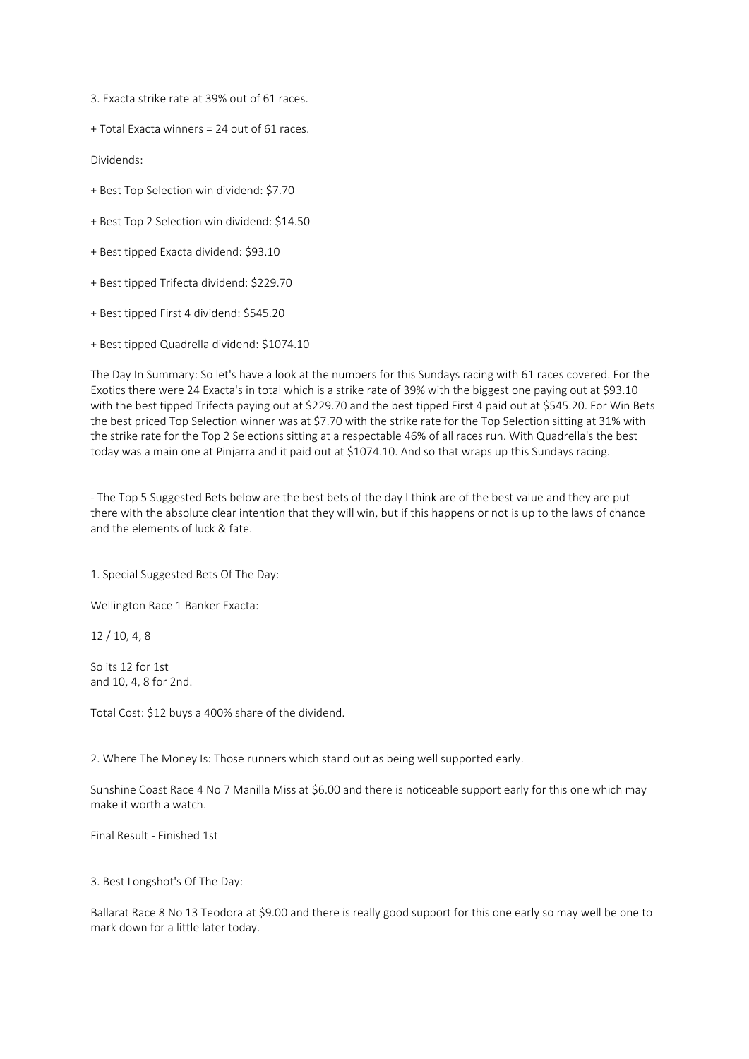3. Exacta strike rate at 39% out of 61 races.

+ Total Exacta winners = 24 out of 61 races.

Dividends:

+ Best Top Selection win dividend: $7.70

+ Best Top 2 Selection win dividend: $14.50

+ Best tipped Exacta dividend: $93.10

+ Best tipped Trifecta dividend: $229.70

+ Best tipped First 4 dividend: $545.20

+ Best tipped Quadrella dividend: $1074.10

The Day In Summary: So let's have a look at the numbers for this Sundays racing with 61 races covered. For the Exotics there were 24 Exacta's in total which is a strike rate of 39% with the biggest one paying out at $93.10 with the best tipped Trifecta paying out at $229.70 and the best tipped First 4 paid out at $545.20. For Win Bets the best priced Top Selection winner was at $7.70 with the strike rate for the Top Selection sitting at 31% with the strike rate for the Top 2 Selections sitting at a respectable 46% of all races run. With Quadrella's the best today was a main one at Pinjarra and it paid out at $1074.10. And so that wraps up this Sundays racing.

- The Top 5 Suggested Bets below are the best bets of the day I think are of the best value and they are put there with the absolute clear intention that they will win, but if this happens or not is up to the laws of chance and the elements of luck & fate.

1. Special Suggested Bets Of The Day:

Wellington Race 1 Banker Exacta:

12 / 10, 4, 8

So its 12 for 1st
and 10, 4, 8 for 2nd.

Total Cost: $12 buys a 400% share of the dividend.

2. Where The Money Is: Those runners which stand out as being well supported early.

Sunshine Coast Race 4 No 7 Manilla Miss at $6.00 and there is noticeable support early for this one which may make it worth a watch.

Final Result - Finished 1st

3. Best Longshot's Of The Day:

Ballarat Race 8 No 13 Teodora at $9.00 and there is really good support for this one early so may well be one to mark down for a little later today.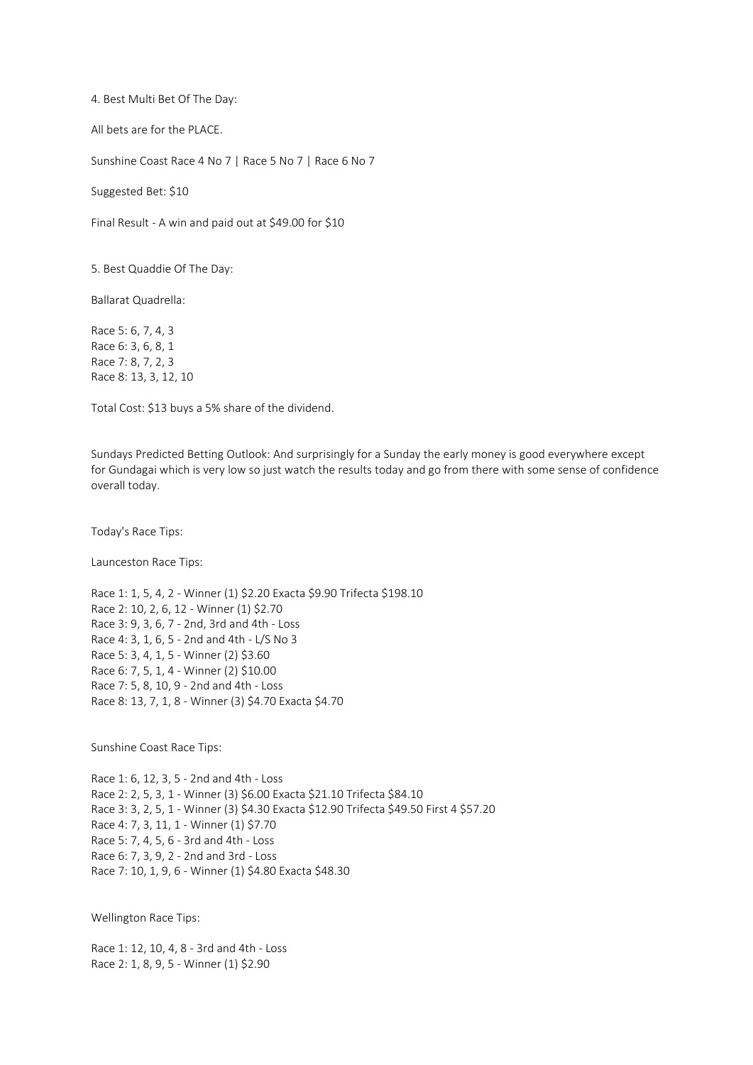4. Best Multi Bet Of The Day:

All bets are for the PLACE.

Sunshine Coast Race 4 No 7 | Race 5 No 7 | Race 6 No 7

Suggested Bet: $10

Final Result - A win and paid out at $49.00 for $10

5. Best Quaddie Of The Day:

Ballarat Quadrella:

Race 5: 6, 7, 4, 3
Race 6: 3, 6, 8, 1
Race 7: 8, 7, 2, 3
Race 8: 13, 3, 12, 10

Total Cost: $13 buys a 5% share of the dividend.

Sundays Predicted Betting Outlook: And surprisingly for a Sunday the early money is good everywhere except for Gundagai which is very low so just watch the results today and go from there with some sense of confidence overall today.

Today's Race Tips:

Launceston Race Tips:

Race 1: 1, 5, 4, 2 - Winner (1) $2.20 Exacta $9.90 Trifecta $198.10
Race 2: 10, 2, 6, 12 - Winner (1) $2.70
Race 3: 9, 3, 6, 7 - 2nd, 3rd and 4th - Loss
Race 4: 3, 1, 6, 5 - 2nd and 4th - L/S No 3
Race 5: 3, 4, 1, 5 - Winner (2) $3.60
Race 6: 7, 5, 1, 4 - Winner (2) $10.00
Race 7: 5, 8, 10, 9 - 2nd and 4th - Loss
Race 8: 13, 7, 1, 8 - Winner (3) $4.70 Exacta $4.70

Sunshine Coast Race Tips:

Race 1: 6, 12, 3, 5 - 2nd and 4th - Loss
Race 2: 2, 5, 3, 1 - Winner (3) $6.00 Exacta $21.10 Trifecta $84.10
Race 3: 3, 2, 5, 1 - Winner (3) $4.30 Exacta $12.90 Trifecta $49.50 First 4 $57.20
Race 4: 7, 3, 11, 1 - Winner (1) $7.70
Race 5: 7, 4, 5, 6 - 3rd and 4th - Loss
Race 6: 7, 3, 9, 2 - 2nd and 3rd - Loss
Race 7: 10, 1, 9, 6 - Winner (1) $4.80 Exacta $48.30

Wellington Race Tips:

Race 1: 12, 10, 4, 8 - 3rd and 4th - Loss
Race 2: 1, 8, 9, 5 - Winner (1) $2.90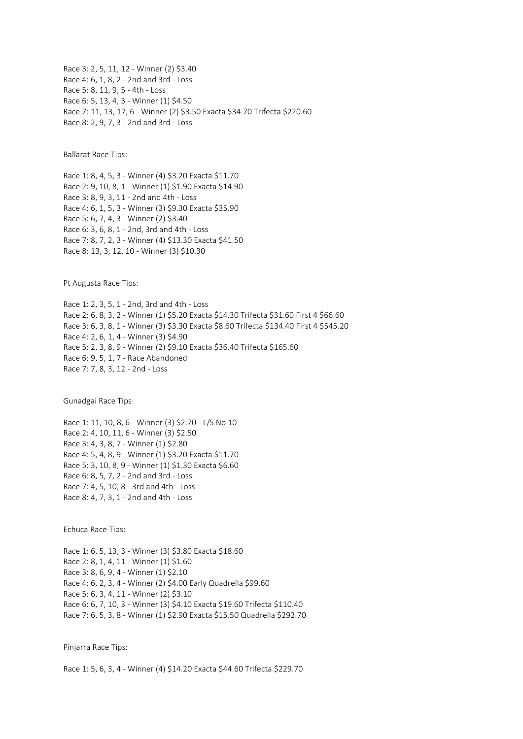Race 3: 2, 5, 11, 12 - Winner (2) $3.40
Race 4: 6, 1, 8, 2 - 2nd and 3rd - Loss
Race 5: 8, 11, 9, 5 - 4th - Loss
Race 6: 5, 13, 4, 3 - Winner (1) $4.50
Race 7: 11, 13, 17, 6 - Winner (2) $3.50 Exacta $34.70 Trifecta $220.60
Race 8: 2, 9, 7, 3 - 2nd and 3rd - Loss

Ballarat Race Tips:

Race 1: 8, 4, 5, 3 - Winner (4) $3.20 Exacta $11.70
Race 2: 9, 10, 8, 1 - Winner (1) $1.90 Exacta $14.90
Race 3: 8, 9, 3, 11 - 2nd and 4th - Loss
Race 4: 6, 1, 5, 3 - Winner (3) $9.30 Exacta $35.90
Race 5: 6, 7, 4, 3 - Winner (2) $3.40
Race 6: 3, 6, 8, 1 - 2nd, 3rd and 4th - Loss
Race 7: 8, 7, 2, 3 - Winner (4) $13.30 Exacta $41.50
Race 8: 13, 3, 12, 10 - Winner (3) $10.30

Pt Augusta Race Tips:

Race 1: 2, 3, 5, 1 - 2nd, 3rd and 4th - Loss
Race 2: 6, 8, 3, 2 - Winner (1) $5.20 Exacta $14.30 Trifecta $31.60 First 4 $66.60
Race 3: 6, 3, 8, 1 - Winner (3) $3.30 Exacta $8.60 Trifecta $134.40 First 4 $545.20
Race 4: 2, 6, 1, 4 - Winner (3) $4.90
Race 5: 2, 3, 8, 9 - Winner (2) $9.10 Exacta $36.40 Trifecta $165.60
Race 6: 9, 5, 1, 7 - Race Abandoned
Race 7: 7, 8, 3, 12 - 2nd - Loss

Gunadgai Race Tips:

Race 1: 11, 10, 8, 6 - Winner (3) $2.70 - L/S No 10
Race 2: 4, 10, 11, 6 - Winner (3) $2.50
Race 3: 4, 3, 8, 7 - Winner (1) $2.80
Race 4: 5, 4, 8, 9 - Winner (1) $3.20 Exacta $11.70
Race 5: 3, 10, 8, 9 - Winner (1) $1.30 Exacta $6.60
Race 6: 8, 5, 7, 2 - 2nd and 3rd - Loss
Race 7: 4, 5, 10, 8 - 3rd and 4th - Loss
Race 8: 4, 7, 3, 1 - 2nd and 4th - Loss

Echuca Race Tips:

Race 1: 6, 5, 13, 3 - Winner (3) $3.80 Exacta $18.60
Race 2: 8, 1, 4, 11 - Winner (1) $1.60
Race 3: 8, 6, 9, 4 - Winner (1) $2.10
Race 4: 6, 2, 3, 4 - Winner (2) $4.00 Early Quadrella $99.60
Race 5: 6, 3, 4, 11 - Winner (2) $3.10
Race 6: 6, 7, 10, 3 - Winner (3) $4.10 Exacta $19.60 Trifecta $110.40
Race 7: 6, 5, 3, 8 - Winner (1) $2.90 Exacta $15.50 Quadrella $292.70

Pinjarra Race Tips:

Race 1: 5, 6, 3, 4 - Winner (4) $14.20 Exacta $44.60 Trifecta $229.70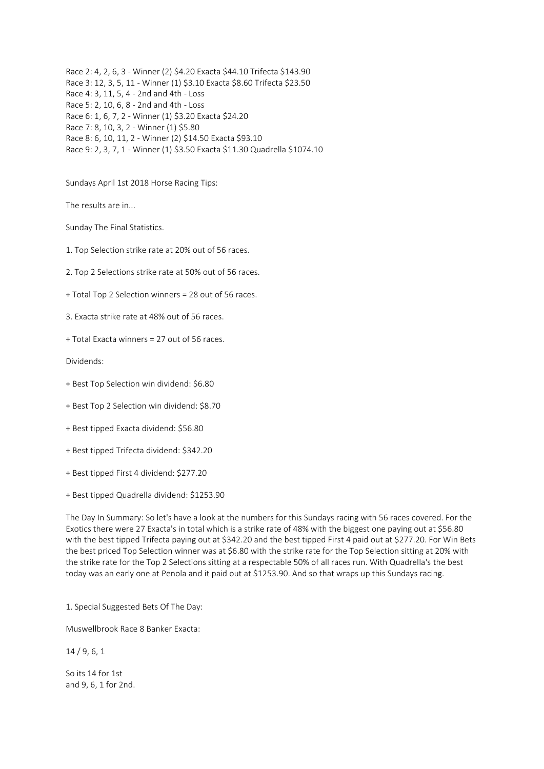Race 2: 4, 2, 6, 3 - Winner (2) $4.20 Exacta $44.10 Trifecta $143.90
Race 3: 12, 3, 5, 11 - Winner (1) $3.10 Exacta $8.60 Trifecta $23.50
Race 4: 3, 11, 5, 4 - 2nd and 4th - Loss
Race 5: 2, 10, 6, 8 - 2nd and 4th - Loss
Race 6: 1, 6, 7, 2 - Winner (1) $3.20 Exacta $24.20
Race 7: 8, 10, 3, 2 - Winner (1) $5.80
Race 8: 6, 10, 11, 2 - Winner (2) $14.50 Exacta $93.10
Race 9: 2, 3, 7, 1 - Winner (1) $3.50 Exacta $11.30 Quadrella $1074.10

Sundays April 1st 2018 Horse Racing Tips:

The results are in...

Sunday The Final Statistics.

1. Top Selection strike rate at 20% out of 56 races.

2. Top 2 Selections strike rate at 50% out of 56 races.

+ Total Top 2 Selection winners = 28 out of 56 races.

3. Exacta strike rate at 48% out of 56 races.

+ Total Exacta winners = 27 out of 56 races.

Dividends:

+ Best Top Selection win dividend: $6.80

+ Best Top 2 Selection win dividend: $8.70

+ Best tipped Exacta dividend: $56.80

+ Best tipped Trifecta dividend: $342.20

+ Best tipped First 4 dividend: $277.20

+ Best tipped Quadrella dividend: $1253.90

The Day In Summary: So let's have a look at the numbers for this Sundays racing with 56 races covered. For the Exotics there were 27 Exacta's in total which is a strike rate of 48% with the biggest one paying out at $56.80 with the best tipped Trifecta paying out at $342.20 and the best tipped First 4 paid out at $277.20. For Win Bets the best priced Top Selection winner was at $6.80 with the strike rate for the Top Selection sitting at 20% with the strike rate for the Top 2 Selections sitting at a respectable 50% of all races run. With Quadrella's the best today was an early one at Penola and it paid out at $1253.90. And so that wraps up this Sundays racing.

1. Special Suggested Bets Of The Day:

Muswellbrook Race 8 Banker Exacta:

14 / 9, 6, 1

So its 14 for 1st
and 9, 6, 1 for 2nd.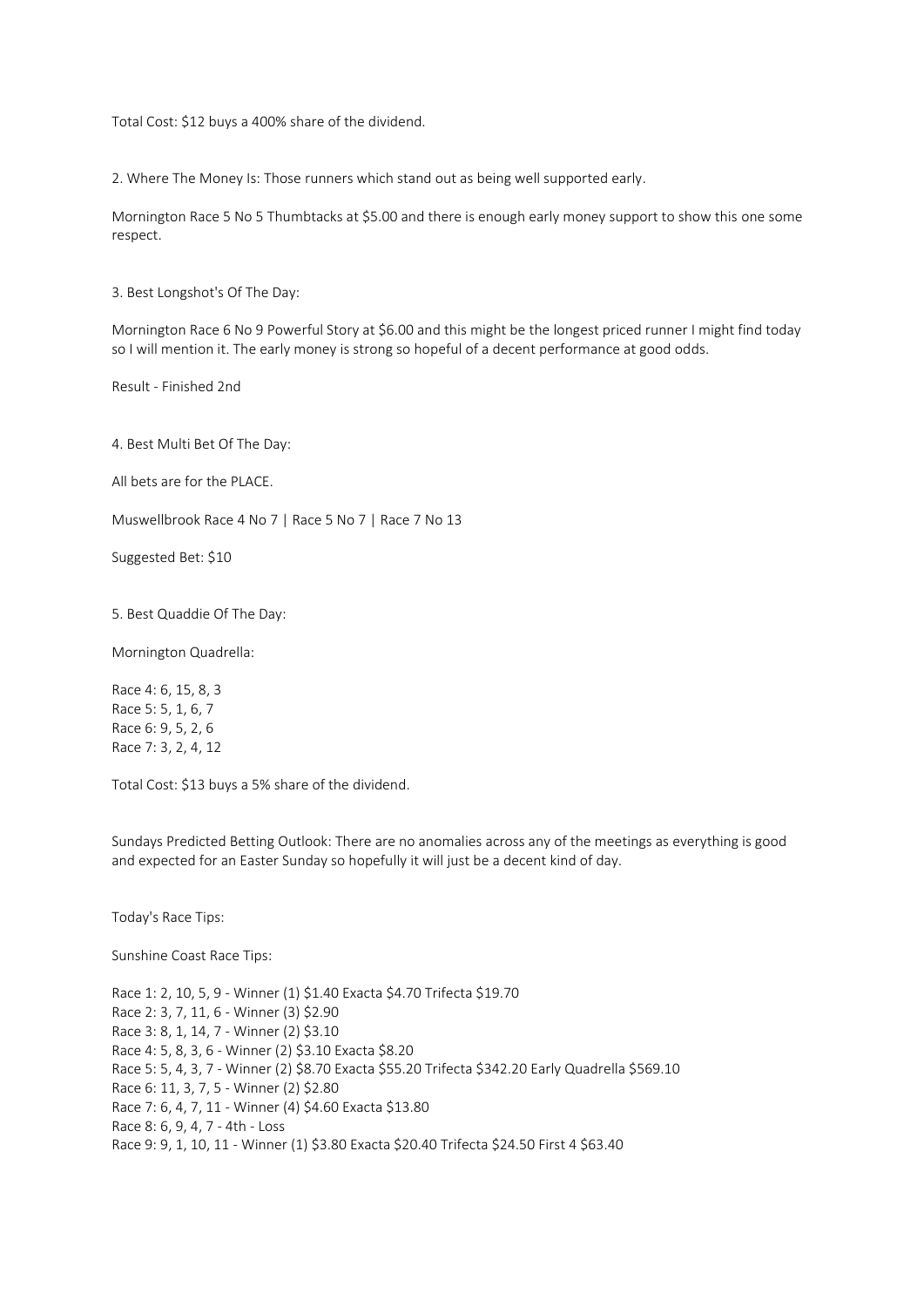Total Cost: $12 buys a 400% share of the dividend.

2. Where The Money Is: Those runners which stand out as being well supported early.

Mornington Race 5 No 5 Thumbtacks at $5.00 and there is enough early money support to show this one some respect.

3. Best Longshot's Of The Day:

Mornington Race 6 No 9 Powerful Story at $6.00 and this might be the longest priced runner I might find today so I will mention it. The early money is strong so hopeful of a decent performance at good odds.

Result - Finished 2nd

4. Best Multi Bet Of The Day:

All bets are for the PLACE.

Muswellbrook Race 4 No 7 | Race 5 No 7 | Race 7 No 13

Suggested Bet: $10

5. Best Quaddie Of The Day:

Mornington Quadrella:

Race 4: 6, 15, 8, 3
Race 5: 5, 1, 6, 7
Race 6: 9, 5, 2, 6
Race 7: 3, 2, 4, 12

Total Cost: $13 buys a 5% share of the dividend.

Sundays Predicted Betting Outlook: There are no anomalies across any of the meetings as everything is good and expected for an Easter Sunday so hopefully it will just be a decent kind of day.

Today's Race Tips:

Sunshine Coast Race Tips:

Race 1: 2, 10, 5, 9 - Winner (1) $1.40 Exacta $4.70 Trifecta $19.70
Race 2: 3, 7, 11, 6 - Winner (3) $2.90
Race 3: 8, 1, 14, 7 - Winner (2) $3.10
Race 4: 5, 8, 3, 6 - Winner (2) $3.10 Exacta $8.20
Race 5: 5, 4, 3, 7 - Winner (2) $8.70 Exacta $55.20 Trifecta $342.20 Early Quadrella $569.10
Race 6: 11, 3, 7, 5 - Winner (2) $2.80
Race 7: 6, 4, 7, 11 - Winner (4) $4.60 Exacta $13.80
Race 8: 6, 9, 4, 7 - 4th - Loss
Race 9: 9, 1, 10, 11 - Winner (1) $3.80 Exacta $20.40 Trifecta $24.50 First 4 $63.40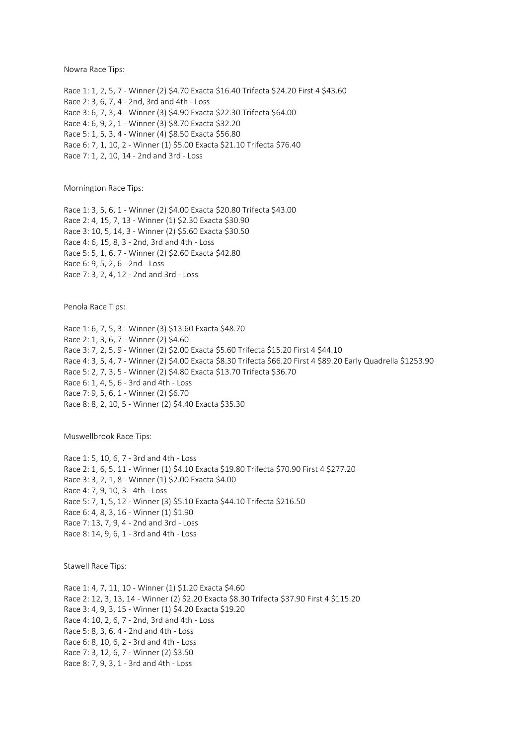Nowra Race Tips:

Race 1: 1, 2, 5, 7 - Winner (2) $4.70 Exacta $16.40 Trifecta $24.20 First 4 $43.60
Race 2: 3, 6, 7, 4 - 2nd, 3rd and 4th - Loss
Race 3: 6, 7, 3, 4 - Winner (3) $4.90 Exacta $22.30 Trifecta $64.00
Race 4: 6, 9, 2, 1 - Winner (3) $8.70 Exacta $32.20
Race 5: 1, 5, 3, 4 - Winner (4) $8.50 Exacta $56.80
Race 6: 7, 1, 10, 2 - Winner (1) $5.00 Exacta $21.10 Trifecta $76.40
Race 7: 1, 2, 10, 14 - 2nd and 3rd - Loss

Mornington Race Tips:

Race 1: 3, 5, 6, 1 - Winner (2) $4.00 Exacta $20.80 Trifecta $43.00
Race 2: 4, 15, 7, 13 - Winner (1) $2.30 Exacta $30.90
Race 3: 10, 5, 14, 3 - Winner (2) $5.60 Exacta $30.50
Race 4: 6, 15, 8, 3 - 2nd, 3rd and 4th - Loss
Race 5: 5, 1, 6, 7 - Winner (2) $2.60 Exacta $42.80
Race 6: 9, 5, 2, 6 - 2nd - Loss
Race 7: 3, 2, 4, 12 - 2nd and 3rd - Loss

Penola Race Tips:

Race 1: 6, 7, 5, 3 - Winner (3) $13.60 Exacta $48.70
Race 2: 1, 3, 6, 7 - Winner (2) $4.60
Race 3: 7, 2, 5, 9 - Winner (2) $2.00 Exacta $5.60 Trifecta $15.20 First 4 $44.10
Race 4: 3, 5, 4, 7 - Winner (2) $4.00 Exacta $8.30 Trifecta $66.20 First 4 $89.20 Early Quadrella $1253.90
Race 5: 2, 7, 3, 5 - Winner (2) $4.80 Exacta $13.70 Trifecta $36.70
Race 6: 1, 4, 5, 6 - 3rd and 4th - Loss
Race 7: 9, 5, 6, 1 - Winner (2) $6.70
Race 8: 8, 2, 10, 5 - Winner (2) $4.40 Exacta $35.30

Muswellbrook Race Tips:

Race 1: 5, 10, 6, 7 - 3rd and 4th - Loss
Race 2: 1, 6, 5, 11 - Winner (1) $4.10 Exacta $19.80 Trifecta $70.90 First 4 $277.20
Race 3: 3, 2, 1, 8 - Winner (1) $2.00 Exacta $4.00
Race 4: 7, 9, 10, 3 - 4th - Loss
Race 5: 7, 1, 5, 12 - Winner (3) $5.10 Exacta $44.10 Trifecta $216.50
Race 6: 4, 8, 3, 16 - Winner (1) $1.90
Race 7: 13, 7, 9, 4 - 2nd and 3rd - Loss
Race 8: 14, 9, 6, 1 - 3rd and 4th - Loss

Stawell Race Tips:

Race 1: 4, 7, 11, 10 - Winner (1) $1.20 Exacta $4.60
Race 2: 12, 3, 13, 14 - Winner (2) $2.20 Exacta $8.30 Trifecta $37.90 First 4 $115.20
Race 3: 4, 9, 3, 15 - Winner (1) $4.20 Exacta $19.20
Race 4: 10, 2, 6, 7 - 2nd, 3rd and 4th - Loss
Race 5: 8, 3, 6, 4 - 2nd and 4th - Loss
Race 6: 8, 10, 6, 2 - 3rd and 4th - Loss
Race 7: 3, 12, 6, 7 - Winner (2) $3.50
Race 8: 7, 9, 3, 1 - 3rd and 4th - Loss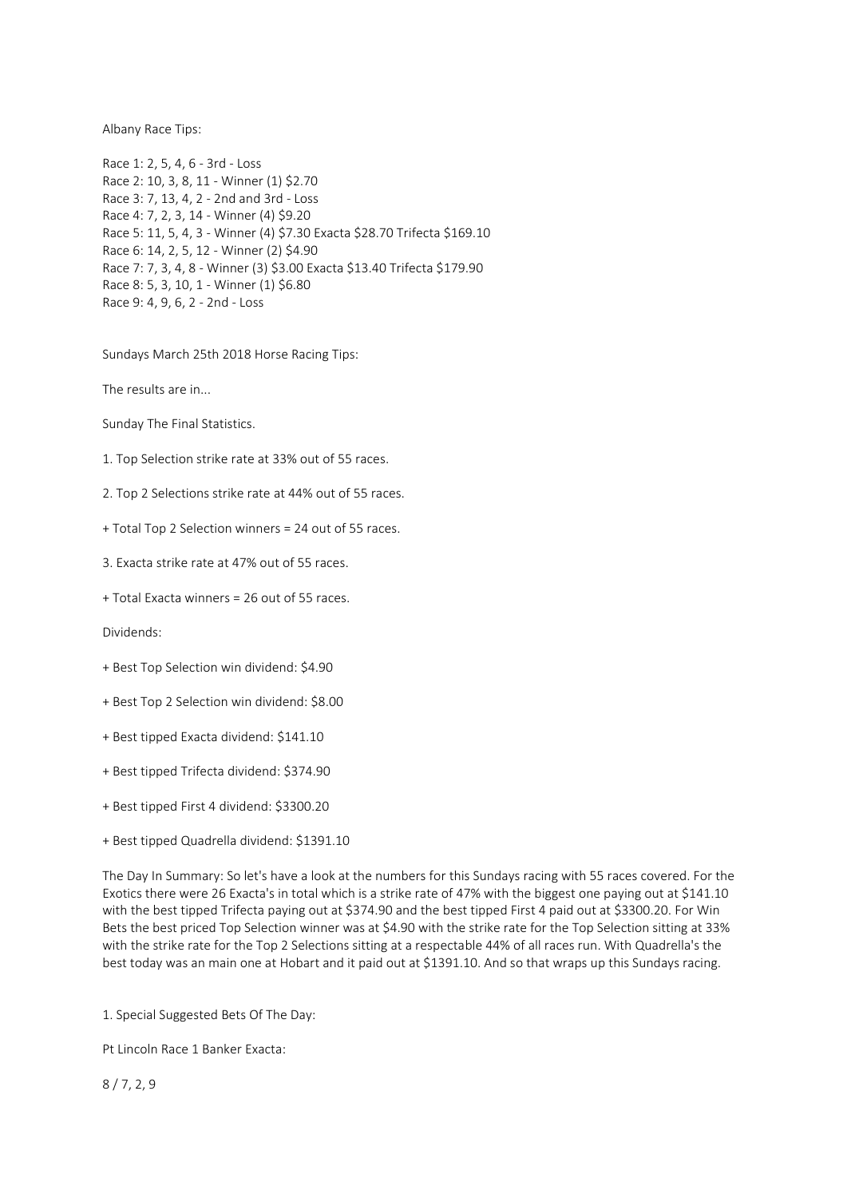Albany Race Tips:

Race 1: 2, 5, 4, 6 - 3rd - Loss
Race 2: 10, 3, 8, 11 - Winner (1) $2.70
Race 3: 7, 13, 4, 2 - 2nd and 3rd - Loss
Race 4: 7, 2, 3, 14 - Winner (4) $9.20
Race 5: 11, 5, 4, 3 - Winner (4) $7.30 Exacta $28.70 Trifecta $169.10
Race 6: 14, 2, 5, 12 - Winner (2) $4.90
Race 7: 7, 3, 4, 8 - Winner (3) $3.00 Exacta $13.40 Trifecta $179.90
Race 8: 5, 3, 10, 1 - Winner (1) $6.80
Race 9: 4, 9, 6, 2 - 2nd - Loss

Sundays March 25th 2018 Horse Racing Tips:

The results are in...

Sunday The Final Statistics.

1. Top Selection strike rate at 33% out of 55 races.

2. Top 2 Selections strike rate at 44% out of 55 races.

+ Total Top 2 Selection winners = 24 out of 55 races.

3. Exacta strike rate at 47% out of 55 races.

+ Total Exacta winners = 26 out of 55 races.

Dividends:

+ Best Top Selection win dividend: $4.90

+ Best Top 2 Selection win dividend: $8.00

+ Best tipped Exacta dividend: $141.10

+ Best tipped Trifecta dividend: $374.90

+ Best tipped First 4 dividend: $3300.20

+ Best tipped Quadrella dividend: $1391.10

The Day In Summary: So let's have a look at the numbers for this Sundays racing with 55 races covered. For the Exotics there were 26 Exacta's in total which is a strike rate of 47% with the biggest one paying out at $141.10 with the best tipped Trifecta paying out at $374.90 and the best tipped First 4 paid out at $3300.20. For Win Bets the best priced Top Selection winner was at $4.90 with the strike rate for the Top Selection sitting at 33% with the strike rate for the Top 2 Selections sitting at a respectable 44% of all races run. With Quadrella's the best today was an main one at Hobart and it paid out at $1391.10. And so that wraps up this Sundays racing.

1. Special Suggested Bets Of The Day:

Pt Lincoln Race 1 Banker Exacta:

8 / 7, 2, 9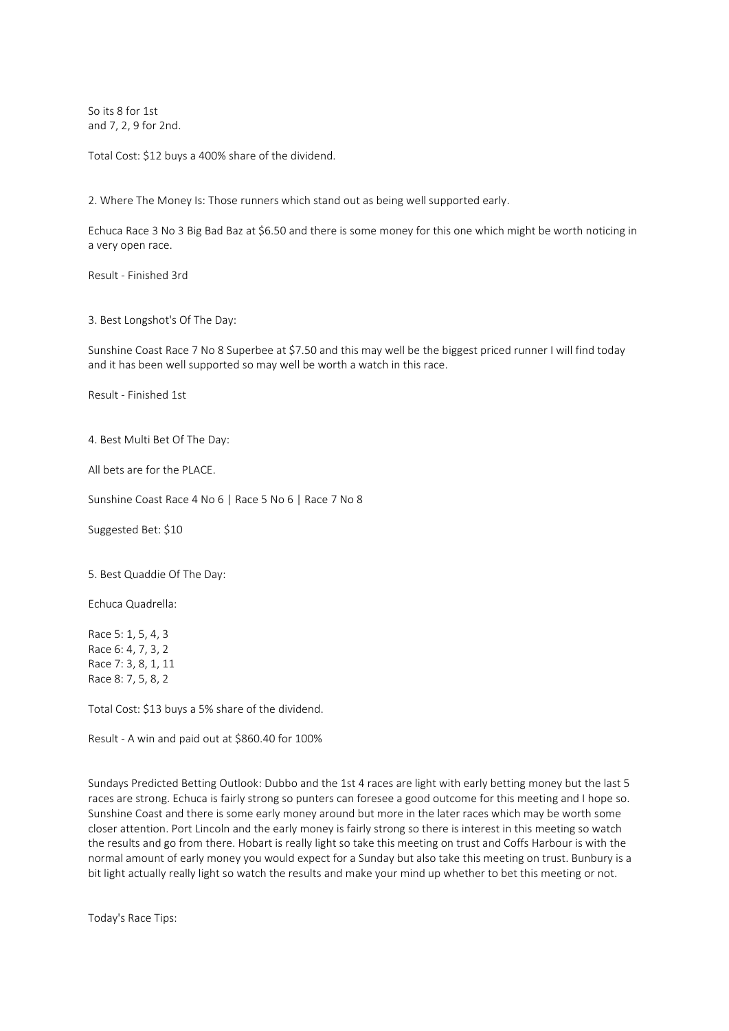So its 8 for 1st
and 7, 2, 9 for 2nd.

Total Cost: $12 buys a 400% share of the dividend.

2. Where The Money Is: Those runners which stand out as being well supported early.

Echuca Race 3 No 3 Big Bad Baz at $6.50 and there is some money for this one which might be worth noticing in a very open race.

Result - Finished 3rd

3. Best Longshot's Of The Day:

Sunshine Coast Race 7 No 8 Superbee at $7.50 and this may well be the biggest priced runner I will find today and it has been well supported so may well be worth a watch in this race.

Result - Finished 1st

4. Best Multi Bet Of The Day:

All bets are for the PLACE.

Sunshine Coast Race 4 No 6 | Race 5 No 6 | Race 7 No 8

Suggested Bet: $10

5. Best Quaddie Of The Day:

Echuca Quadrella:

Race 5: 1, 5, 4, 3
Race 6: 4, 7, 3, 2
Race 7: 3, 8, 1, 11
Race 8: 7, 5, 8, 2

Total Cost: $13 buys a 5% share of the dividend.

Result - A win and paid out at $860.40 for 100%

Sundays Predicted Betting Outlook: Dubbo and the 1st 4 races are light with early betting money but the last 5 races are strong. Echuca is fairly strong so punters can foresee a good outcome for this meeting and I hope so. Sunshine Coast and there is some early money around but more in the later races which may be worth some closer attention. Port Lincoln and the early money is fairly strong so there is interest in this meeting so watch the results and go from there. Hobart is really light so take this meeting on trust and Coffs Harbour is with the normal amount of early money you would expect for a Sunday but also take this meeting on trust. Bunbury is a bit light actually really light so watch the results and make your mind up whether to bet this meeting or not.

Today's Race Tips: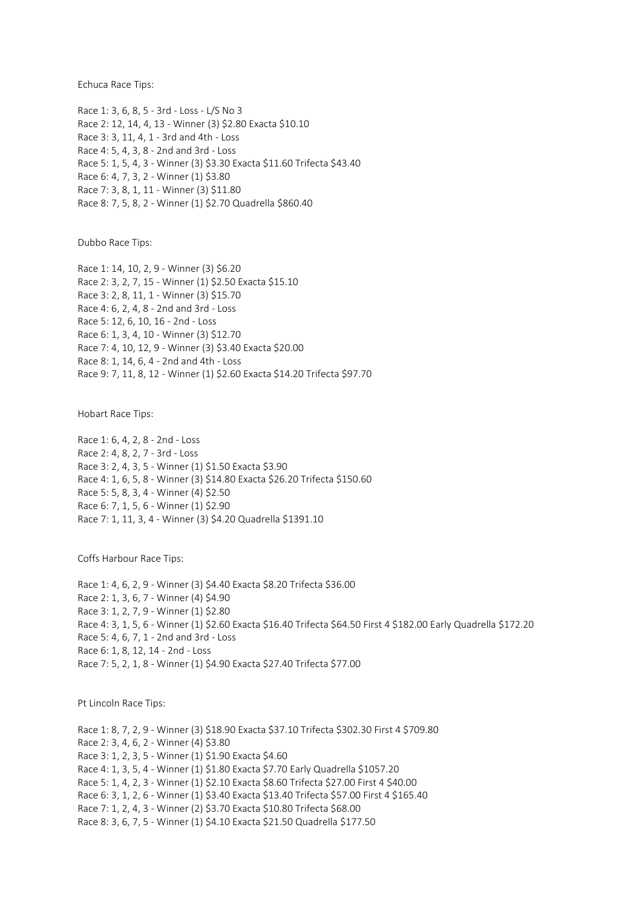Echuca Race Tips:

Race 1: 3, 6, 8, 5 - 3rd - Loss - L/S No 3
Race 2: 12, 14, 4, 13 - Winner (3) $2.80 Exacta $10.10
Race 3: 3, 11, 4, 1 - 3rd and 4th - Loss
Race 4: 5, 4, 3, 8 - 2nd and 3rd - Loss
Race 5: 1, 5, 4, 3 - Winner (3) $3.30 Exacta $11.60 Trifecta $43.40
Race 6: 4, 7, 3, 2 - Winner (1) $3.80
Race 7: 3, 8, 1, 11 - Winner (3) $11.80
Race 8: 7, 5, 8, 2 - Winner (1) $2.70 Quadrella $860.40

Dubbo Race Tips:

Race 1: 14, 10, 2, 9 - Winner (3) $6.20
Race 2: 3, 2, 7, 15 - Winner (1) $2.50 Exacta $15.10
Race 3: 2, 8, 11, 1 - Winner (3) $15.70
Race 4: 6, 2, 4, 8 - 2nd and 3rd - Loss
Race 5: 12, 6, 10, 16 - 2nd - Loss
Race 6: 1, 3, 4, 10 - Winner (3) $12.70
Race 7: 4, 10, 12, 9 - Winner (3) $3.40 Exacta $20.00
Race 8: 1, 14, 6, 4 - 2nd and 4th - Loss
Race 9: 7, 11, 8, 12 - Winner (1) $2.60 Exacta $14.20 Trifecta $97.70

Hobart Race Tips:

Race 1: 6, 4, 2, 8 - 2nd - Loss
Race 2: 4, 8, 2, 7 - 3rd - Loss
Race 3: 2, 4, 3, 5 - Winner (1) $1.50 Exacta $3.90
Race 4: 1, 6, 5, 8 - Winner (3) $14.80 Exacta $26.20 Trifecta $150.60
Race 5: 5, 8, 3, 4 - Winner (4) $2.50
Race 6: 7, 1, 5, 6 - Winner (1) $2.90
Race 7: 1, 11, 3, 4 - Winner (3) $4.20 Quadrella $1391.10

Coffs Harbour Race Tips:

Race 1: 4, 6, 2, 9 - Winner (3) $4.40 Exacta $8.20 Trifecta $36.00
Race 2: 1, 3, 6, 7 - Winner (4) $4.90
Race 3: 1, 2, 7, 9 - Winner (1) $2.80
Race 4: 3, 1, 5, 6 - Winner (1) $2.60 Exacta $16.40 Trifecta $64.50 First 4 $182.00 Early Quadrella $172.20
Race 5: 4, 6, 7, 1 - 2nd and 3rd - Loss
Race 6: 1, 8, 12, 14 - 2nd - Loss
Race 7: 5, 2, 1, 8 - Winner (1) $4.90 Exacta $27.40 Trifecta $77.00

Pt Lincoln Race Tips:

Race 1: 8, 7, 2, 9 - Winner (3) $18.90 Exacta $37.10 Trifecta $302.30 First 4 $709.80
Race 2: 3, 4, 6, 2 - Winner (4) $3.80
Race 3: 1, 2, 3, 5 - Winner (1) $1.90 Exacta $4.60
Race 4: 1, 3, 5, 4 - Winner (1) $1.80 Exacta $7.70 Early Quadrella $1057.20
Race 5: 1, 4, 2, 3 - Winner (1) $2.10 Exacta $8.60 Trifecta $27.00 First 4 $40.00
Race 6: 3, 1, 2, 6 - Winner (1) $3.40 Exacta $13.40 Trifecta $57.00 First 4 $165.40
Race 7: 1, 2, 4, 3 - Winner (2) $3.70 Exacta $10.80 Trifecta $68.00
Race 8: 3, 6, 7, 5 - Winner (1) $4.10 Exacta $21.50 Quadrella $177.50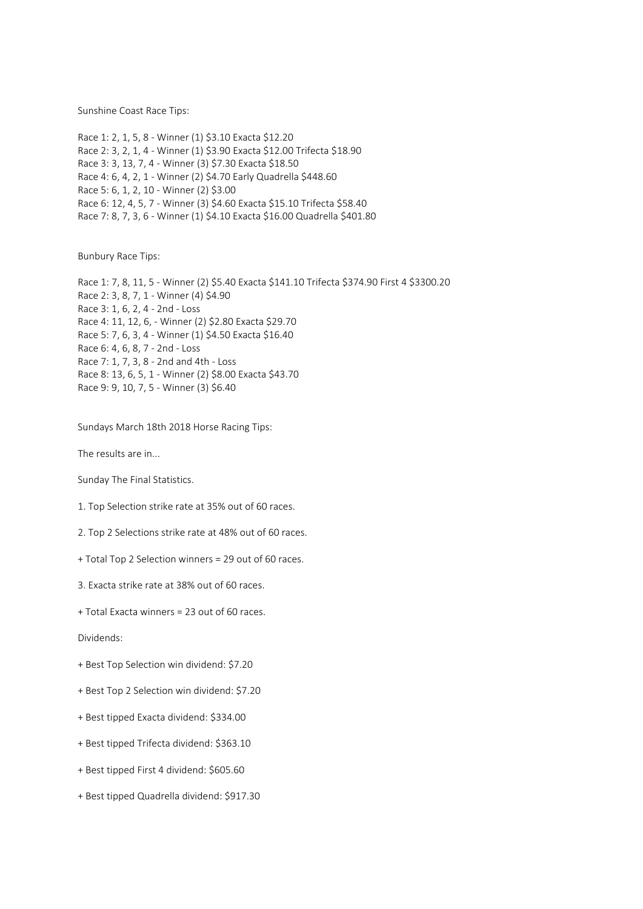Sunshine Coast Race Tips:

Race 1: 2, 1, 5, 8 - Winner (1) $3.10 Exacta $12.20
Race 2: 3, 2, 1, 4 - Winner (1) $3.90 Exacta $12.00 Trifecta $18.90
Race 3: 3, 13, 7, 4 - Winner (3) $7.30 Exacta $18.50
Race 4: 6, 4, 2, 1 - Winner (2) $4.70 Early Quadrella $448.60
Race 5: 6, 1, 2, 10 - Winner (2) $3.00
Race 6: 12, 4, 5, 7 - Winner (3) $4.60 Exacta $15.10 Trifecta $58.40
Race 7: 8, 7, 3, 6 - Winner (1) $4.10 Exacta $16.00 Quadrella $401.80

Bunbury Race Tips:

Race 1: 7, 8, 11, 5 - Winner (2) $5.40 Exacta $141.10 Trifecta $374.90 First 4 $3300.20
Race 2: 3, 8, 7, 1 - Winner (4) $4.90
Race 3: 1, 6, 2, 4 - 2nd - Loss
Race 4: 11, 12, 6, - Winner (2) $2.80 Exacta $29.70
Race 5: 7, 6, 3, 4 - Winner (1) $4.50 Exacta $16.40
Race 6: 4, 6, 8, 7 - 2nd - Loss
Race 7: 1, 7, 3, 8 - 2nd and 4th - Loss
Race 8: 13, 6, 5, 1 - Winner (2) $8.00 Exacta $43.70
Race 9: 9, 10, 7, 5 - Winner (3) $6.40

Sundays March 18th 2018 Horse Racing Tips:

The results are in...

Sunday The Final Statistics.

1. Top Selection strike rate at 35% out of 60 races.

2. Top 2 Selections strike rate at 48% out of 60 races.

+ Total Top 2 Selection winners = 29 out of 60 races.

3. Exacta strike rate at 38% out of 60 races.

+ Total Exacta winners = 23 out of 60 races.

Dividends:

+ Best Top Selection win dividend: $7.20

+ Best Top 2 Selection win dividend: $7.20

+ Best tipped Exacta dividend: $334.00

+ Best tipped Trifecta dividend: $363.10

+ Best tipped First 4 dividend: $605.60

+ Best tipped Quadrella dividend: $917.30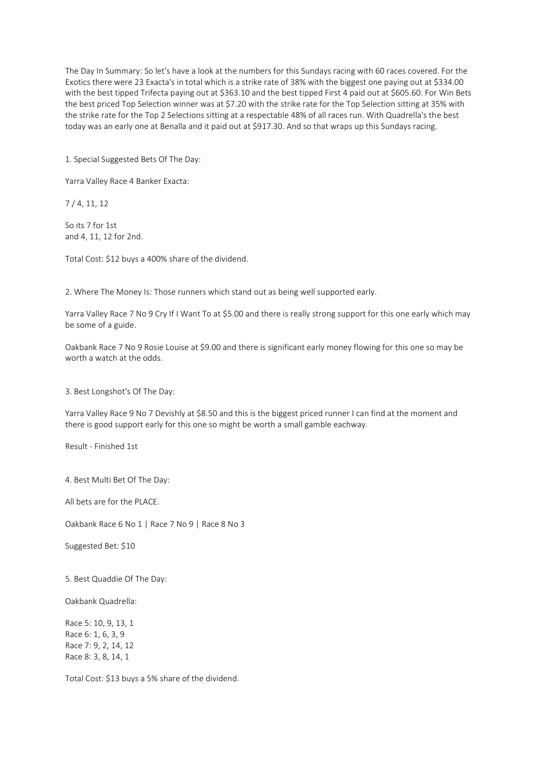The Day In Summary: So let's have a look at the numbers for this Sundays racing with 60 races covered. For the Exotics there were 23 Exacta's in total which is a strike rate of 38% with the biggest one paying out at $334.00 with the best tipped Trifecta paying out at $363.10 and the best tipped First 4 paid out at $605.60. For Win Bets the best priced Top Selection winner was at $7.20 with the strike rate for the Top Selection sitting at 35% with the strike rate for the Top 2 Selections sitting at a respectable 48% of all races run. With Quadrella's the best today was an early one at Benalla and it paid out at $917.30. And so that wraps up this Sundays racing.

1. Special Suggested Bets Of The Day:

Yarra Valley Race 4 Banker Exacta:

7 / 4, 11, 12

So its 7 for 1st
and 4, 11, 12 for 2nd.

Total Cost: $12 buys a 400% share of the dividend.

2. Where The Money Is: Those runners which stand out as being well supported early.

Yarra Valley Race 7 No 9 Cry If I Want To at $5.00 and there is really strong support for this one early which may be some of a guide.

Oakbank Race 7 No 9 Rosie Louise at $9.00 and there is significant early money flowing for this one so may be worth a watch at the odds.

3. Best Longshot's Of The Day:

Yarra Valley Race 9 No 7 Devishly at $8.50 and this is the biggest priced runner I can find at the moment and there is good support early for this one so might be worth a small gamble eachway.

Result - Finished 1st

4. Best Multi Bet Of The Day:

All bets are for the PLACE.

Oakbank Race 6 No 1 | Race 7 No 9 | Race 8 No 3

Suggested Bet: $10

5. Best Quaddie Of The Day:

Oakbank Quadrella:

Race 5: 10, 9, 13, 1
Race 6: 1, 6, 3, 9
Race 7: 9, 2, 14, 12
Race 8: 3, 8, 14, 1

Total Cost: $13 buys a 5% share of the dividend.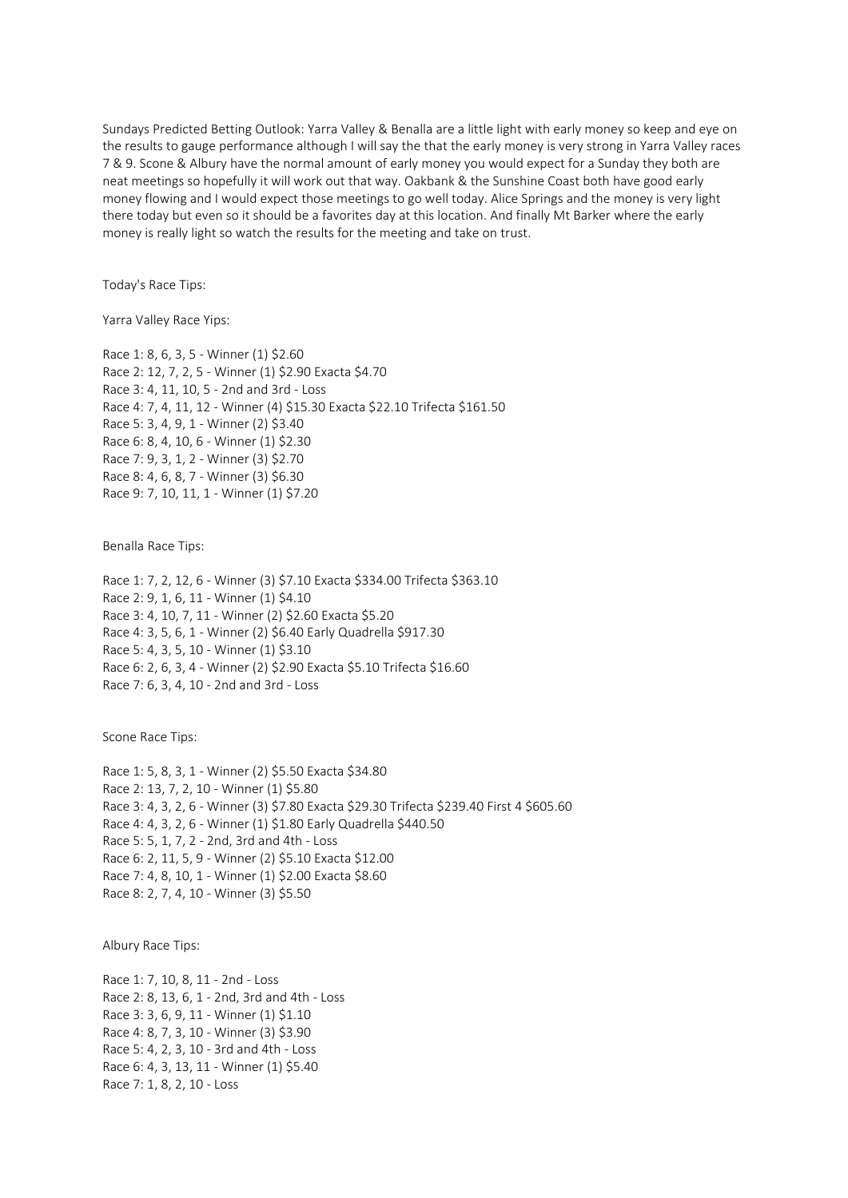Sundays Predicted Betting Outlook: Yarra Valley & Benalla are a little light with early money so keep and eye on the results to gauge performance although I will say the that the early money is very strong in Yarra Valley races 7 & 9. Scone & Albury have the normal amount of early money you would expect for a Sunday they both are neat meetings so hopefully it will work out that way. Oakbank & the Sunshine Coast both have good early money flowing and I would expect those meetings to go well today. Alice Springs and the money is very light there today but even so it should be a favorites day at this location. And finally Mt Barker where the early money is really light so watch the results for the meeting and take on trust.

Today's Race Tips:

Yarra Valley Race Yips:

Race 1: 8, 6, 3, 5 - Winner (1) $2.60
Race 2: 12, 7, 2, 5 - Winner (1) $2.90 Exacta $4.70
Race 3: 4, 11, 10, 5 - 2nd and 3rd - Loss
Race 4: 7, 4, 11, 12 - Winner (4) $15.30 Exacta $22.10 Trifecta $161.50
Race 5: 3, 4, 9, 1 - Winner (2) $3.40
Race 6: 8, 4, 10, 6 - Winner (1) $2.30
Race 7: 9, 3, 1, 2 - Winner (3) $2.70
Race 8: 4, 6, 8, 7 - Winner (3) $6.30
Race 9: 7, 10, 11, 1 - Winner (1) $7.20

Benalla Race Tips:

Race 1: 7, 2, 12, 6 - Winner (3) $7.10 Exacta $334.00 Trifecta $363.10
Race 2: 9, 1, 6, 11 - Winner (1) $4.10
Race 3: 4, 10, 7, 11 - Winner (2) $2.60 Exacta $5.20
Race 4: 3, 5, 6, 1 - Winner (2) $6.40 Early Quadrella $917.30
Race 5: 4, 3, 5, 10 - Winner (1) $3.10
Race 6: 2, 6, 3, 4 - Winner (2) $2.90 Exacta $5.10 Trifecta $16.60
Race 7: 6, 3, 4, 10 - 2nd and 3rd - Loss

Scone Race Tips:

Race 1: 5, 8, 3, 1 - Winner (2) $5.50 Exacta $34.80
Race 2: 13, 7, 2, 10 - Winner (1) $5.80
Race 3: 4, 3, 2, 6 - Winner (3) $7.80 Exacta $29.30 Trifecta $239.40 First 4 $605.60
Race 4: 4, 3, 2, 6 - Winner (1) $1.80 Early Quadrella $440.50
Race 5: 5, 1, 7, 2 - 2nd, 3rd and 4th - Loss
Race 6: 2, 11, 5, 9 - Winner (2) $5.10 Exacta $12.00
Race 7: 4, 8, 10, 1 - Winner (1) $2.00 Exacta $8.60
Race 8: 2, 7, 4, 10 - Winner (3) $5.50

Albury Race Tips:

Race 1: 7, 10, 8, 11 - 2nd - Loss
Race 2: 8, 13, 6, 1 - 2nd, 3rd and 4th - Loss
Race 3: 3, 6, 9, 11 - Winner (1) $1.10
Race 4: 8, 7, 3, 10 - Winner (3) $3.90
Race 5: 4, 2, 3, 10 - 3rd and 4th - Loss
Race 6: 4, 3, 13, 11 - Winner (1) $5.40
Race 7: 1, 8, 2, 10 - Loss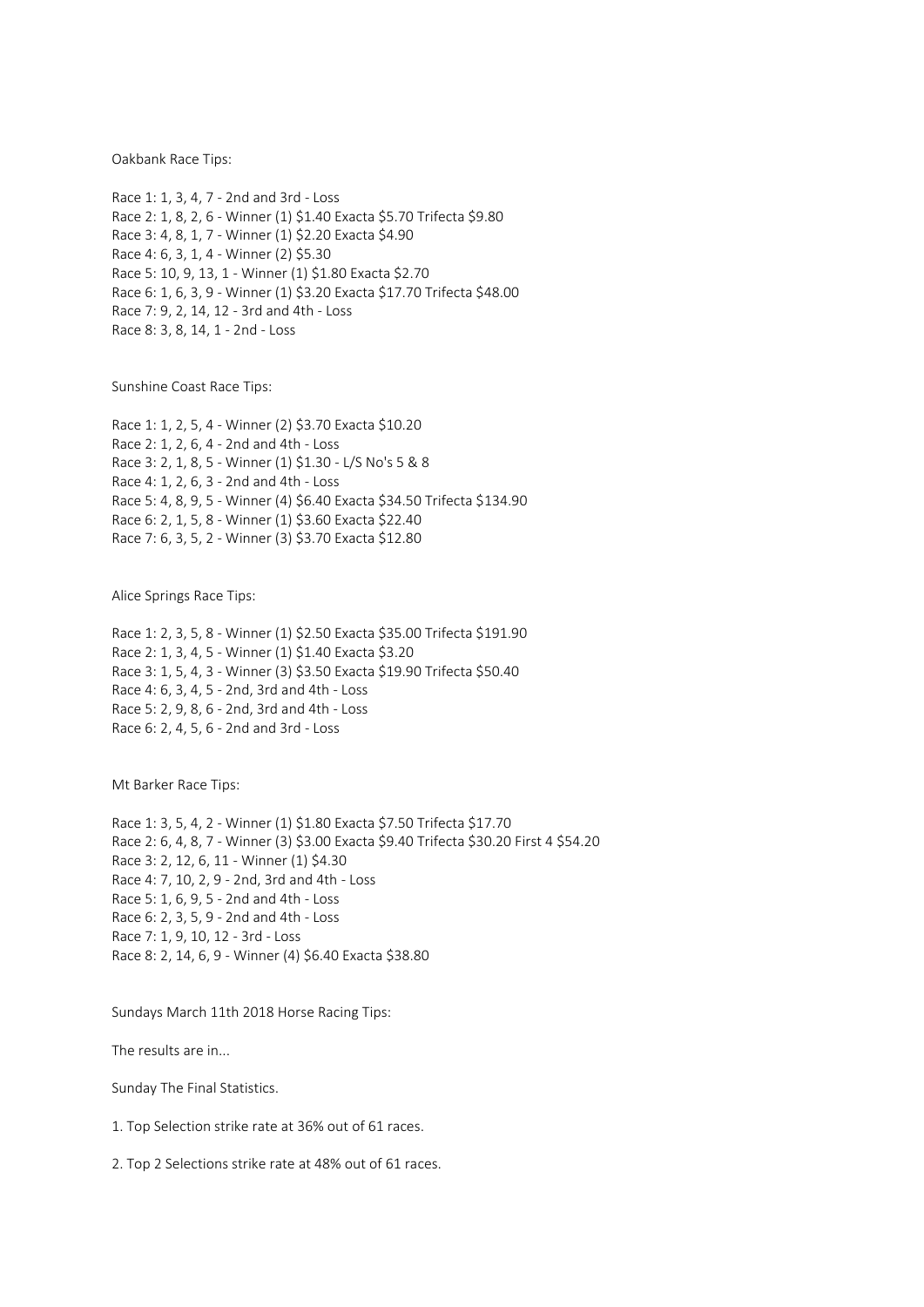Oakbank Race Tips:

Race 1: 1, 3, 4, 7 - 2nd and 3rd - Loss
Race 2: 1, 8, 2, 6 - Winner (1) $1.40 Exacta $5.70 Trifecta $9.80
Race 3: 4, 8, 1, 7 - Winner (1) $2.20 Exacta $4.90
Race 4: 6, 3, 1, 4 - Winner (2) $5.30
Race 5: 10, 9, 13, 1 - Winner (1) $1.80 Exacta $2.70
Race 6: 1, 6, 3, 9 - Winner (1) $3.20 Exacta $17.70 Trifecta $48.00
Race 7: 9, 2, 14, 12 - 3rd and 4th - Loss
Race 8: 3, 8, 14, 1 - 2nd - Loss

Sunshine Coast Race Tips:

Race 1: 1, 2, 5, 4 - Winner (2) $3.70 Exacta $10.20
Race 2: 1, 2, 6, 4 - 2nd and 4th - Loss
Race 3: 2, 1, 8, 5 - Winner (1) $1.30 - L/S No's 5 & 8
Race 4: 1, 2, 6, 3 - 2nd and 4th - Loss
Race 5: 4, 8, 9, 5 - Winner (4) $6.40 Exacta $34.50 Trifecta $134.90
Race 6: 2, 1, 5, 8 - Winner (1) $3.60 Exacta $22.40
Race 7: 6, 3, 5, 2 - Winner (3) $3.70 Exacta $12.80

Alice Springs Race Tips:

Race 1: 2, 3, 5, 8 - Winner (1) $2.50 Exacta $35.00 Trifecta $191.90
Race 2: 1, 3, 4, 5 - Winner (1) $1.40 Exacta $3.20
Race 3: 1, 5, 4, 3 - Winner (3) $3.50 Exacta $19.90 Trifecta $50.40
Race 4: 6, 3, 4, 5 - 2nd, 3rd and 4th - Loss
Race 5: 2, 9, 8, 6 - 2nd, 3rd and 4th - Loss
Race 6: 2, 4, 5, 6 - 2nd and 3rd - Loss

Mt Barker Race Tips:

Race 1: 3, 5, 4, 2 - Winner (1) $1.80 Exacta $7.50 Trifecta $17.70
Race 2: 6, 4, 8, 7 - Winner (3) $3.00 Exacta $9.40 Trifecta $30.20 First 4 $54.20
Race 3: 2, 12, 6, 11 - Winner (1) $4.30
Race 4: 7, 10, 2, 9 - 2nd, 3rd and 4th - Loss
Race 5: 1, 6, 9, 5 - 2nd and 4th - Loss
Race 6: 2, 3, 5, 9 - 2nd and 4th - Loss
Race 7: 1, 9, 10, 12 - 3rd - Loss
Race 8: 2, 14, 6, 9 - Winner (4) $6.40 Exacta $38.80

Sundays March 11th 2018 Horse Racing Tips:

The results are in...

Sunday The Final Statistics.

1. Top Selection strike rate at 36% out of 61 races.

2. Top 2 Selections strike rate at 48% out of 61 races.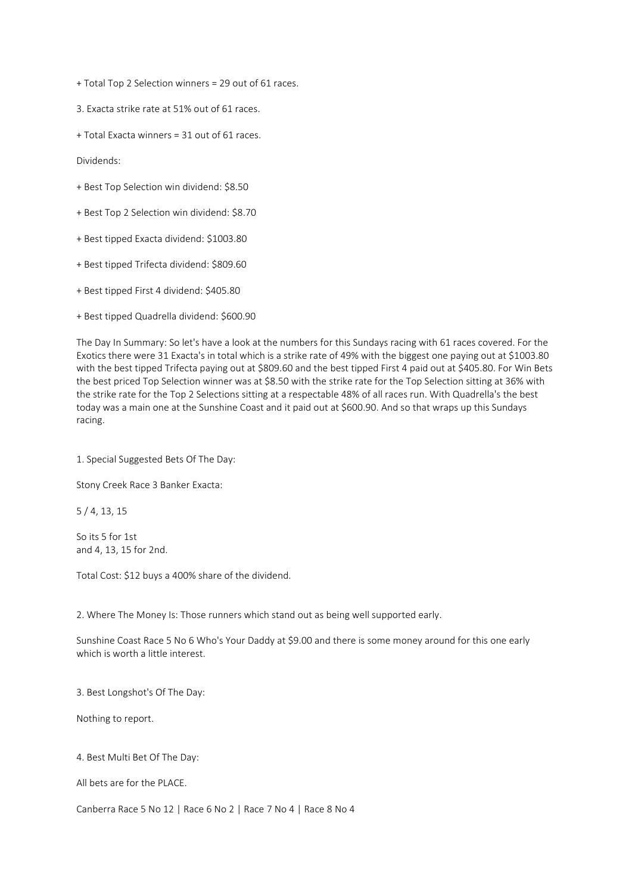+ Total Top 2 Selection winners = 29 out of 61 races.

3. Exacta strike rate at 51% out of 61 races.

+ Total Exacta winners = 31 out of 61 races.

Dividends:

+ Best Top Selection win dividend: $8.50

+ Best Top 2 Selection win dividend: $8.70

+ Best tipped Exacta dividend: $1003.80

+ Best tipped Trifecta dividend: $809.60

+ Best tipped First 4 dividend: $405.80

+ Best tipped Quadrella dividend: $600.90

The Day In Summary: So let's have a look at the numbers for this Sundays racing with 61 races covered. For the Exotics there were 31 Exacta's in total which is a strike rate of 49% with the biggest one paying out at $1003.80 with the best tipped Trifecta paying out at $809.60 and the best tipped First 4 paid out at $405.80. For Win Bets the best priced Top Selection winner was at $8.50 with the strike rate for the Top Selection sitting at 36% with the strike rate for the Top 2 Selections sitting at a respectable 48% of all races run. With Quadrella's the best today was a main one at the Sunshine Coast and it paid out at $600.90. And so that wraps up this Sundays racing.

1. Special Suggested Bets Of The Day:

Stony Creek Race 3 Banker Exacta:

5 / 4, 13, 15

So its 5 for 1st
and 4, 13, 15 for 2nd.

Total Cost: $12 buys a 400% share of the dividend.

2. Where The Money Is: Those runners which stand out as being well supported early.

Sunshine Coast Race 5 No 6 Who's Your Daddy at $9.00 and there is some money around for this one early which is worth a little interest.

3. Best Longshot's Of The Day:

Nothing to report.

4. Best Multi Bet Of The Day:

All bets are for the PLACE.

Canberra Race 5 No 12 | Race 6 No 2 | Race 7 No 4 | Race 8 No 4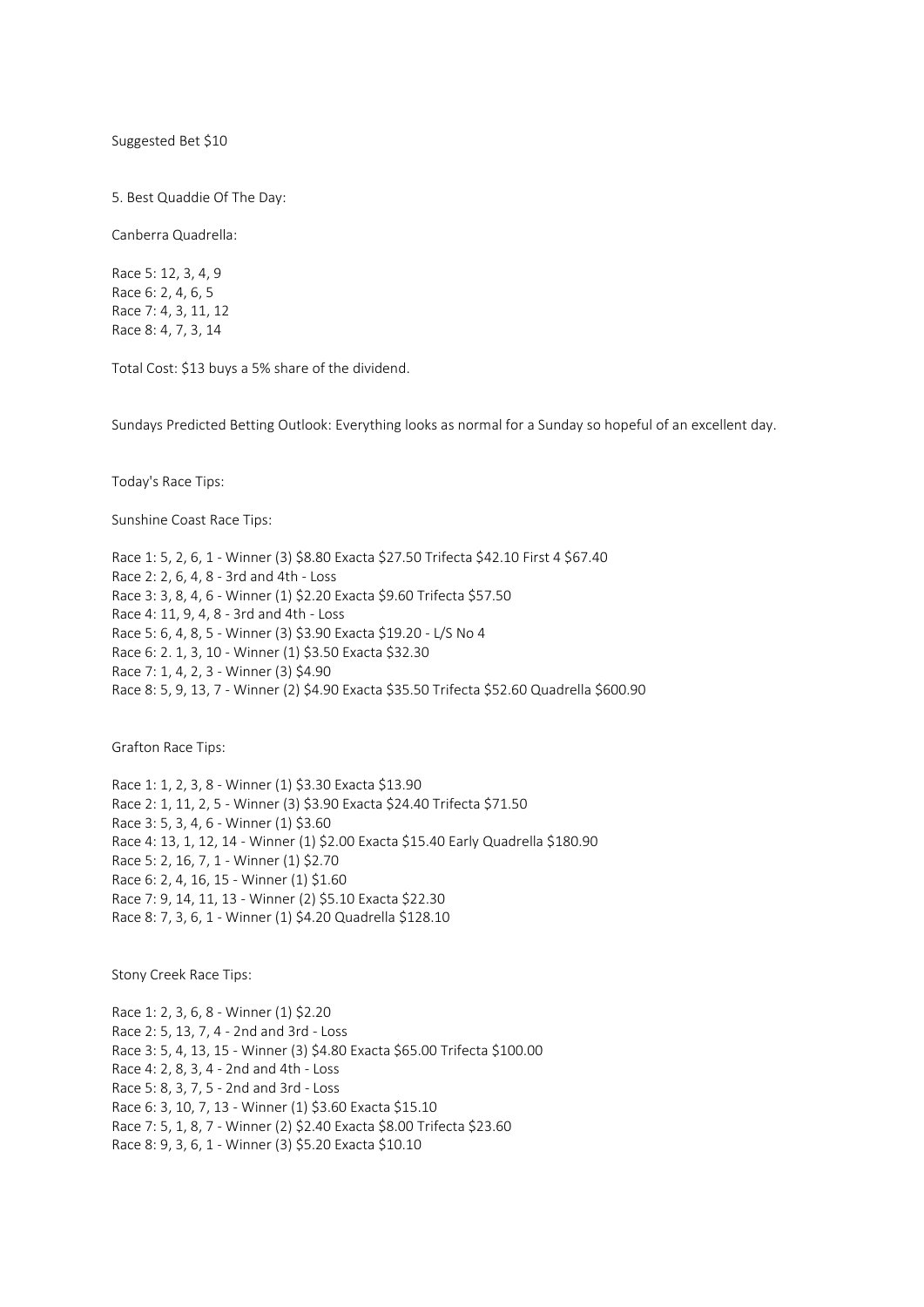Suggested Bet $10

5. Best Quaddie Of The Day:

Canberra Quadrella:

Race 5: 12, 3, 4, 9
Race 6: 2, 4, 6, 5
Race 7: 4, 3, 11, 12
Race 8: 4, 7, 3, 14

Total Cost: $13 buys a 5% share of the dividend.

Sundays Predicted Betting Outlook: Everything looks as normal for a Sunday so hopeful of an excellent day.

Today's Race Tips:

Sunshine Coast Race Tips:

Race 1: 5, 2, 6, 1 - Winner (3) $8.80 Exacta $27.50 Trifecta $42.10 First 4 $67.40
Race 2: 2, 6, 4, 8 - 3rd and 4th - Loss
Race 3: 3, 8, 4, 6 - Winner (1) $2.20 Exacta $9.60 Trifecta $57.50
Race 4: 11, 9, 4, 8 - 3rd and 4th - Loss
Race 5: 6, 4, 8, 5 - Winner (3) $3.90 Exacta $19.20 - L/S No 4
Race 6: 2. 1, 3, 10 - Winner (1) $3.50 Exacta $32.30
Race 7: 1, 4, 2, 3 - Winner (3) $4.90
Race 8: 5, 9, 13, 7 - Winner (2) $4.90 Exacta $35.50 Trifecta $52.60 Quadrella $600.90

Grafton Race Tips:

Race 1: 1, 2, 3, 8 - Winner (1) $3.30 Exacta $13.90
Race 2: 1, 11, 2, 5 - Winner (3) $3.90 Exacta $24.40 Trifecta $71.50
Race 3: 5, 3, 4, 6 - Winner (1) $3.60
Race 4: 13, 1, 12, 14 - Winner (1) $2.00 Exacta $15.40 Early Quadrella $180.90
Race 5: 2, 16, 7, 1 - Winner (1) $2.70
Race 6: 2, 4, 16, 15 - Winner (1) $1.60
Race 7: 9, 14, 11, 13 - Winner (2) $5.10 Exacta $22.30
Race 8: 7, 3, 6, 1 - Winner (1) $4.20 Quadrella $128.10

Stony Creek Race Tips:

Race 1: 2, 3, 6, 8 - Winner (1) $2.20
Race 2: 5, 13, 7, 4 - 2nd and 3rd - Loss
Race 3: 5, 4, 13, 15 - Winner (3) $4.80 Exacta $65.00 Trifecta $100.00
Race 4: 2, 8, 3, 4 - 2nd and 4th - Loss
Race 5: 8, 3, 7, 5 - 2nd and 3rd - Loss
Race 6: 3, 10, 7, 13 - Winner (1) $3.60 Exacta $15.10
Race 7: 5, 1, 8, 7 - Winner (2) $2.40 Exacta $8.00 Trifecta $23.60
Race 8: 9, 3, 6, 1 - Winner (3) $5.20 Exacta $10.10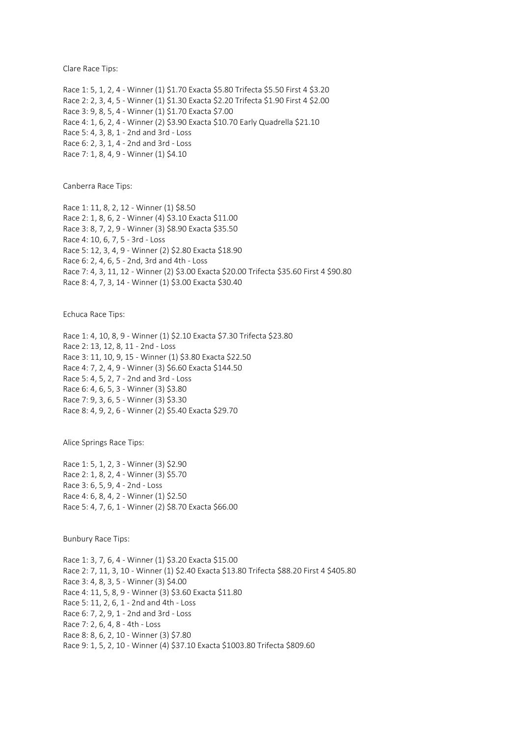Clare Race Tips:

Race 1: 5, 1, 2, 4 - Winner (1) $1.70 Exacta $5.80 Trifecta $5.50 First 4 $3.20
Race 2: 2, 3, 4, 5 - Winner (1) $1.30 Exacta $2.20 Trifecta $1.90 First 4 $2.00
Race 3: 9, 8, 5, 4 - Winner (1) $1.70 Exacta $7.00
Race 4: 1, 6, 2, 4 - Winner (2) $3.90 Exacta $10.70 Early Quadrella $21.10
Race 5: 4, 3, 8, 1 - 2nd and 3rd - Loss
Race 6: 2, 3, 1, 4 - 2nd and 3rd - Loss
Race 7: 1, 8, 4, 9 - Winner (1) $4.10

Canberra Race Tips:

Race 1: 11, 8, 2, 12 - Winner (1) $8.50
Race 2: 1, 8, 6, 2 - Winner (4) $3.10 Exacta $11.00
Race 3: 8, 7, 2, 9 - Winner (3) $8.90 Exacta $35.50
Race 4: 10, 6, 7, 5 - 3rd - Loss
Race 5: 12, 3, 4, 9 - Winner (2) $2.80 Exacta $18.90
Race 6: 2, 4, 6, 5 - 2nd, 3rd and 4th - Loss
Race 7: 4, 3, 11, 12 - Winner (2) $3.00 Exacta $20.00 Trifecta $35.60 First 4 $90.80
Race 8: 4, 7, 3, 14 - Winner (1) $3.00 Exacta $30.40

Echuca Race Tips:

Race 1: 4, 10, 8, 9 - Winner (1) $2.10 Exacta $7.30 Trifecta $23.80
Race 2: 13, 12, 8, 11 - 2nd - Loss
Race 3: 11, 10, 9, 15 - Winner (1) $3.80 Exacta $22.50
Race 4: 7, 2, 4, 9 - Winner (3) $6.60 Exacta $144.50
Race 5: 4, 5, 2, 7 - 2nd and 3rd - Loss
Race 6: 4, 6, 5, 3 - Winner (3) $3.80
Race 7: 9, 3, 6, 5 - Winner (3) $3.30
Race 8: 4, 9, 2, 6 - Winner (2) $5.40 Exacta $29.70

Alice Springs Race Tips:

Race 1: 5, 1, 2, 3 - Winner (3) $2.90
Race 2: 1, 8, 2, 4 - Winner (3) $5.70
Race 3: 6, 5, 9, 4 - 2nd - Loss
Race 4: 6, 8, 4, 2 - Winner (1) $2.50
Race 5: 4, 7, 6, 1 - Winner (2) $8.70 Exacta $66.00

Bunbury Race Tips:

Race 1: 3, 7, 6, 4 - Winner (1) $3.20 Exacta $15.00
Race 2: 7, 11, 3, 10 - Winner (1) $2.40 Exacta $13.80 Trifecta $88.20 First 4 $405.80
Race 3: 4, 8, 3, 5 - Winner (3) $4.00
Race 4: 11, 5, 8, 9 - Winner (3) $3.60 Exacta $11.80
Race 5: 11, 2, 6, 1 - 2nd and 4th - Loss
Race 6: 7, 2, 9, 1 - 2nd and 3rd - Loss
Race 7: 2, 6, 4, 8 - 4th - Loss
Race 8: 8, 6, 2, 10 - Winner (3) $7.80
Race 9: 1, 5, 2, 10 - Winner (4) $37.10 Exacta $1003.80 Trifecta $809.60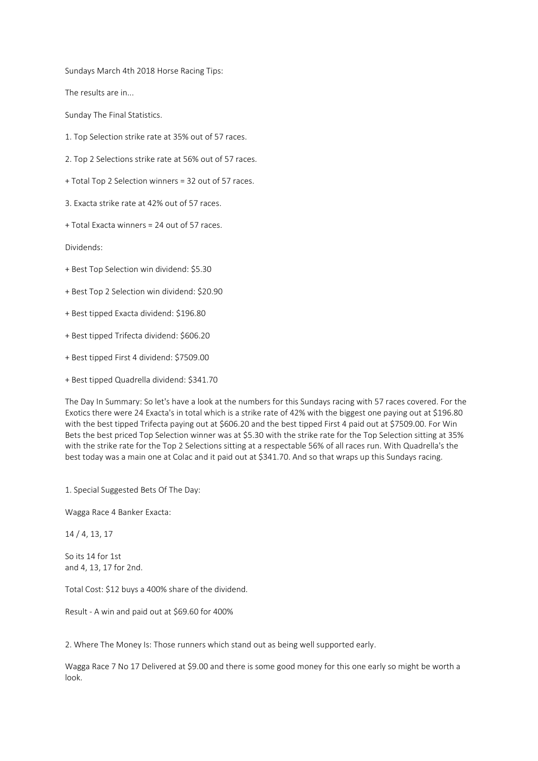Sundays March 4th 2018 Horse Racing Tips:

The results are in...

Sunday The Final Statistics.

1. Top Selection strike rate at 35% out of 57 races.

2. Top 2 Selections strike rate at 56% out of 57 races.

+ Total Top 2 Selection winners = 32 out of 57 races.

3. Exacta strike rate at 42% out of 57 races.

+ Total Exacta winners = 24 out of 57 races.

Dividends:

+ Best Top Selection win dividend: $5.30

+ Best Top 2 Selection win dividend: $20.90

+ Best tipped Exacta dividend: $196.80

+ Best tipped Trifecta dividend: $606.20

+ Best tipped First 4 dividend: $7509.00

+ Best tipped Quadrella dividend: $341.70

The Day In Summary: So let's have a look at the numbers for this Sundays racing with 57 races covered. For the Exotics there were 24 Exacta's in total which is a strike rate of 42% with the biggest one paying out at $196.80 with the best tipped Trifecta paying out at $606.20 and the best tipped First 4 paid out at $7509.00. For Win Bets the best priced Top Selection winner was at $5.30 with the strike rate for the Top Selection sitting at 35% with the strike rate for the Top 2 Selections sitting at a respectable 56% of all races run. With Quadrella's the best today was a main one at Colac and it paid out at $341.70. And so that wraps up this Sundays racing.

1. Special Suggested Bets Of The Day:

Wagga Race 4 Banker Exacta:

14 / 4, 13, 17

So its 14 for 1st
and 4, 13, 17 for 2nd.

Total Cost: $12 buys a 400% share of the dividend.

Result - A win and paid out at $69.60 for 400%

2. Where The Money Is: Those runners which stand out as being well supported early.

Wagga Race 7 No 17 Delivered at $9.00 and there is some good money for this one early so might be worth a look.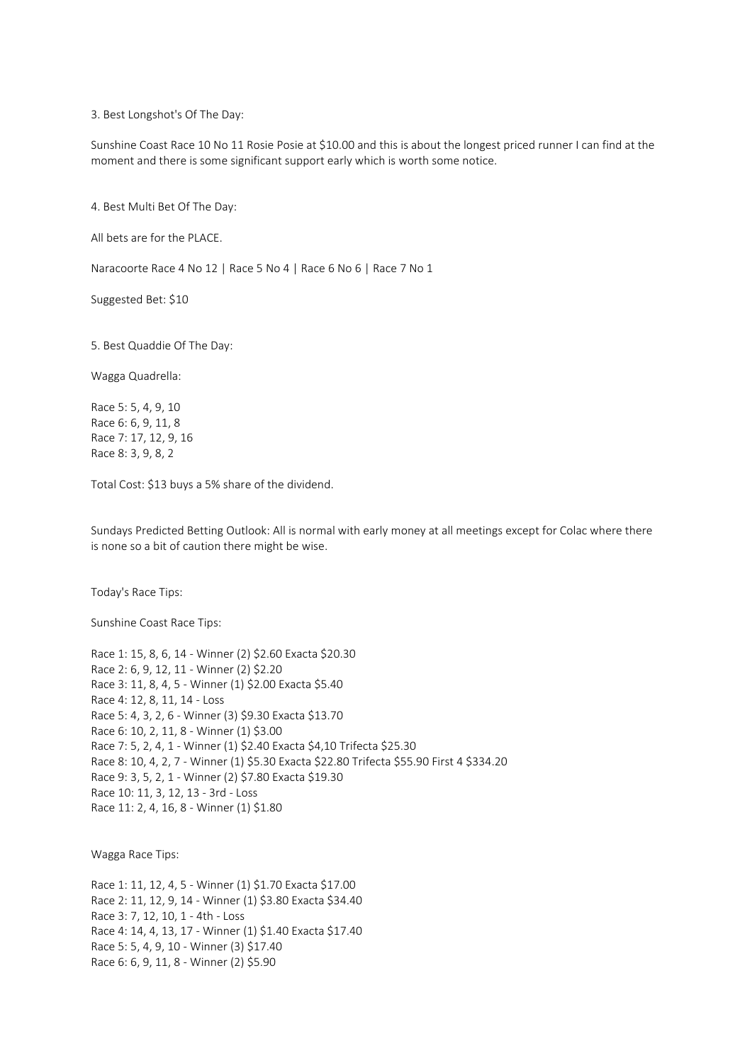3. Best Longshot's Of The Day:

Sunshine Coast Race 10 No 11 Rosie Posie at $10.00 and this is about the longest priced runner I can find at the moment and there is some significant support early which is worth some notice.

4. Best Multi Bet Of The Day:

All bets are for the PLACE.

Naracoorte Race 4 No 12 | Race 5 No 4 | Race 6 No 6 | Race 7 No 1

Suggested Bet: $10

5. Best Quaddie Of The Day:

Wagga Quadrella:

Race 5: 5, 4, 9, 10
Race 6: 6, 9, 11, 8
Race 7: 17, 12, 9, 16
Race 8: 3, 9, 8, 2

Total Cost: $13 buys a 5% share of the dividend.

Sundays Predicted Betting Outlook: All is normal with early money at all meetings except for Colac where there is none so a bit of caution there might be wise.

Today's Race Tips:

Sunshine Coast Race Tips:

Race 1: 15, 8, 6, 14 - Winner (2) $2.60 Exacta $20.30
Race 2: 6, 9, 12, 11 - Winner (2) $2.20
Race 3: 11, 8, 4, 5 - Winner (1) $2.00 Exacta $5.40
Race 4: 12, 8, 11, 14 - Loss
Race 5: 4, 3, 2, 6 - Winner (3) $9.30 Exacta $13.70
Race 6: 10, 2, 11, 8 - Winner (1) $3.00
Race 7: 5, 2, 4, 1 - Winner (1) $2.40 Exacta $4,10 Trifecta $25.30
Race 8: 10, 4, 2, 7 - Winner (1) $5.30 Exacta $22.80 Trifecta $55.90 First 4 $334.20
Race 9: 3, 5, 2, 1 - Winner (2) $7.80 Exacta $19.30
Race 10: 11, 3, 12, 13 - 3rd - Loss
Race 11: 2, 4, 16, 8 - Winner (1) $1.80

Wagga Race Tips:

Race 1: 11, 12, 4, 5 - Winner (1) $1.70 Exacta $17.00
Race 2: 11, 12, 9, 14 - Winner (1) $3.80 Exacta $34.40
Race 3: 7, 12, 10, 1 - 4th - Loss
Race 4: 14, 4, 13, 17 - Winner (1) $1.40 Exacta $17.40
Race 5: 5, 4, 9, 10 - Winner (3) $17.40
Race 6: 6, 9, 11, 8 - Winner (2) $5.90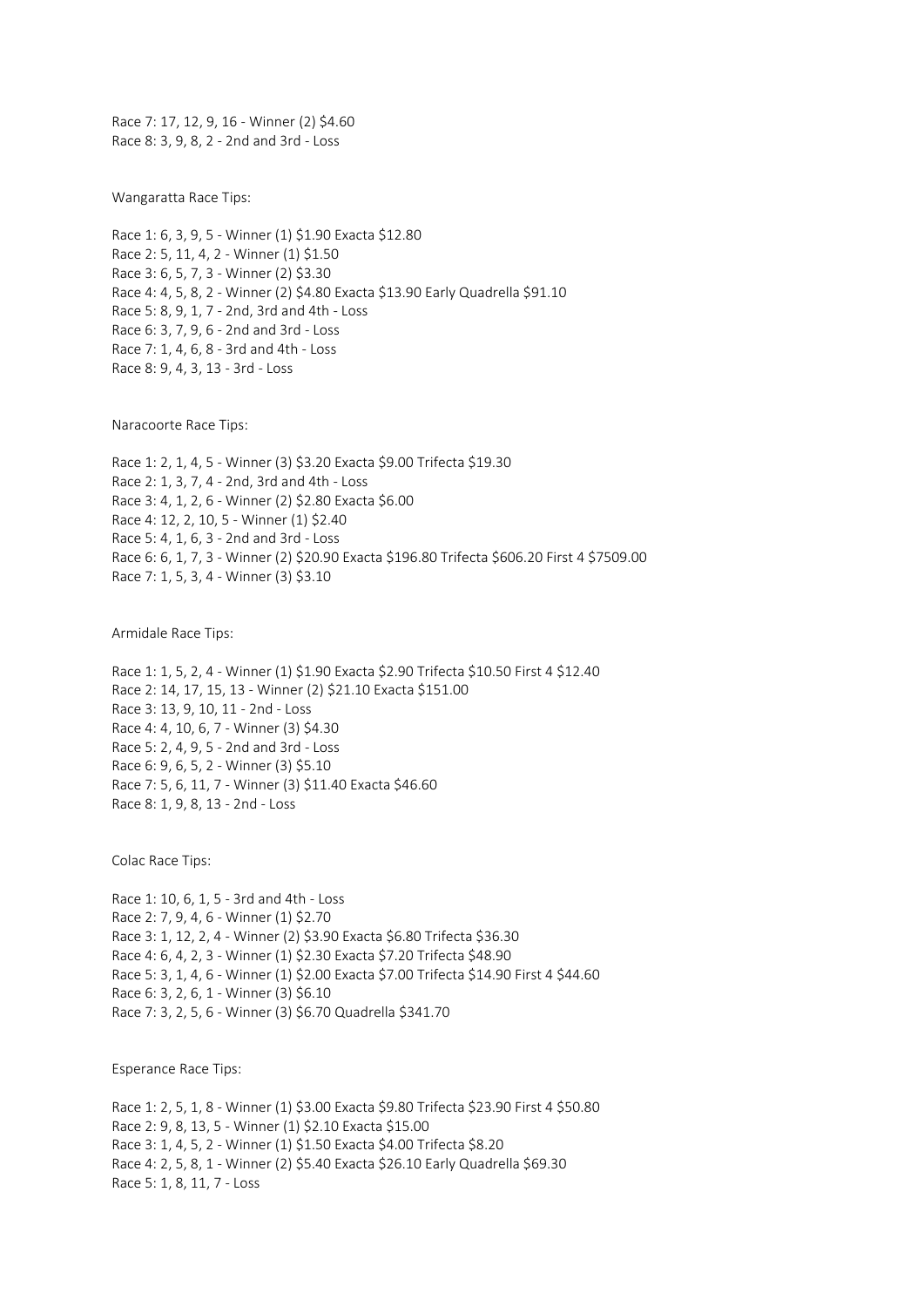Race 7: 17, 12, 9, 16 - Winner (2) $4.60
Race 8: 3, 9, 8, 2 - 2nd and 3rd - Loss

Wangaratta Race Tips:

Race 1: 6, 3, 9, 5 - Winner (1) $1.90 Exacta $12.80
Race 2: 5, 11, 4, 2 - Winner (1) $1.50
Race 3: 6, 5, 7, 3 - Winner (2) $3.30
Race 4: 4, 5, 8, 2 - Winner (2) $4.80 Exacta $13.90 Early Quadrella $91.10
Race 5: 8, 9, 1, 7 - 2nd, 3rd and 4th - Loss
Race 6: 3, 7, 9, 6 - 2nd and 3rd - Loss
Race 7: 1, 4, 6, 8 - 3rd and 4th - Loss
Race 8: 9, 4, 3, 13 - 3rd - Loss

Naracoorte Race Tips:

Race 1: 2, 1, 4, 5 - Winner (3) $3.20 Exacta $9.00 Trifecta $19.30
Race 2: 1, 3, 7, 4 - 2nd, 3rd and 4th - Loss
Race 3: 4, 1, 2, 6 - Winner (2) $2.80 Exacta $6.00
Race 4: 12, 2, 10, 5 - Winner (1) $2.40
Race 5: 4, 1, 6, 3 - 2nd and 3rd - Loss
Race 6: 6, 1, 7, 3 - Winner (2) $20.90 Exacta $196.80 Trifecta $606.20 First 4 $7509.00
Race 7: 1, 5, 3, 4 - Winner (3) $3.10

Armidale Race Tips:

Race 1: 1, 5, 2, 4 - Winner (1) $1.90 Exacta $2.90 Trifecta $10.50 First 4 $12.40
Race 2: 14, 17, 15, 13 - Winner (2) $21.10 Exacta $151.00
Race 3: 13, 9, 10, 11 - 2nd - Loss
Race 4: 4, 10, 6, 7 - Winner (3) $4.30
Race 5: 2, 4, 9, 5 - 2nd and 3rd - Loss
Race 6: 9, 6, 5, 2 - Winner (3) $5.10
Race 7: 5, 6, 11, 7 - Winner (3) $11.40 Exacta $46.60
Race 8: 1, 9, 8, 13 - 2nd - Loss

Colac Race Tips:

Race 1: 10, 6, 1, 5 - 3rd and 4th - Loss
Race 2: 7, 9, 4, 6 - Winner (1) $2.70
Race 3: 1, 12, 2, 4 - Winner (2) $3.90 Exacta $6.80 Trifecta $36.30
Race 4: 6, 4, 2, 3 - Winner (1) $2.30 Exacta $7.20 Trifecta $48.90
Race 5: 3, 1, 4, 6 - Winner (1) $2.00 Exacta $7.00 Trifecta $14.90 First 4 $44.60
Race 6: 3, 2, 6, 1 - Winner (3) $6.10
Race 7: 3, 2, 5, 6 - Winner (3) $6.70 Quadrella $341.70

Esperance Race Tips:

Race 1: 2, 5, 1, 8 - Winner (1) $3.00 Exacta $9.80 Trifecta $23.90 First 4 $50.80
Race 2: 9, 8, 13, 5 - Winner (1) $2.10 Exacta $15.00
Race 3: 1, 4, 5, 2 - Winner (1) $1.50 Exacta $4.00 Trifecta $8.20
Race 4: 2, 5, 8, 1 - Winner (2) $5.40 Exacta $26.10 Early Quadrella $69.30
Race 5: 1, 8, 11, 7 - Loss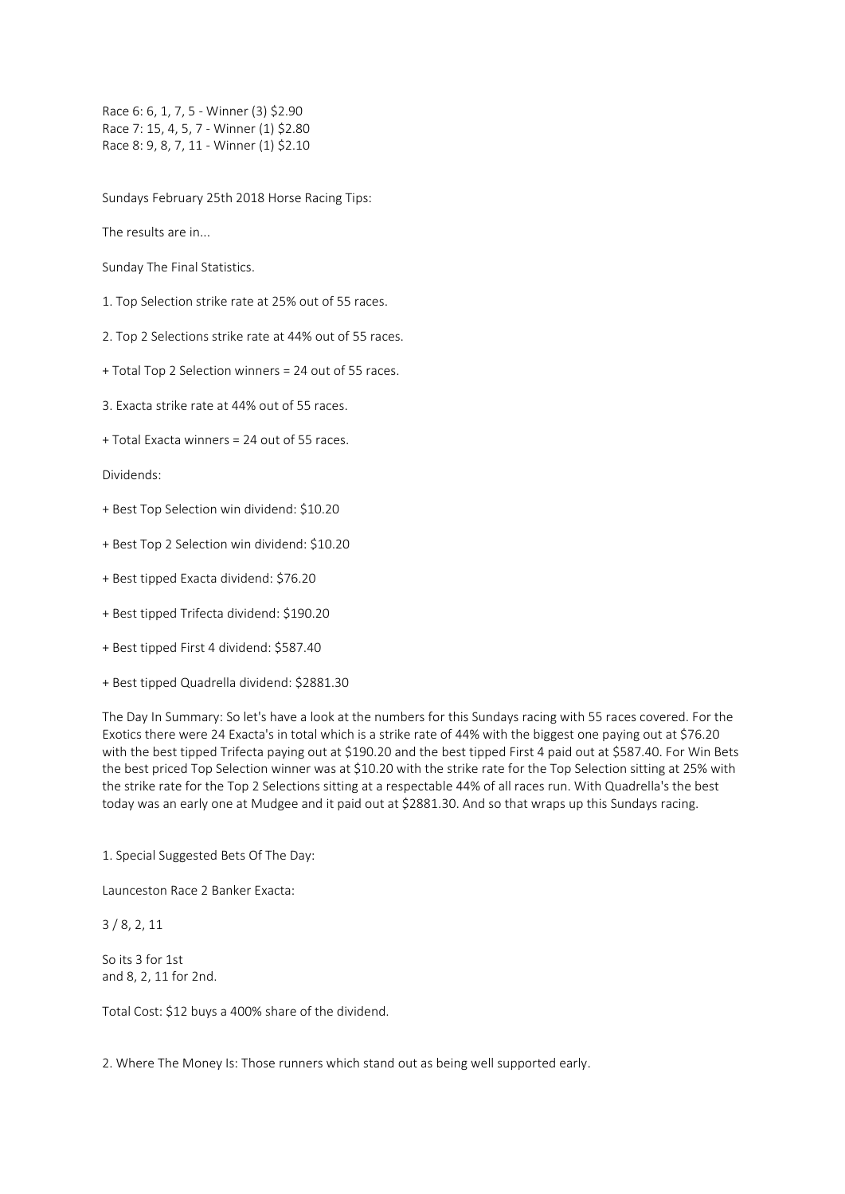Race 6: 6, 1, 7, 5 - Winner (3) $2.90
Race 7: 15, 4, 5, 7 - Winner (1) $2.80
Race 8: 9, 8, 7, 11 - Winner (1) $2.10

Sundays February 25th 2018 Horse Racing Tips:

The results are in...

Sunday The Final Statistics.

1. Top Selection strike rate at 25% out of 55 races.

2. Top 2 Selections strike rate at 44% out of 55 races.

+ Total Top 2 Selection winners = 24 out of 55 races.

3. Exacta strike rate at 44% out of 55 races.

+ Total Exacta winners = 24 out of 55 races.

Dividends:

+ Best Top Selection win dividend: $10.20

+ Best Top 2 Selection win dividend: $10.20

+ Best tipped Exacta dividend: $76.20

+ Best tipped Trifecta dividend: $190.20

+ Best tipped First 4 dividend: $587.40

+ Best tipped Quadrella dividend: $2881.30

The Day In Summary: So let's have a look at the numbers for this Sundays racing with 55 races covered. For the Exotics there were 24 Exacta's in total which is a strike rate of 44% with the biggest one paying out at $76.20 with the best tipped Trifecta paying out at $190.20 and the best tipped First 4 paid out at $587.40. For Win Bets the best priced Top Selection winner was at $10.20 with the strike rate for the Top Selection sitting at 25% with the strike rate for the Top 2 Selections sitting at a respectable 44% of all races run. With Quadrella's the best today was an early one at Mudgee and it paid out at $2881.30. And so that wraps up this Sundays racing.

1. Special Suggested Bets Of The Day:

Launceston Race 2 Banker Exacta:

3 / 8, 2, 11

So its 3 for 1st
and 8, 2, 11 for 2nd.

Total Cost: $12 buys a 400% share of the dividend.

2. Where The Money Is: Those runners which stand out as being well supported early.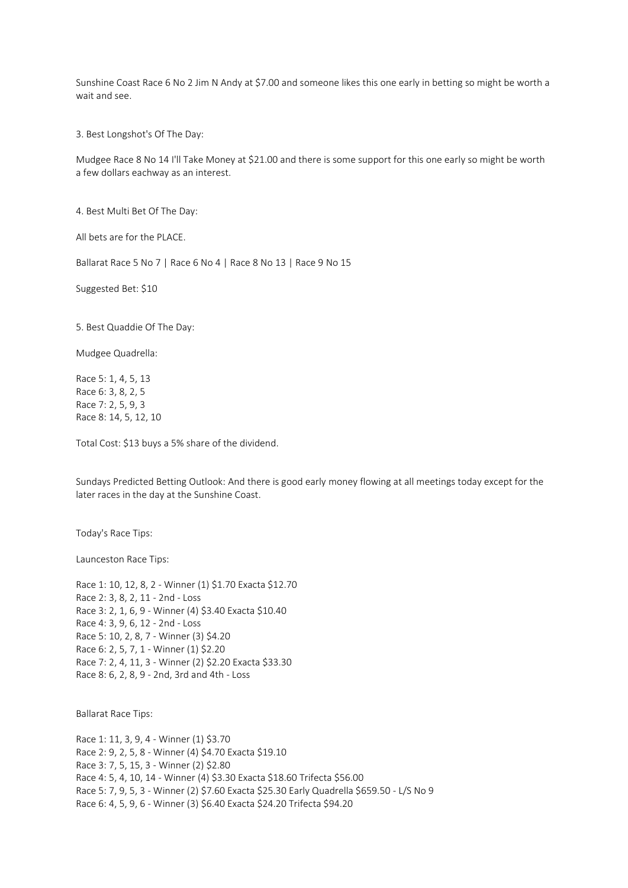Sunshine Coast Race 6 No 2 Jim N Andy at $7.00 and someone likes this one early in betting so might be worth a wait and see.

3. Best Longshot's Of The Day:

Mudgee Race 8 No 14 I'll Take Money at $21.00 and there is some support for this one early so might be worth a few dollars eachway as an interest.

4. Best Multi Bet Of The Day:

All bets are for the PLACE.

Ballarat Race 5 No 7 | Race 6 No 4 | Race 8 No 13 | Race 9 No 15

Suggested Bet: $10

5. Best Quaddie Of The Day:

Mudgee Quadrella:

Race 5: 1, 4, 5, 13
Race 6: 3, 8, 2, 5
Race 7: 2, 5, 9, 3
Race 8: 14, 5, 12, 10

Total Cost: $13 buys a 5% share of the dividend.

Sundays Predicted Betting Outlook: And there is good early money flowing at all meetings today except for the later races in the day at the Sunshine Coast.

Today's Race Tips:

Launceston Race Tips:

Race 1: 10, 12, 8, 2 - Winner (1) $1.70 Exacta $12.70
Race 2: 3, 8, 2, 11 - 2nd - Loss
Race 3: 2, 1, 6, 9 - Winner (4) $3.40 Exacta $10.40
Race 4: 3, 9, 6, 12 - 2nd - Loss
Race 5: 10, 2, 8, 7 - Winner (3) $4.20
Race 6: 2, 5, 7, 1 - Winner (1) $2.20
Race 7: 2, 4, 11, 3 - Winner (2) $2.20 Exacta $33.30
Race 8: 6, 2, 8, 9 - 2nd, 3rd and 4th - Loss

Ballarat Race Tips:

Race 1: 11, 3, 9, 4 - Winner (1) $3.70
Race 2: 9, 2, 5, 8 - Winner (4) $4.70 Exacta $19.10
Race 3: 7, 5, 15, 3 - Winner (2) $2.80
Race 4: 5, 4, 10, 14 - Winner (4) $3.30 Exacta $18.60 Trifecta $56.00
Race 5: 7, 9, 5, 3 - Winner (2) $7.60 Exacta $25.30 Early Quadrella $659.50 - L/S No 9
Race 6: 4, 5, 9, 6 - Winner (3) $6.40 Exacta $24.20 Trifecta $94.20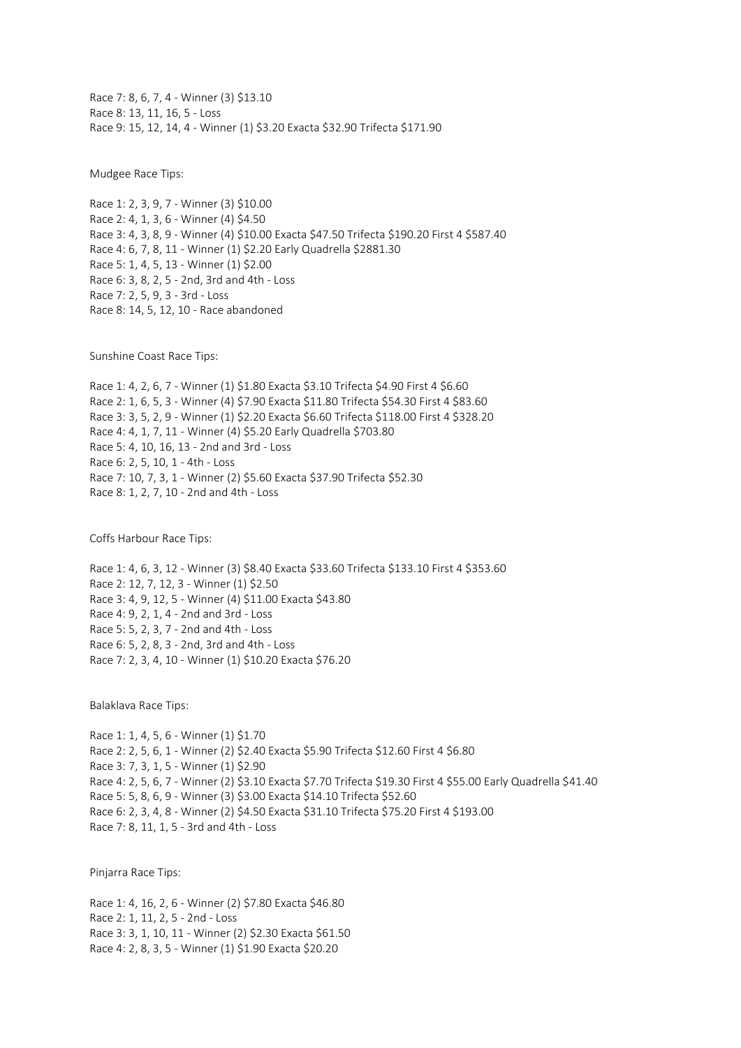Race 7: 8, 6, 7, 4 - Winner (3) $13.10
Race 8: 13, 11, 16, 5 - Loss
Race 9: 15, 12, 14, 4 - Winner (1) $3.20 Exacta $32.90 Trifecta $171.90

Mudgee Race Tips:

Race 1: 2, 3, 9, 7 - Winner (3) $10.00
Race 2: 4, 1, 3, 6 - Winner (4) $4.50
Race 3: 4, 3, 8, 9 - Winner (4) $10.00 Exacta $47.50 Trifecta $190.20 First 4 $587.40
Race 4: 6, 7, 8, 11 - Winner (1) $2.20 Early Quadrella $2881.30
Race 5: 1, 4, 5, 13 - Winner (1) $2.00
Race 6: 3, 8, 2, 5 - 2nd, 3rd and 4th - Loss
Race 7: 2, 5, 9, 3 - 3rd - Loss
Race 8: 14, 5, 12, 10 - Race abandoned

Sunshine Coast Race Tips:

Race 1: 4, 2, 6, 7 - Winner (1) $1.80 Exacta $3.10 Trifecta $4.90 First 4 $6.60
Race 2: 1, 6, 5, 3 - Winner (4) $7.90 Exacta $11.80 Trifecta $54.30 First 4 $83.60
Race 3: 3, 5, 2, 9 - Winner (1) $2.20 Exacta $6.60 Trifecta $118.00 First 4 $328.20
Race 4: 4, 1, 7, 11 - Winner (4) $5.20 Early Quadrella $703.80
Race 5: 4, 10, 16, 13 - 2nd and 3rd - Loss
Race 6: 2, 5, 10, 1 - 4th - Loss
Race 7: 10, 7, 3, 1 - Winner (2) $5.60 Exacta $37.90 Trifecta $52.30
Race 8: 1, 2, 7, 10 - 2nd and 4th - Loss

Coffs Harbour Race Tips:

Race 1: 4, 6, 3, 12 - Winner (3) $8.40 Exacta $33.60 Trifecta $133.10 First 4 $353.60
Race 2: 12, 7, 12, 3 - Winner (1) $2.50
Race 3: 4, 9, 12, 5 - Winner (4) $11.00 Exacta $43.80
Race 4: 9, 2, 1, 4 - 2nd and 3rd - Loss
Race 5: 5, 2, 3, 7 - 2nd and 4th - Loss
Race 6: 5, 2, 8, 3 - 2nd, 3rd and 4th - Loss
Race 7: 2, 3, 4, 10 - Winner (1) $10.20 Exacta $76.20

Balaklava Race Tips:

Race 1: 1, 4, 5, 6 - Winner (1) $1.70
Race 2: 2, 5, 6, 1 - Winner (2) $2.40 Exacta $5.90 Trifecta $12.60 First 4 $6.80
Race 3: 7, 3, 1, 5 - Winner (1) $2.90
Race 4: 2, 5, 6, 7 - Winner (2) $3.10 Exacta $7.70 Trifecta $19.30 First 4 $55.00 Early Quadrella $41.40
Race 5: 5, 8, 6, 9 - Winner (3) $3.00 Exacta $14.10 Trifecta $52.60
Race 6: 2, 3, 4, 8 - Winner (2) $4.50 Exacta $31.10 Trifecta $75.20 First 4 $193.00
Race 7: 8, 11, 1, 5 - 3rd and 4th - Loss

Pinjarra Race Tips:

Race 1: 4, 16, 2, 6 - Winner (2) $7.80 Exacta $46.80
Race 2: 1, 11, 2, 5 - 2nd - Loss
Race 3: 3, 1, 10, 11 - Winner (2) $2.30 Exacta $61.50
Race 4: 2, 8, 3, 5 - Winner (1) $1.90 Exacta $20.20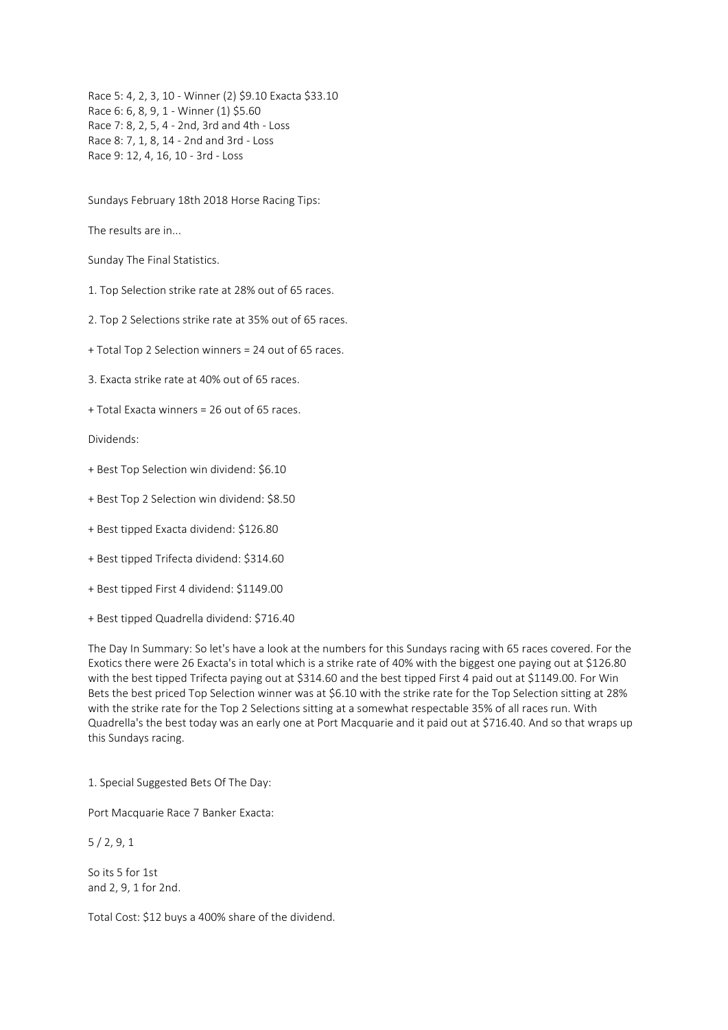Race 5: 4, 2, 3, 10 - Winner (2) $9.10 Exacta $33.10
Race 6: 6, 8, 9, 1 - Winner (1) $5.60
Race 7: 8, 2, 5, 4 - 2nd, 3rd and 4th - Loss
Race 8: 7, 1, 8, 14 - 2nd and 3rd - Loss
Race 9: 12, 4, 16, 10 - 3rd - Loss

Sundays February 18th 2018 Horse Racing Tips:

The results are in...

Sunday The Final Statistics.

1. Top Selection strike rate at 28% out of 65 races.

2. Top 2 Selections strike rate at 35% out of 65 races.

+ Total Top 2 Selection winners = 24 out of 65 races.

3. Exacta strike rate at 40% out of 65 races.

+ Total Exacta winners = 26 out of 65 races.

Dividends:

+ Best Top Selection win dividend: $6.10

+ Best Top 2 Selection win dividend: $8.50

+ Best tipped Exacta dividend: $126.80

+ Best tipped Trifecta dividend: $314.60

+ Best tipped First 4 dividend: $1149.00

+ Best tipped Quadrella dividend: $716.40

The Day In Summary: So let's have a look at the numbers for this Sundays racing with 65 races covered. For the Exotics there were 26 Exacta's in total which is a strike rate of 40% with the biggest one paying out at $126.80 with the best tipped Trifecta paying out at $314.60 and the best tipped First 4 paid out at $1149.00. For Win Bets the best priced Top Selection winner was at $6.10 with the strike rate for the Top Selection sitting at 28% with the strike rate for the Top 2 Selections sitting at a somewhat respectable 35% of all races run. With Quadrella's the best today was an early one at Port Macquarie and it paid out at $716.40. And so that wraps up this Sundays racing.

1. Special Suggested Bets Of The Day:

Port Macquarie Race 7 Banker Exacta:

5 / 2, 9, 1

So its 5 for 1st
and 2, 9, 1 for 2nd.

Total Cost: $12 buys a 400% share of the dividend.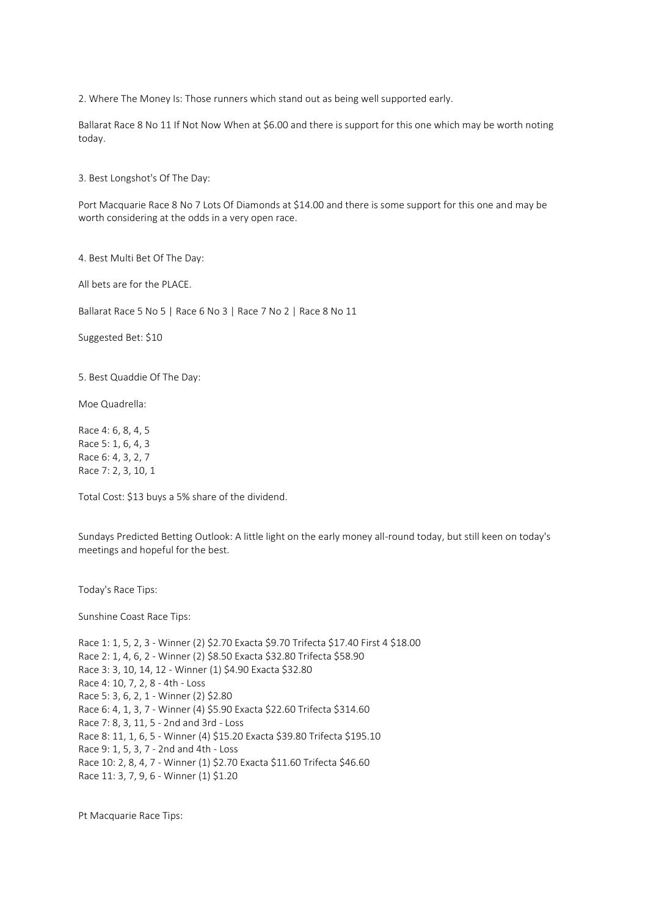2. Where The Money Is: Those runners which stand out as being well supported early.

Ballarat Race 8 No 11 If Not Now When at $6.00 and there is support for this one which may be worth noting today.

3. Best Longshot's Of The Day:

Port Macquarie Race 8 No 7 Lots Of Diamonds at $14.00 and there is some support for this one and may be worth considering at the odds in a very open race.

4. Best Multi Bet Of The Day:

All bets are for the PLACE.

Ballarat Race 5 No 5 | Race 6 No 3 | Race 7 No 2 | Race 8 No 11

Suggested Bet: $10

5. Best Quaddie Of The Day:

Moe Quadrella:

Race 4: 6, 8, 4, 5
Race 5: 1, 6, 4, 3
Race 6: 4, 3, 2, 7
Race 7: 2, 3, 10, 1

Total Cost: $13 buys a 5% share of the dividend.

Sundays Predicted Betting Outlook: A little light on the early money all-round today, but still keen on today's meetings and hopeful for the best.

Today's Race Tips:

Sunshine Coast Race Tips:

Race 1: 1, 5, 2, 3 - Winner (2) $2.70 Exacta $9.70 Trifecta $17.40 First 4 $18.00
Race 2: 1, 4, 6, 2 - Winner (2) $8.50 Exacta $32.80 Trifecta $58.90
Race 3: 3, 10, 14, 12 - Winner (1) $4.90 Exacta $32.80
Race 4: 10, 7, 2, 8 - 4th - Loss
Race 5: 3, 6, 2, 1 - Winner (2) $2.80
Race 6: 4, 1, 3, 7 - Winner (4) $5.90 Exacta $22.60 Trifecta $314.60
Race 7: 8, 3, 11, 5 - 2nd and 3rd - Loss
Race 8: 11, 1, 6, 5 - Winner (4) $15.20 Exacta $39.80 Trifecta $195.10
Race 9: 1, 5, 3, 7 - 2nd and 4th - Loss
Race 10: 2, 8, 4, 7 - Winner (1) $2.70 Exacta $11.60 Trifecta $46.60
Race 11: 3, 7, 9, 6 - Winner (1) $1.20

Pt Macquarie Race Tips: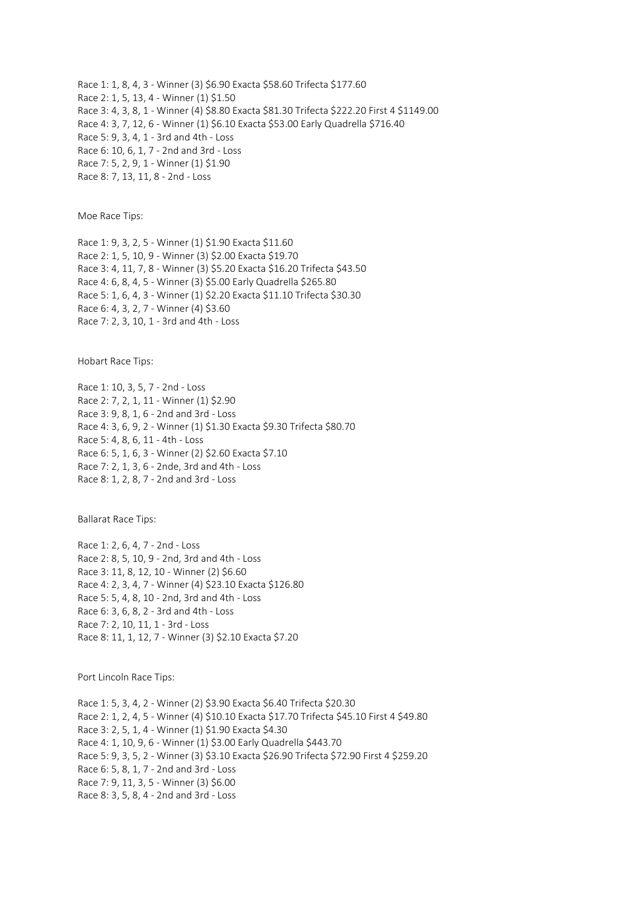Race 1: 1, 8, 4, 3 - Winner (3) $6.90 Exacta $58.60 Trifecta $177.60
Race 2: 1, 5, 13, 4 - Winner (1) $1.50
Race 3: 4, 3, 8, 1 - Winner (4) $8.80 Exacta $81.30 Trifecta $222.20 First 4 $1149.00
Race 4: 3, 7, 12, 6 - Winner (1) $6.10 Exacta $53.00 Early Quadrella $716.40
Race 5: 9, 3, 4, 1 - 3rd and 4th - Loss
Race 6: 10, 6, 1, 7 - 2nd and 3rd - Loss
Race 7: 5, 2, 9, 1 - Winner (1) $1.90
Race 8: 7, 13, 11, 8 - 2nd - Loss

Moe Race Tips:

Race 1: 9, 3, 2, 5 - Winner (1) $1.90 Exacta $11.60
Race 2: 1, 5, 10, 9 - Winner (3) $2.00 Exacta $19.70
Race 3: 4, 11, 7, 8 - Winner (3) $5.20 Exacta $16.20 Trifecta $43.50
Race 4: 6, 8, 4, 5 - Winner (3) $5.00 Early Quadrella $265.80
Race 5: 1, 6, 4, 3 - Winner (1) $2.20 Exacta $11.10 Trifecta $30.30
Race 6: 4, 3, 2, 7 - Winner (4) $3.60
Race 7: 2, 3, 10, 1 - 3rd and 4th - Loss

Hobart Race Tips:

Race 1: 10, 3, 5, 7 - 2nd - Loss
Race 2: 7, 2, 1, 11 - Winner (1) $2.90
Race 3: 9, 8, 1, 6 - 2nd and 3rd - Loss
Race 4: 3, 6, 9, 2 - Winner (1) $1.30 Exacta $9.30 Trifecta $80.70
Race 5: 4, 8, 6, 11 - 4th - Loss
Race 6: 5, 1, 6, 3 - Winner (2) $2.60 Exacta $7.10
Race 7: 2, 1, 3, 6 - 2nde, 3rd and 4th - Loss
Race 8: 1, 2, 8, 7 - 2nd and 3rd - Loss

Ballarat Race Tips:

Race 1: 2, 6, 4, 7 - 2nd - Loss
Race 2: 8, 5, 10, 9 - 2nd, 3rd and 4th - Loss
Race 3: 11, 8, 12, 10 - Winner (2) $6.60
Race 4: 2, 3, 4, 7 - Winner (4) $23.10 Exacta $126.80
Race 5: 5, 4, 8, 10 - 2nd, 3rd and 4th - Loss
Race 6: 3, 6, 8, 2 - 3rd and 4th - Loss
Race 7: 2, 10, 11, 1 - 3rd - Loss
Race 8: 11, 1, 12, 7 - Winner (3) $2.10 Exacta $7.20

Port Lincoln Race Tips:

Race 1: 5, 3, 4, 2 - Winner (2) $3.90 Exacta $6.40 Trifecta $20.30
Race 2: 1, 2, 4, 5 - Winner (4) $10.10 Exacta $17.70 Trifecta $45.10 First 4 $49.80
Race 3: 2, 5, 1, 4 - Winner (1) $1.90 Exacta $4.30
Race 4: 1, 10, 9, 6 - Winner (1) $3.00 Early Quadrella $443.70
Race 5: 9, 3, 5, 2 - Winner (3) $3.10 Exacta $26.90 Trifecta $72.90 First 4 $259.20
Race 6: 5, 8, 1, 7 - 2nd and 3rd - Loss
Race 7: 9, 11, 3, 5 - Winner (3) $6.00
Race 8: 3, 5, 8, 4 - 2nd and 3rd - Loss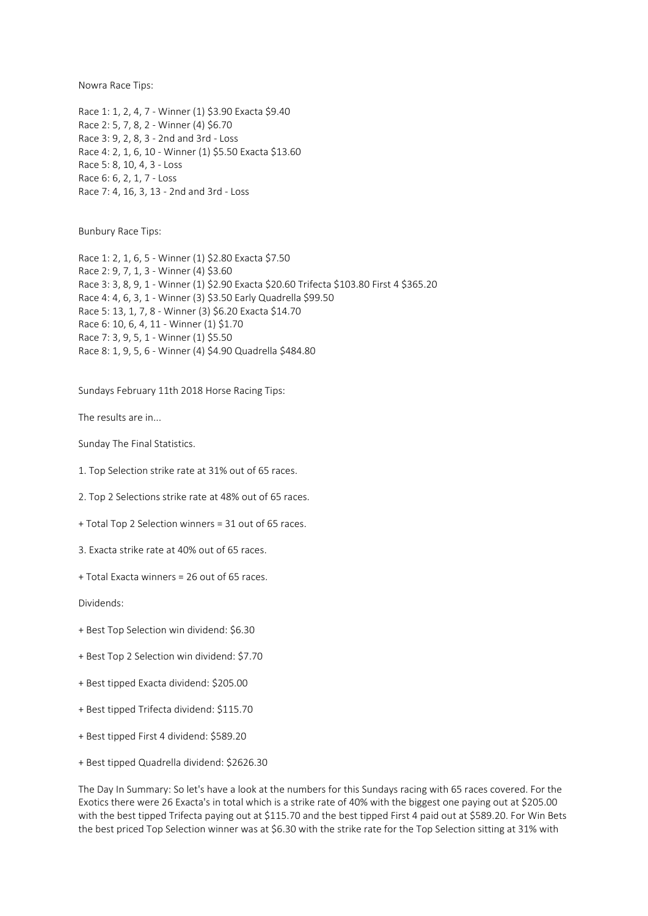Nowra Race Tips:

Race 1: 1, 2, 4, 7 - Winner (1) $3.90 Exacta $9.40
Race 2: 5, 7, 8, 2 - Winner (4) $6.70
Race 3: 9, 2, 8, 3 - 2nd and 3rd - Loss
Race 4: 2, 1, 6, 10 - Winner (1) $5.50 Exacta $13.60
Race 5: 8, 10, 4, 3 - Loss
Race 6: 6, 2, 1, 7 - Loss
Race 7: 4, 16, 3, 13 - 2nd and 3rd - Loss

Bunbury Race Tips:

Race 1: 2, 1, 6, 5 - Winner (1) $2.80 Exacta $7.50
Race 2: 9, 7, 1, 3 - Winner (4) $3.60
Race 3: 3, 8, 9, 1 - Winner (1) $2.90 Exacta $20.60 Trifecta $103.80 First 4 $365.20
Race 4: 4, 6, 3, 1 - Winner (3) $3.50 Early Quadrella $99.50
Race 5: 13, 1, 7, 8 - Winner (3) $6.20 Exacta $14.70
Race 6: 10, 6, 4, 11 - Winner (1) $1.70
Race 7: 3, 9, 5, 1 - Winner (1) $5.50
Race 8: 1, 9, 5, 6 - Winner (4) $4.90 Quadrella $484.80

Sundays February 11th 2018 Horse Racing Tips:

The results are in...

Sunday The Final Statistics.

1. Top Selection strike rate at 31% out of 65 races.

2. Top 2 Selections strike rate at 48% out of 65 races.

+ Total Top 2 Selection winners = 31 out of 65 races.

3. Exacta strike rate at 40% out of 65 races.

+ Total Exacta winners = 26 out of 65 races.

Dividends:

+ Best Top Selection win dividend: $6.30

+ Best Top 2 Selection win dividend: $7.70

+ Best tipped Exacta dividend: $205.00

+ Best tipped Trifecta dividend: $115.70

+ Best tipped First 4 dividend: $589.20

+ Best tipped Quadrella dividend: $2626.30

The Day In Summary: So let's have a look at the numbers for this Sundays racing with 65 races covered. For the Exotics there were 26 Exacta's in total which is a strike rate of 40% with the biggest one paying out at $205.00 with the best tipped Trifecta paying out at $115.70 and the best tipped First 4 paid out at $589.20. For Win Bets the best priced Top Selection winner was at $6.30 with the strike rate for the Top Selection sitting at 31% with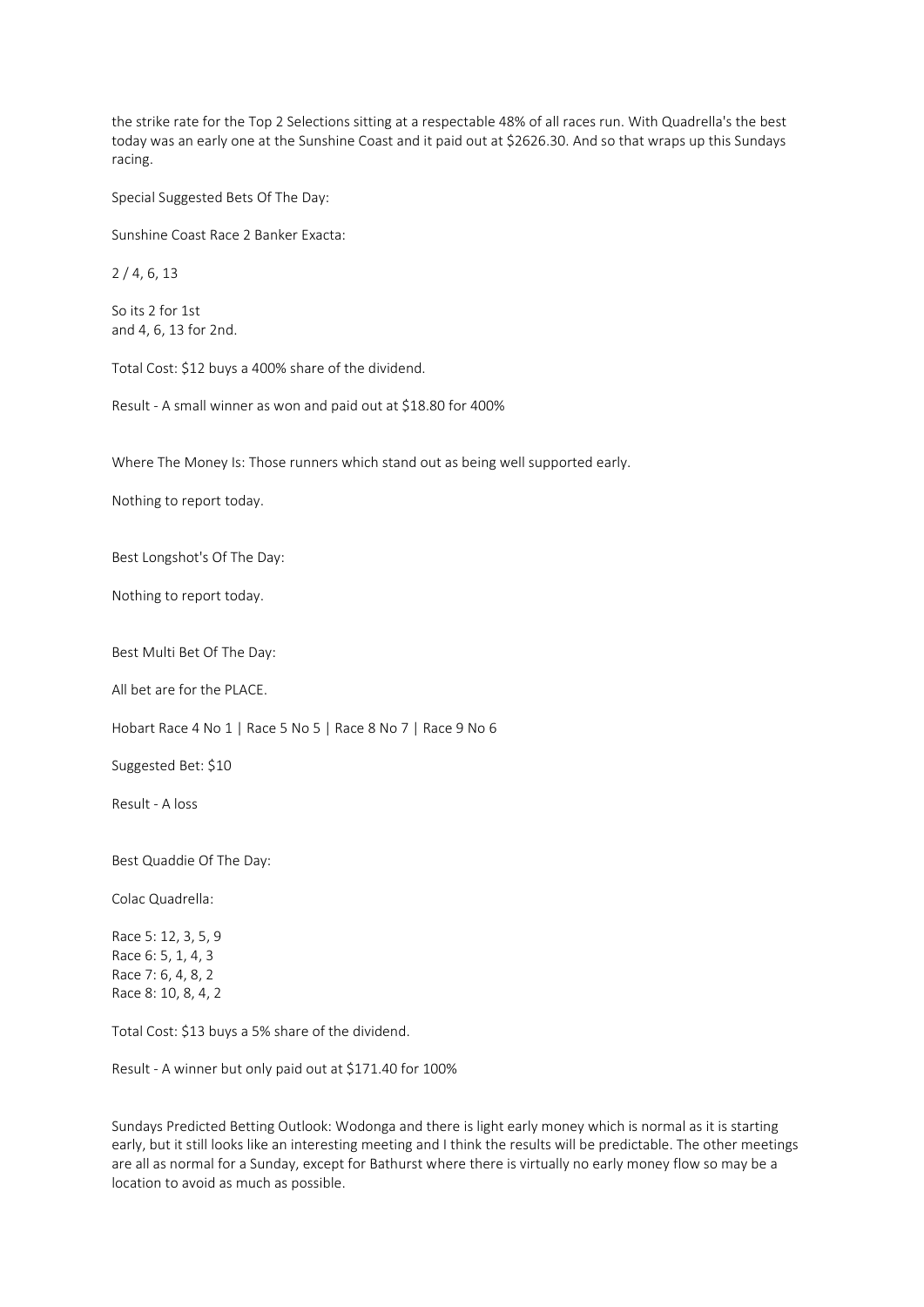the strike rate for the Top 2 Selections sitting at a respectable 48% of all races run. With Quadrella's the best today was an early one at the Sunshine Coast and it paid out at $2626.30. And so that wraps up this Sundays racing.

Special Suggested Bets Of The Day:

Sunshine Coast Race 2 Banker Exacta:

2 / 4, 6, 13

So its 2 for 1st
and 4, 6, 13 for 2nd.

Total Cost: $12 buys a 400% share of the dividend.

Result - A small winner as won and paid out at $18.80 for 400%

Where The Money Is: Those runners which stand out as being well supported early.

Nothing to report today.

Best Longshot's Of The Day:

Nothing to report today.

Best Multi Bet Of The Day:

All bet are for the PLACE.

Hobart Race 4 No 1 | Race 5 No 5 | Race 8 No 7 | Race 9 No 6

Suggested Bet: $10

Result - A loss

Best Quaddie Of The Day:

Colac Quadrella:

Race 5: 12, 3, 5, 9
Race 6: 5, 1, 4, 3
Race 7: 6, 4, 8, 2
Race 8: 10, 8, 4, 2

Total Cost: $13 buys a 5% share of the dividend.

Result - A winner but only paid out at $171.40 for 100%

Sundays Predicted Betting Outlook: Wodonga and there is light early money which is normal as it is starting early, but it still looks like an interesting meeting and I think the results will be predictable. The other meetings are all as normal for a Sunday, except for Bathurst where there is virtually no early money flow so may be a location to avoid as much as possible.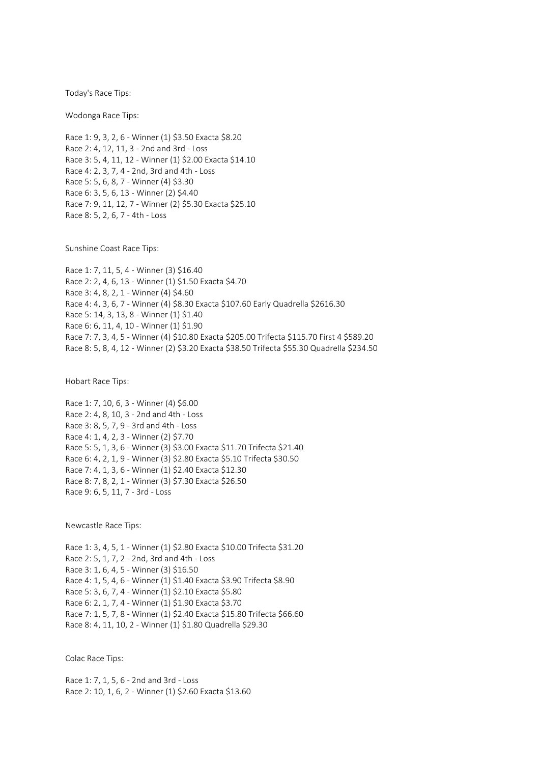Today's Race Tips:

Wodonga Race Tips:

Race 1: 9, 3, 2, 6 - Winner (1) $3.50 Exacta $8.20
Race 2: 4, 12, 11, 3 - 2nd and 3rd - Loss
Race 3: 5, 4, 11, 12 - Winner (1) $2.00 Exacta $14.10
Race 4: 2, 3, 7, 4 - 2nd, 3rd and 4th - Loss
Race 5: 5, 6, 8, 7 - Winner (4) $3.30
Race 6: 3, 5, 6, 13 - Winner (2) $4.40
Race 7: 9, 11, 12, 7 - Winner (2) $5.30 Exacta $25.10
Race 8: 5, 2, 6, 7 - 4th - Loss

Sunshine Coast Race Tips:

Race 1: 7, 11, 5, 4 - Winner (3) $16.40
Race 2: 2, 4, 6, 13 - Winner (1) $1.50 Exacta $4.70
Race 3: 4, 8, 2, 1 - Winner (4) $4.60
Race 4: 4, 3, 6, 7 - Winner (4) $8.30 Exacta $107.60 Early Quadrella $2616.30
Race 5: 14, 3, 13, 8 - Winner (1) $1.40
Race 6: 6, 11, 4, 10 - Winner (1) $1.90
Race 7: 7, 3, 4, 5 - Winner (4) $10.80 Exacta $205.00 Trifecta $115.70 First 4 $589.20
Race 8: 5, 8, 4, 12 - Winner (2) $3.20 Exacta $38.50 Trifecta $55.30 Quadrella $234.50

Hobart Race Tips:

Race 1: 7, 10, 6, 3 - Winner (4) $6.00
Race 2: 4, 8, 10, 3 - 2nd and 4th - Loss
Race 3: 8, 5, 7, 9 - 3rd and 4th - Loss
Race 4: 1, 4, 2, 3 - Winner (2) $7.70
Race 5: 5, 1, 3, 6 - Winner (3) $3.00 Exacta $11.70 Trifecta $21.40
Race 6: 4, 2, 1, 9 - Winner (3) $2.80 Exacta $5.10 Trifecta $30.50
Race 7: 4, 1, 3, 6 - Winner (1) $2.40 Exacta $12.30
Race 8: 7, 8, 2, 1 - Winner (3) $7.30 Exacta $26.50
Race 9: 6, 5, 11, 7 - 3rd - Loss

Newcastle Race Tips:

Race 1: 3, 4, 5, 1 - Winner (1) $2.80 Exacta $10.00 Trifecta $31.20
Race 2: 5, 1, 7, 2 - 2nd, 3rd and 4th - Loss
Race 3: 1, 6, 4, 5 - Winner (3) $16.50
Race 4: 1, 5, 4, 6 - Winner (1) $1.40 Exacta $3.90 Trifecta $8.90
Race 5: 3, 6, 7, 4 - Winner (1) $2.10 Exacta $5.80
Race 6: 2, 1, 7, 4 - Winner (1) $1.90 Exacta $3.70
Race 7: 1, 5, 7, 8 - Winner (1) $2.40 Exacta $15.80 Trifecta $66.60
Race 8: 4, 11, 10, 2 - Winner (1) $1.80 Quadrella $29.30

Colac Race Tips:

Race 1: 7, 1, 5, 6 - 2nd and 3rd - Loss
Race 2: 10, 1, 6, 2 - Winner (1) $2.60 Exacta $13.60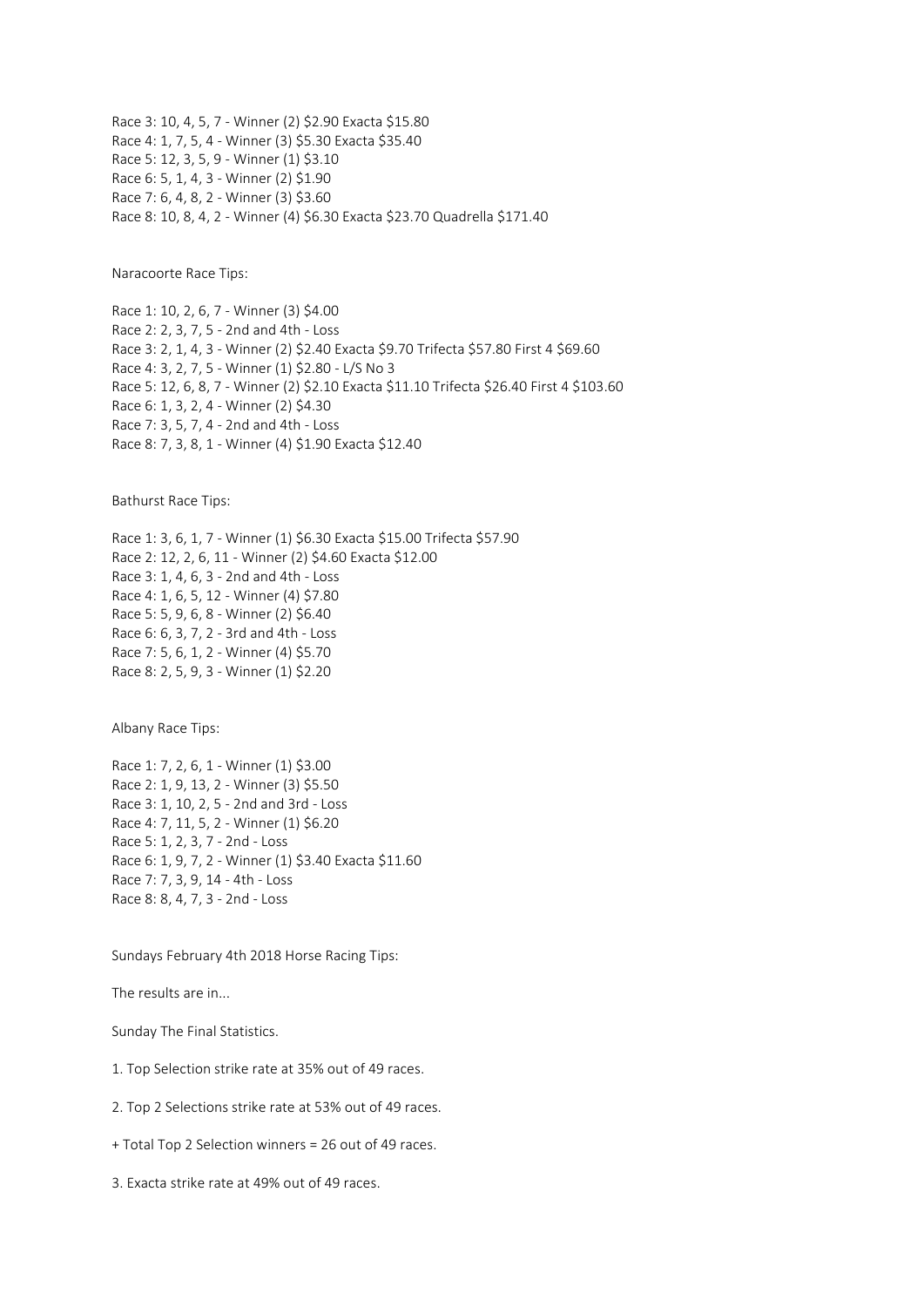Race 3: 10, 4, 5, 7 - Winner (2) $2.90 Exacta $15.80
Race 4: 1, 7, 5, 4 - Winner (3) $5.30 Exacta $35.40
Race 5: 12, 3, 5, 9 - Winner (1) $3.10
Race 6: 5, 1, 4, 3 - Winner (2) $1.90
Race 7: 6, 4, 8, 2 - Winner (3) $3.60
Race 8: 10, 8, 4, 2 - Winner (4) $6.30 Exacta $23.70 Quadrella $171.40

Naracoorte Race Tips:

Race 1: 10, 2, 6, 7 - Winner (3) $4.00
Race 2: 2, 3, 7, 5 - 2nd and 4th - Loss
Race 3: 2, 1, 4, 3 - Winner (2) $2.40 Exacta $9.70 Trifecta $57.80 First 4 $69.60
Race 4: 3, 2, 7, 5 - Winner (1) $2.80 - L/S No 3
Race 5: 12, 6, 8, 7 - Winner (2) $2.10 Exacta $11.10 Trifecta $26.40 First 4 $103.60
Race 6: 1, 3, 2, 4 - Winner (2) $4.30
Race 7: 3, 5, 7, 4 - 2nd and 4th - Loss
Race 8: 7, 3, 8, 1 - Winner (4) $1.90 Exacta $12.40

Bathurst Race Tips:

Race 1: 3, 6, 1, 7 - Winner (1) $6.30 Exacta $15.00 Trifecta $57.90
Race 2: 12, 2, 6, 11 - Winner (2) $4.60 Exacta $12.00
Race 3: 1, 4, 6, 3 - 2nd and 4th - Loss
Race 4: 1, 6, 5, 12 - Winner (4) $7.80
Race 5: 5, 9, 6, 8 - Winner (2) $6.40
Race 6: 6, 3, 7, 2 - 3rd and 4th - Loss
Race 7: 5, 6, 1, 2 - Winner (4) $5.70
Race 8: 2, 5, 9, 3 - Winner (1) $2.20

Albany Race Tips:

Race 1: 7, 2, 6, 1 - Winner (1) $3.00
Race 2: 1, 9, 13, 2 - Winner (3) $5.50
Race 3: 1, 10, 2, 5 - 2nd and 3rd - Loss
Race 4: 7, 11, 5, 2 - Winner (1) $6.20
Race 5: 1, 2, 3, 7 - 2nd - Loss
Race 6: 1, 9, 7, 2 - Winner (1) $3.40 Exacta $11.60
Race 7: 7, 3, 9, 14 - 4th - Loss
Race 8: 8, 4, 7, 3 - 2nd - Loss

Sundays February 4th 2018 Horse Racing Tips:

The results are in...

Sunday The Final Statistics.

1. Top Selection strike rate at 35% out of 49 races.

2. Top 2 Selections strike rate at 53% out of 49 races.

+ Total Top 2 Selection winners = 26 out of 49 races.

3. Exacta strike rate at 49% out of 49 races.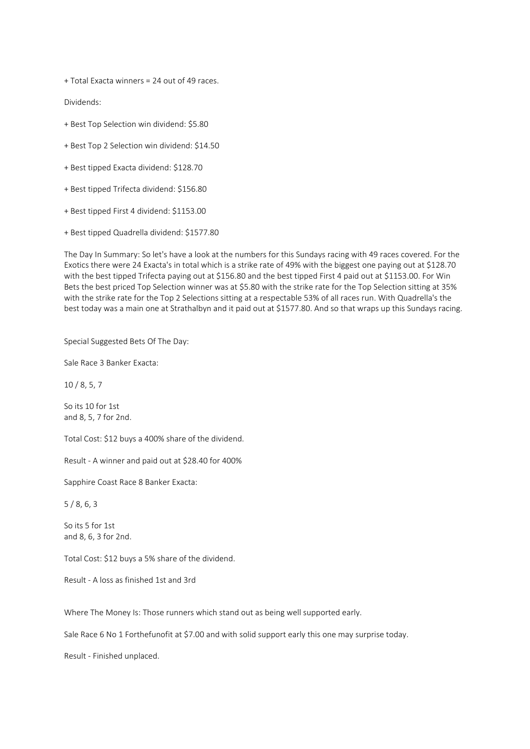+ Total Exacta winners = 24 out of 49 races.

Dividends:

+ Best Top Selection win dividend: $5.80

+ Best Top 2 Selection win dividend: $14.50

+ Best tipped Exacta dividend: $128.70

+ Best tipped Trifecta dividend: $156.80

+ Best tipped First 4 dividend: $1153.00

+ Best tipped Quadrella dividend: $1577.80

The Day In Summary: So let's have a look at the numbers for this Sundays racing with 49 races covered. For the Exotics there were 24 Exacta's in total which is a strike rate of 49% with the biggest one paying out at $128.70 with the best tipped Trifecta paying out at $156.80 and the best tipped First 4 paid out at $1153.00. For Win Bets the best priced Top Selection winner was at $5.80 with the strike rate for the Top Selection sitting at 35% with the strike rate for the Top 2 Selections sitting at a respectable 53% of all races run. With Quadrella's the best today was a main one at Strathalbyn and it paid out at $1577.80. And so that wraps up this Sundays racing.

Special Suggested Bets Of The Day:

Sale Race 3 Banker Exacta:

10 / 8, 5, 7

So its 10 for 1st
and 8, 5, 7 for 2nd.

Total Cost: $12 buys a 400% share of the dividend.

Result - A winner and paid out at $28.40 for 400%

Sapphire Coast Race 8 Banker Exacta:

5 / 8, 6, 3

So its 5 for 1st
and 8, 6, 3 for 2nd.

Total Cost: $12 buys a 5% share of the dividend.

Result - A loss as finished 1st and 3rd

Where The Money Is: Those runners which stand out as being well supported early.

Sale Race 6 No 1 Forthefunofit at $7.00 and with solid support early this one may surprise today.

Result - Finished unplaced.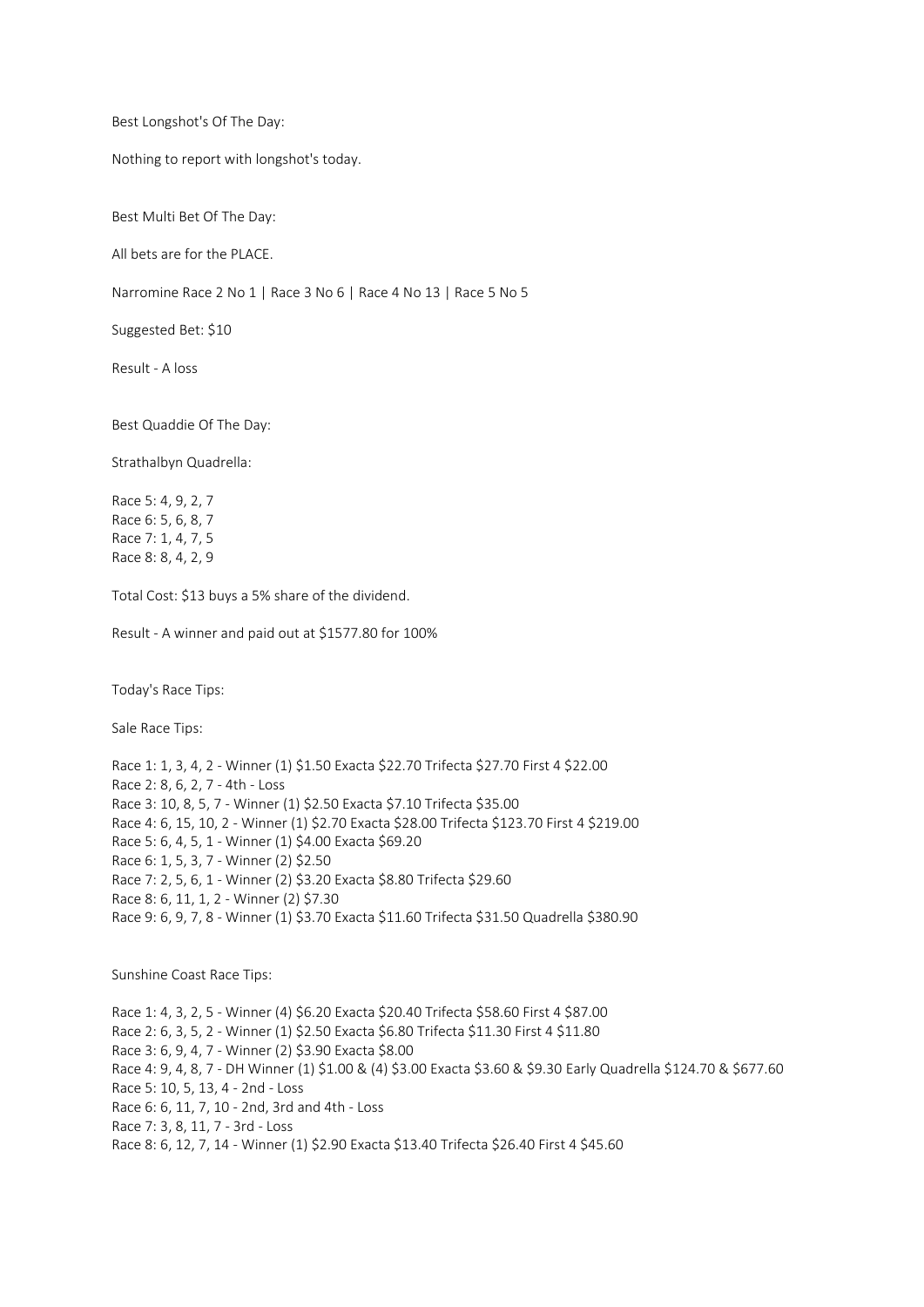Best Longshot's Of The Day:

Nothing to report with longshot's today.

Best Multi Bet Of The Day:

All bets are for the PLACE.

Narromine Race 2 No 1 | Race 3 No 6 | Race 4 No 13 | Race 5 No 5

Suggested Bet: $10

Result - A loss

Best Quaddie Of The Day:

Strathalbyn Quadrella:

Race 5: 4, 9, 2, 7
Race 6: 5, 6, 8, 7
Race 7: 1, 4, 7, 5
Race 8: 8, 4, 2, 9

Total Cost: $13 buys a 5% share of the dividend.

Result - A winner and paid out at $1577.80 for 100%

Today's Race Tips:

Sale Race Tips:

Race 1: 1, 3, 4, 2 - Winner (1) $1.50 Exacta $22.70 Trifecta $27.70 First 4 $22.00
Race 2: 8, 6, 2, 7 - 4th - Loss
Race 3: 10, 8, 5, 7 - Winner (1) $2.50 Exacta $7.10 Trifecta $35.00
Race 4: 6, 15, 10, 2 - Winner (1) $2.70 Exacta $28.00 Trifecta $123.70 First 4 $219.00
Race 5: 6, 4, 5, 1 - Winner (1) $4.00 Exacta $69.20
Race 6: 1, 5, 3, 7 - Winner (2) $2.50
Race 7: 2, 5, 6, 1 - Winner (2) $3.20 Exacta $8.80 Trifecta $29.60
Race 8: 6, 11, 1, 2 - Winner (2) $7.30
Race 9: 6, 9, 7, 8 - Winner (1) $3.70 Exacta $11.60 Trifecta $31.50 Quadrella $380.90

Sunshine Coast Race Tips:

Race 1: 4, 3, 2, 5 - Winner (4) $6.20 Exacta $20.40 Trifecta $58.60 First 4 $87.00
Race 2: 6, 3, 5, 2 - Winner (1) $2.50 Exacta $6.80 Trifecta $11.30 First 4 $11.80
Race 3: 6, 9, 4, 7 - Winner (2) $3.90 Exacta $8.00
Race 4: 9, 4, 8, 7 - DH Winner (1) $1.00 & (4) $3.00 Exacta $3.60 & $9.30 Early Quadrella $124.70 & $677.60
Race 5: 10, 5, 13, 4 - 2nd - Loss
Race 6: 6, 11, 7, 10 - 2nd, 3rd and 4th - Loss
Race 7: 3, 8, 11, 7 - 3rd - Loss
Race 8: 6, 12, 7, 14 - Winner (1) $2.90 Exacta $13.40 Trifecta $26.40 First 4 $45.60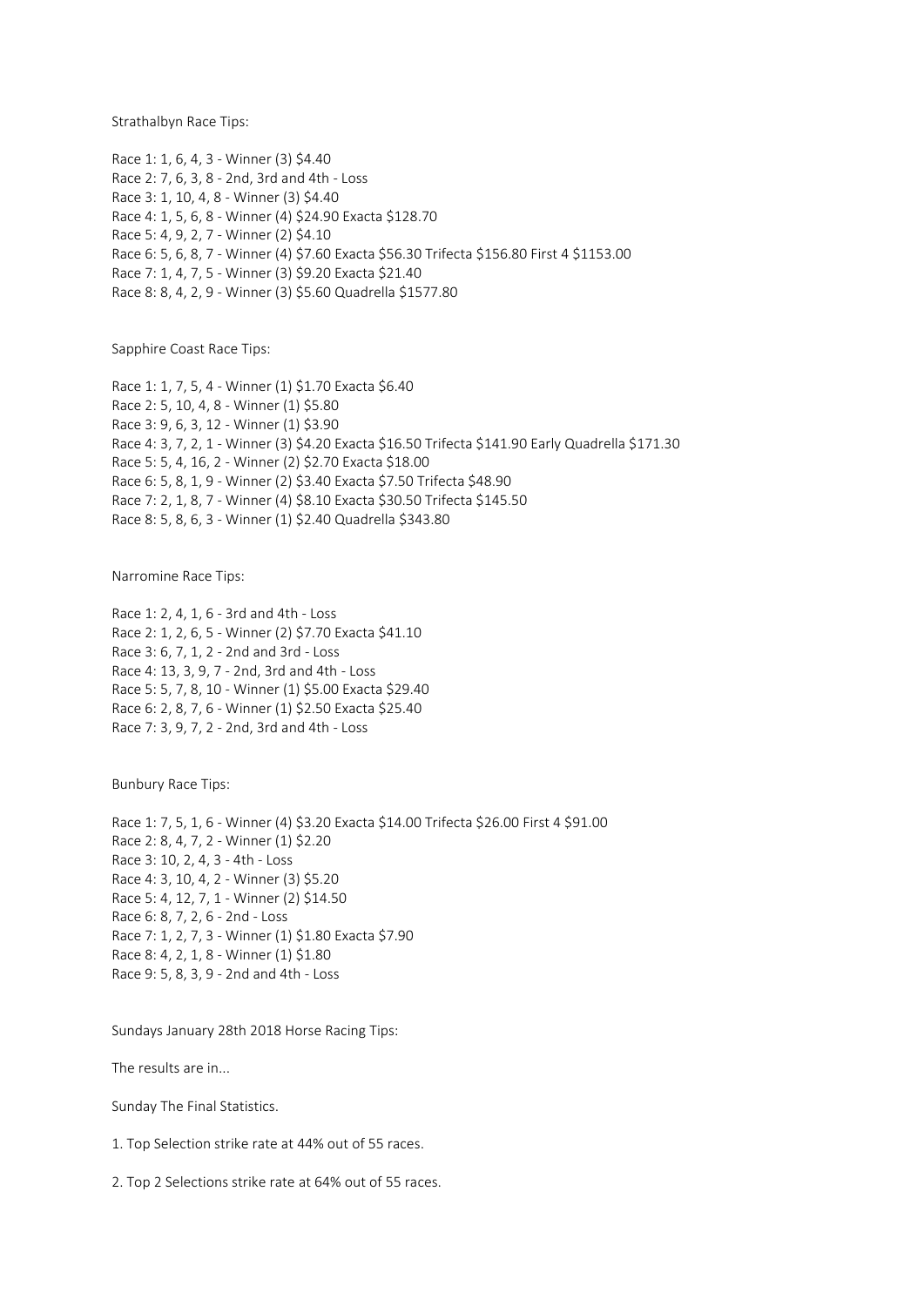Strathalbyn Race Tips:

Race 1: 1, 6, 4, 3 - Winner (3) $4.40
Race 2: 7, 6, 3, 8 - 2nd, 3rd and 4th - Loss
Race 3: 1, 10, 4, 8 - Winner (3) $4.40
Race 4: 1, 5, 6, 8 - Winner (4) $24.90 Exacta $128.70
Race 5: 4, 9, 2, 7 - Winner (2) $4.10
Race 6: 5, 6, 8, 7 - Winner (4) $7.60 Exacta $56.30 Trifecta $156.80 First 4 $1153.00
Race 7: 1, 4, 7, 5 - Winner (3) $9.20 Exacta $21.40
Race 8: 8, 4, 2, 9 - Winner (3) $5.60 Quadrella $1577.80

Sapphire Coast Race Tips:

Race 1: 1, 7, 5, 4 - Winner (1) $1.70 Exacta $6.40
Race 2: 5, 10, 4, 8 - Winner (1) $5.80
Race 3: 9, 6, 3, 12 - Winner (1) $3.90
Race 4: 3, 7, 2, 1 - Winner (3) $4.20 Exacta $16.50 Trifecta $141.90 Early Quadrella $171.30
Race 5: 5, 4, 16, 2 - Winner (2) $2.70 Exacta $18.00
Race 6: 5, 8, 1, 9 - Winner (2) $3.40 Exacta $7.50 Trifecta $48.90
Race 7: 2, 1, 8, 7 - Winner (4) $8.10 Exacta $30.50 Trifecta $145.50
Race 8: 5, 8, 6, 3 - Winner (1) $2.40 Quadrella $343.80

Narromine Race Tips:

Race 1: 2, 4, 1, 6 - 3rd and 4th - Loss
Race 2: 1, 2, 6, 5 - Winner (2) $7.70 Exacta $41.10
Race 3: 6, 7, 1, 2 - 2nd and 3rd - Loss
Race 4: 13, 3, 9, 7 - 2nd, 3rd and 4th - Loss
Race 5: 5, 7, 8, 10 - Winner (1) $5.00 Exacta $29.40
Race 6: 2, 8, 7, 6 - Winner (1) $2.50 Exacta $25.40
Race 7: 3, 9, 7, 2 - 2nd, 3rd and 4th - Loss

Bunbury Race Tips:

Race 1: 7, 5, 1, 6 - Winner (4) $3.20 Exacta $14.00 Trifecta $26.00 First 4 $91.00
Race 2: 8, 4, 7, 2 - Winner (1) $2.20
Race 3: 10, 2, 4, 3 - 4th - Loss
Race 4: 3, 10, 4, 2 - Winner (3) $5.20
Race 5: 4, 12, 7, 1 - Winner (2) $14.50
Race 6: 8, 7, 2, 6 - 2nd - Loss
Race 7: 1, 2, 7, 3 - Winner (1) $1.80 Exacta $7.90
Race 8: 4, 2, 1, 8 - Winner (1) $1.80
Race 9: 5, 8, 3, 9 - 2nd and 4th - Loss

Sundays January 28th 2018 Horse Racing Tips:

The results are in...

Sunday The Final Statistics.

1. Top Selection strike rate at 44% out of 55 races.

2. Top 2 Selections strike rate at 64% out of 55 races.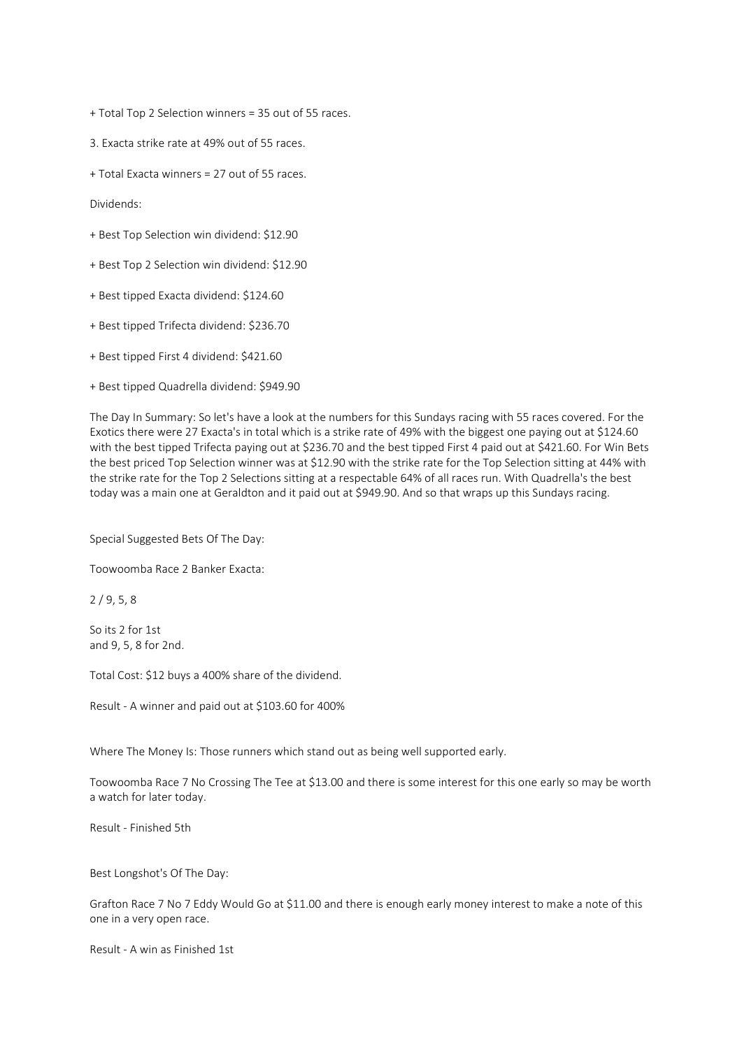+ Total Top 2 Selection winners = 35 out of 55 races.

3. Exacta strike rate at 49% out of 55 races.

+ Total Exacta winners = 27 out of 55 races.

Dividends:

+ Best Top Selection win dividend: $12.90

+ Best Top 2 Selection win dividend: $12.90

+ Best tipped Exacta dividend: $124.60

+ Best tipped Trifecta dividend: $236.70

+ Best tipped First 4 dividend: $421.60

+ Best tipped Quadrella dividend: $949.90

The Day In Summary: So let's have a look at the numbers for this Sundays racing with 55 races covered. For the Exotics there were 27 Exacta's in total which is a strike rate of 49% with the biggest one paying out at $124.60 with the best tipped Trifecta paying out at $236.70 and the best tipped First 4 paid out at $421.60. For Win Bets the best priced Top Selection winner was at $12.90 with the strike rate for the Top Selection sitting at 44% with the strike rate for the Top 2 Selections sitting at a respectable 64% of all races run. With Quadrella's the best today was a main one at Geraldton and it paid out at $949.90. And so that wraps up this Sundays racing.

Special Suggested Bets Of The Day:

Toowoomba Race 2 Banker Exacta:

2 / 9, 5, 8

So its 2 for 1st
and 9, 5, 8 for 2nd.

Total Cost: $12 buys a 400% share of the dividend.

Result - A winner and paid out at $103.60 for 400%

Where The Money Is: Those runners which stand out as being well supported early.

Toowoomba Race 7 No Crossing The Tee at $13.00 and there is some interest for this one early so may be worth a watch for later today.

Result - Finished 5th

Best Longshot's Of The Day:

Grafton Race 7 No 7 Eddy Would Go at $11.00 and there is enough early money interest to make a note of this one in a very open race.

Result - A win as Finished 1st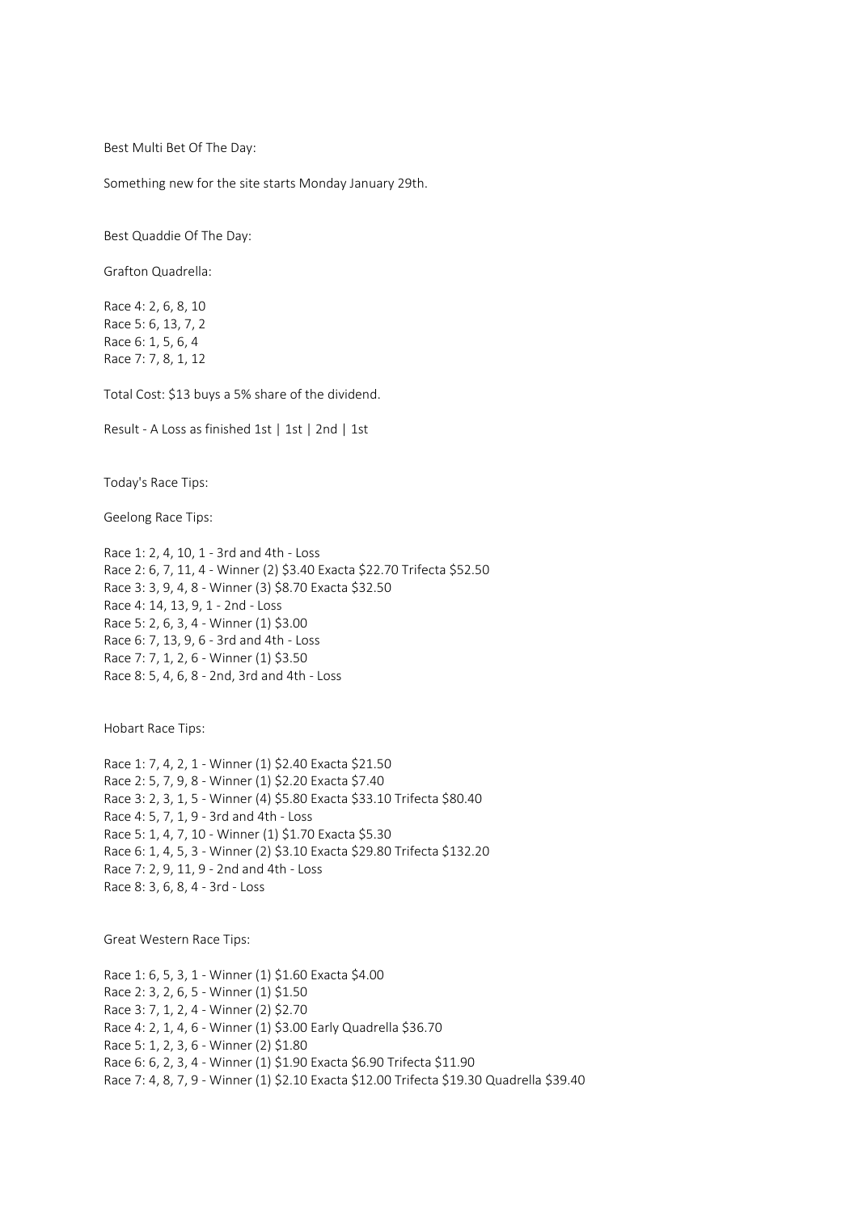Best Multi Bet Of The Day:

Something new for the site starts Monday January 29th.

Best Quaddie Of The Day:

Grafton Quadrella:

Race 4: 2, 6, 8, 10
Race 5: 6, 13, 7, 2
Race 6: 1, 5, 6, 4
Race 7: 7, 8, 1, 12

Total Cost: $13 buys a 5% share of the dividend.

Result - A Loss as finished 1st | 1st | 2nd | 1st

Today's Race Tips:

Geelong Race Tips:

Race 1: 2, 4, 10, 1 - 3rd and 4th - Loss
Race 2: 6, 7, 11, 4 - Winner (2) $3.40 Exacta $22.70 Trifecta $52.50
Race 3: 3, 9, 4, 8 - Winner (3) $8.70 Exacta $32.50
Race 4: 14, 13, 9, 1 - 2nd - Loss
Race 5: 2, 6, 3, 4 - Winner (1) $3.00
Race 6: 7, 13, 9, 6 - 3rd and 4th - Loss
Race 7: 7, 1, 2, 6 - Winner (1) $3.50
Race 8: 5, 4, 6, 8 - 2nd, 3rd and 4th - Loss

Hobart Race Tips:

Race 1: 7, 4, 2, 1 - Winner (1) $2.40 Exacta $21.50
Race 2: 5, 7, 9, 8 - Winner (1) $2.20 Exacta $7.40
Race 3: 2, 3, 1, 5 - Winner (4) $5.80 Exacta $33.10 Trifecta $80.40
Race 4: 5, 7, 1, 9 - 3rd and 4th - Loss
Race 5: 1, 4, 7, 10 - Winner (1) $1.70 Exacta $5.30
Race 6: 1, 4, 5, 3 - Winner (2) $3.10 Exacta $29.80 Trifecta $132.20
Race 7: 2, 9, 11, 9 - 2nd and 4th - Loss
Race 8: 3, 6, 8, 4 - 3rd - Loss

Great Western Race Tips:

Race 1: 6, 5, 3, 1 - Winner (1) $1.60 Exacta $4.00
Race 2: 3, 2, 6, 5 - Winner (1) $1.50
Race 3: 7, 1, 2, 4 - Winner (2) $2.70
Race 4: 2, 1, 4, 6 - Winner (1) $3.00 Early Quadrella $36.70
Race 5: 1, 2, 3, 6 - Winner (2) $1.80
Race 6: 6, 2, 3, 4 - Winner (1) $1.90 Exacta $6.90 Trifecta $11.90
Race 7: 4, 8, 7, 9 - Winner (1) $2.10 Exacta $12.00 Trifecta $19.30 Quadrella $39.40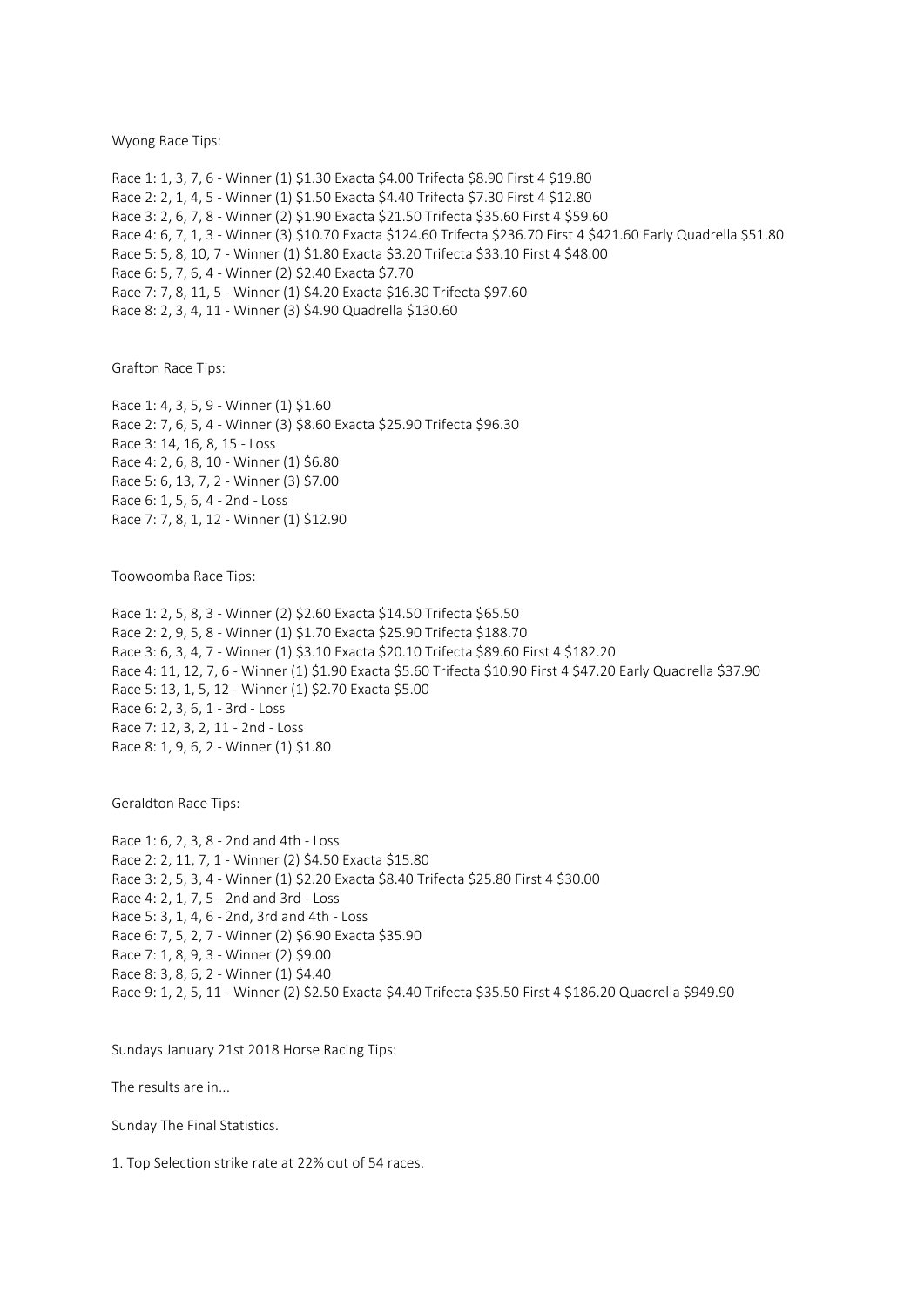Wyong Race Tips:

Race 1: 1, 3, 7, 6 - Winner (1) $1.30 Exacta $4.00 Trifecta $8.90 First 4 $19.80
Race 2: 2, 1, 4, 5 - Winner (1) $1.50 Exacta $4.40 Trifecta $7.30 First 4 $12.80
Race 3: 2, 6, 7, 8 - Winner (2) $1.90 Exacta $21.50 Trifecta $35.60 First 4 $59.60
Race 4: 6, 7, 1, 3 - Winner (3) $10.70 Exacta $124.60 Trifecta $236.70 First 4 $421.60 Early Quadrella $51.80
Race 5: 5, 8, 10, 7 - Winner (1) $1.80 Exacta $3.20 Trifecta $33.10 First 4 $48.00
Race 6: 5, 7, 6, 4 - Winner (2) $2.40 Exacta $7.70
Race 7: 7, 8, 11, 5 - Winner (1) $4.20 Exacta $16.30 Trifecta $97.60
Race 8: 2, 3, 4, 11 - Winner (3) $4.90 Quadrella $130.60

Grafton Race Tips:

Race 1: 4, 3, 5, 9 - Winner (1) $1.60
Race 2: 7, 6, 5, 4 - Winner (3) $8.60 Exacta $25.90 Trifecta $96.30
Race 3: 14, 16, 8, 15 - Loss
Race 4: 2, 6, 8, 10 - Winner (1) $6.80
Race 5: 6, 13, 7, 2 - Winner (3) $7.00
Race 6: 1, 5, 6, 4 - 2nd - Loss
Race 7: 7, 8, 1, 12 - Winner (1) $12.90

Toowoomba Race Tips:

Race 1: 2, 5, 8, 3 - Winner (2) $2.60 Exacta $14.50 Trifecta $65.50
Race 2: 2, 9, 5, 8 - Winner (1) $1.70 Exacta $25.90 Trifecta $188.70
Race 3: 6, 3, 4, 7 - Winner (1) $3.10 Exacta $20.10 Trifecta $89.60 First 4 $182.20
Race 4: 11, 12, 7, 6 - Winner (1) $1.90 Exacta $5.60 Trifecta $10.90 First 4 $47.20 Early Quadrella $37.90
Race 5: 13, 1, 5, 12 - Winner (1) $2.70 Exacta $5.00
Race 6: 2, 3, 6, 1 - 3rd - Loss
Race 7: 12, 3, 2, 11 - 2nd - Loss
Race 8: 1, 9, 6, 2 - Winner (1) $1.80

Geraldton Race Tips:

Race 1: 6, 2, 3, 8 - 2nd and 4th - Loss
Race 2: 2, 11, 7, 1 - Winner (2) $4.50 Exacta $15.80
Race 3: 2, 5, 3, 4 - Winner (1) $2.20 Exacta $8.40 Trifecta $25.80 First 4 $30.00
Race 4: 2, 1, 7, 5 - 2nd and 3rd - Loss
Race 5: 3, 1, 4, 6 - 2nd, 3rd and 4th - Loss
Race 6: 7, 5, 2, 7 - Winner (2) $6.90 Exacta $35.90
Race 7: 1, 8, 9, 3 - Winner (2) $9.00
Race 8: 3, 8, 6, 2 - Winner (1) $4.40
Race 9: 1, 2, 5, 11 - Winner (2) $2.50 Exacta $4.40 Trifecta $35.50 First 4 $186.20 Quadrella $949.90

Sundays January 21st 2018 Horse Racing Tips:

The results are in...

Sunday The Final Statistics.

1. Top Selection strike rate at 22% out of 54 races.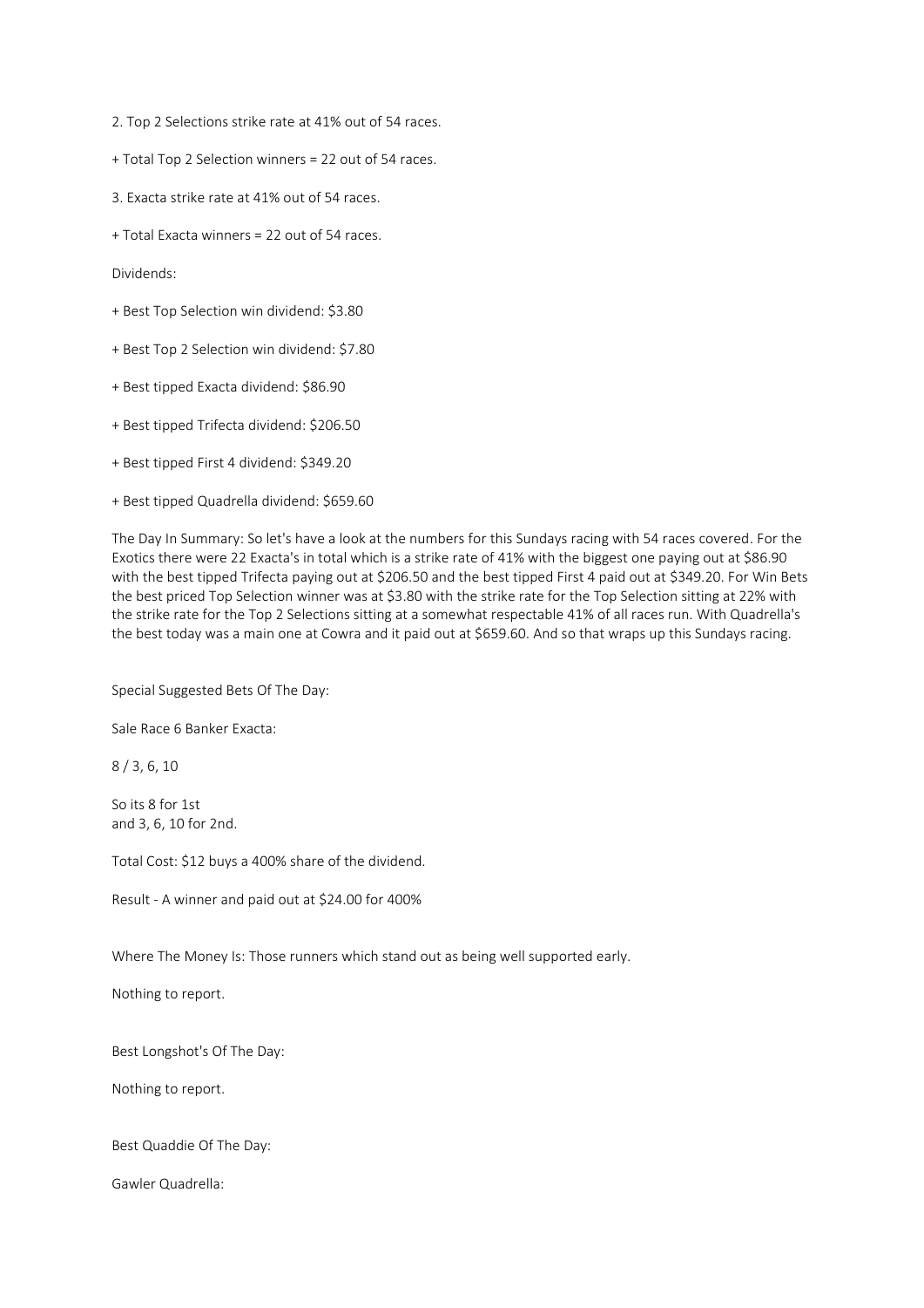2. Top 2 Selections strike rate at 41% out of 54 races.

+ Total Top 2 Selection winners = 22 out of 54 races.

3. Exacta strike rate at 41% out of 54 races.

+ Total Exacta winners = 22 out of 54 races.

Dividends:

+ Best Top Selection win dividend: $3.80

+ Best Top 2 Selection win dividend: $7.80

+ Best tipped Exacta dividend: $86.90

+ Best tipped Trifecta dividend: $206.50

+ Best tipped First 4 dividend: $349.20

+ Best tipped Quadrella dividend: $659.60

The Day In Summary: So let's have a look at the numbers for this Sundays racing with 54 races covered. For the Exotics there were 22 Exacta's in total which is a strike rate of 41% with the biggest one paying out at $86.90 with the best tipped Trifecta paying out at $206.50 and the best tipped First 4 paid out at $349.20. For Win Bets the best priced Top Selection winner was at $3.80 with the strike rate for the Top Selection sitting at 22% with the strike rate for the Top 2 Selections sitting at a somewhat respectable 41% of all races run. With Quadrella's the best today was a main one at Cowra and it paid out at $659.60. And so that wraps up this Sundays racing.

Special Suggested Bets Of The Day:

Sale Race 6 Banker Exacta:

8 / 3, 6, 10

So its 8 for 1st
and 3, 6, 10 for 2nd.

Total Cost: $12 buys a 400% share of the dividend.

Result - A winner and paid out at $24.00 for 400%

Where The Money Is: Those runners which stand out as being well supported early.

Nothing to report.

Best Longshot's Of The Day:

Nothing to report.

Best Quaddie Of The Day:

Gawler Quadrella: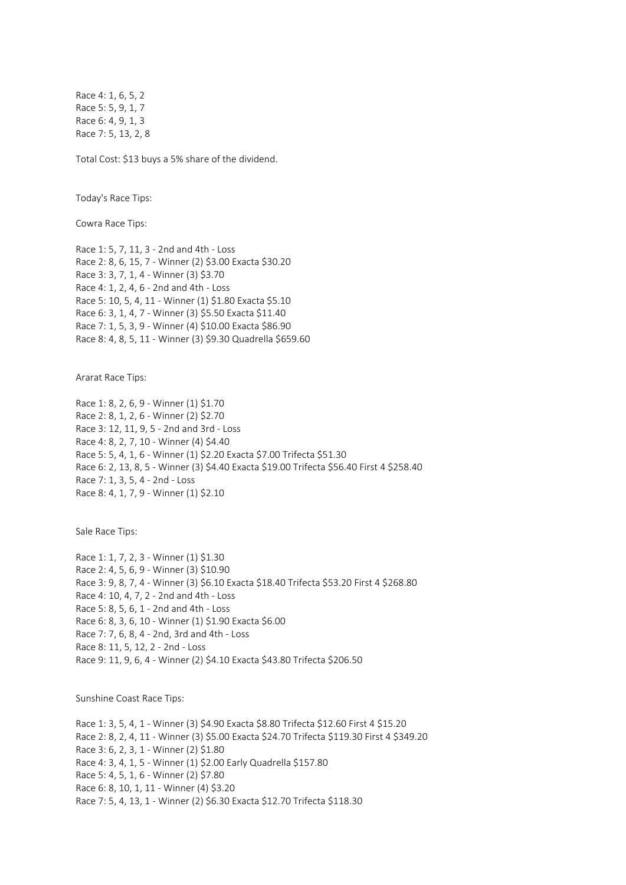Race 4: 1, 6, 5, 2
Race 5: 5, 9, 1, 7
Race 6: 4, 9, 1, 3
Race 7: 5, 13, 2, 8

Total Cost: $13 buys a 5% share of the dividend.

Today's Race Tips:

Cowra Race Tips:

Race 1: 5, 7, 11, 3 - 2nd and 4th - Loss
Race 2: 8, 6, 15, 7 - Winner (2) $3.00 Exacta $30.20
Race 3: 3, 7, 1, 4 - Winner (3) $3.70
Race 4: 1, 2, 4, 6 - 2nd and 4th - Loss
Race 5: 10, 5, 4, 11 - Winner (1) $1.80 Exacta $5.10
Race 6: 3, 1, 4, 7 - Winner (3) $5.50 Exacta $11.40
Race 7: 1, 5, 3, 9 - Winner (4) $10.00 Exacta $86.90
Race 8: 4, 8, 5, 11 - Winner (3) $9.30 Quadrella $659.60

Ararat Race Tips:

Race 1: 8, 2, 6, 9 - Winner (1) $1.70
Race 2: 8, 1, 2, 6 - Winner (2) $2.70
Race 3: 12, 11, 9, 5 - 2nd and 3rd - Loss
Race 4: 8, 2, 7, 10 - Winner (4) $4.40
Race 5: 5, 4, 1, 6 - Winner (1) $2.20 Exacta $7.00 Trifecta $51.30
Race 6: 2, 13, 8, 5 - Winner (3) $4.40 Exacta $19.00 Trifecta $56.40 First 4 $258.40
Race 7: 1, 3, 5, 4 - 2nd - Loss
Race 8: 4, 1, 7, 9 - Winner (1) $2.10

Sale Race Tips:

Race 1: 1, 7, 2, 3 - Winner (1) $1.30
Race 2: 4, 5, 6, 9 - Winner (3) $10.90
Race 3: 9, 8, 7, 4 - Winner (3) $6.10 Exacta $18.40 Trifecta $53.20 First 4 $268.80
Race 4: 10, 4, 7, 2 - 2nd and 4th - Loss
Race 5: 8, 5, 6, 1 - 2nd and 4th - Loss
Race 6: 8, 3, 6, 10 - Winner (1) $1.90 Exacta $6.00
Race 7: 7, 6, 8, 4 - 2nd, 3rd and 4th - Loss
Race 8: 11, 5, 12, 2 - 2nd - Loss
Race 9: 11, 9, 6, 4 - Winner (2) $4.10 Exacta $43.80 Trifecta $206.50

Sunshine Coast Race Tips:

Race 1: 3, 5, 4, 1 - Winner (3) $4.90 Exacta $8.80 Trifecta $12.60 First 4 $15.20
Race 2: 8, 2, 4, 11 - Winner (3) $5.00 Exacta $24.70 Trifecta $119.30 First 4 $349.20
Race 3: 6, 2, 3, 1 - Winner (2) $1.80
Race 4: 3, 4, 1, 5 - Winner (1) $2.00 Early Quadrella $157.80
Race 5: 4, 5, 1, 6 - Winner (2) $7.80
Race 6: 8, 10, 1, 11 - Winner (4) $3.20
Race 7: 5, 4, 13, 1 - Winner (2) $6.30 Exacta $12.70 Trifecta $118.30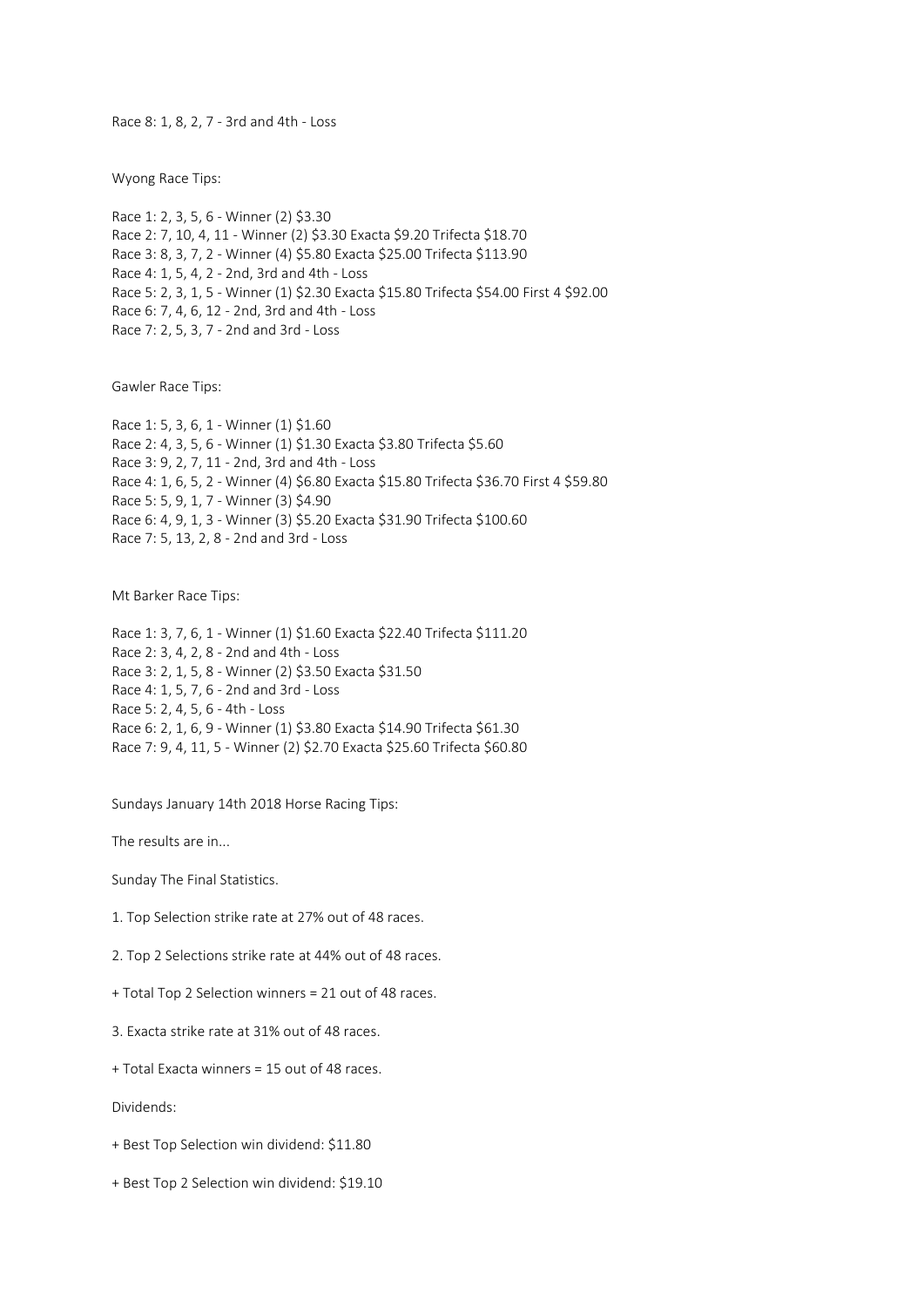Race 8: 1, 8, 2, 7 - 3rd and 4th - Loss

Wyong Race Tips:

Race 1: 2, 3, 5, 6 - Winner (2) $3.30
Race 2: 7, 10, 4, 11 - Winner (2) $3.30 Exacta $9.20 Trifecta $18.70
Race 3: 8, 3, 7, 2 - Winner (4) $5.80 Exacta $25.00 Trifecta $113.90
Race 4: 1, 5, 4, 2 - 2nd, 3rd and 4th - Loss
Race 5: 2, 3, 1, 5 - Winner (1) $2.30 Exacta $15.80 Trifecta $54.00 First 4 $92.00
Race 6: 7, 4, 6, 12 - 2nd, 3rd and 4th - Loss
Race 7: 2, 5, 3, 7 - 2nd and 3rd - Loss

Gawler Race Tips:

Race 1: 5, 3, 6, 1 - Winner (1) $1.60
Race 2: 4, 3, 5, 6 - Winner (1) $1.30 Exacta $3.80 Trifecta $5.60
Race 3: 9, 2, 7, 11 - 2nd, 3rd and 4th - Loss
Race 4: 1, 6, 5, 2 - Winner (4) $6.80 Exacta $15.80 Trifecta $36.70 First 4 $59.80
Race 5: 5, 9, 1, 7 - Winner (3) $4.90
Race 6: 4, 9, 1, 3 - Winner (3) $5.20 Exacta $31.90 Trifecta $100.60
Race 7: 5, 13, 2, 8 - 2nd and 3rd - Loss

Mt Barker Race Tips:

Race 1: 3, 7, 6, 1 - Winner (1) $1.60 Exacta $22.40 Trifecta $111.20
Race 2: 3, 4, 2, 8 - 2nd and 4th - Loss
Race 3: 2, 1, 5, 8 - Winner (2) $3.50 Exacta $31.50
Race 4: 1, 5, 7, 6 - 2nd and 3rd - Loss
Race 5: 2, 4, 5, 6 - 4th - Loss
Race 6: 2, 1, 6, 9 - Winner (1) $3.80 Exacta $14.90 Trifecta $61.30
Race 7: 9, 4, 11, 5 - Winner (2) $2.70 Exacta $25.60 Trifecta $60.80

Sundays January 14th 2018 Horse Racing Tips:

The results are in...

Sunday The Final Statistics.

1. Top Selection strike rate at 27% out of 48 races.

2. Top 2 Selections strike rate at 44% out of 48 races.

+ Total Top 2 Selection winners = 21 out of 48 races.

3. Exacta strike rate at 31% out of 48 races.

+ Total Exacta winners = 15 out of 48 races.

Dividends:

+ Best Top Selection win dividend: $11.80

+ Best Top 2 Selection win dividend: $19.10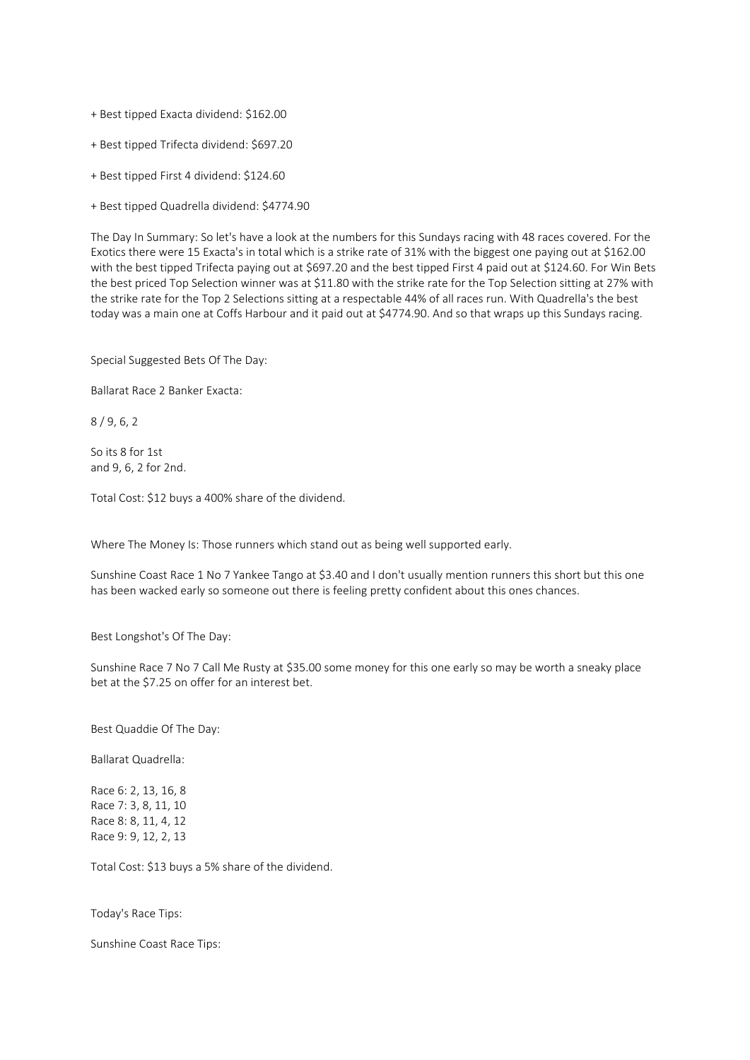+ Best tipped Exacta dividend: $162.00

+ Best tipped Trifecta dividend: $697.20

+ Best tipped First 4 dividend: $124.60

+ Best tipped Quadrella dividend: $4774.90

The Day In Summary: So let's have a look at the numbers for this Sundays racing with 48 races covered. For the Exotics there were 15 Exacta's in total which is a strike rate of 31% with the biggest one paying out at $162.00 with the best tipped Trifecta paying out at $697.20 and the best tipped First 4 paid out at $124.60. For Win Bets the best priced Top Selection winner was at $11.80 with the strike rate for the Top Selection sitting at 27% with the strike rate for the Top 2 Selections sitting at a respectable 44% of all races run. With Quadrella's the best today was a main one at Coffs Harbour and it paid out at $4774.90. And so that wraps up this Sundays racing.

Special Suggested Bets Of The Day:

Ballarat Race 2 Banker Exacta:

8 / 9, 6, 2

So its 8 for 1st
and 9, 6, 2 for 2nd.

Total Cost: $12 buys a 400% share of the dividend.

Where The Money Is: Those runners which stand out as being well supported early.

Sunshine Coast Race 1 No 7 Yankee Tango at $3.40 and I don't usually mention runners this short but this one has been wacked early so someone out there is feeling pretty confident about this ones chances.

Best Longshot's Of The Day:

Sunshine Race 7 No 7 Call Me Rusty at $35.00 some money for this one early so may be worth a sneaky place bet at the $7.25 on offer for an interest bet.

Best Quaddie Of The Day:

Ballarat Quadrella:

Race 6: 2, 13, 16, 8
Race 7: 3, 8, 11, 10
Race 8: 8, 11, 4, 12
Race 9: 9, 12, 2, 13

Total Cost: $13 buys a 5% share of the dividend.

Today's Race Tips:

Sunshine Coast Race Tips: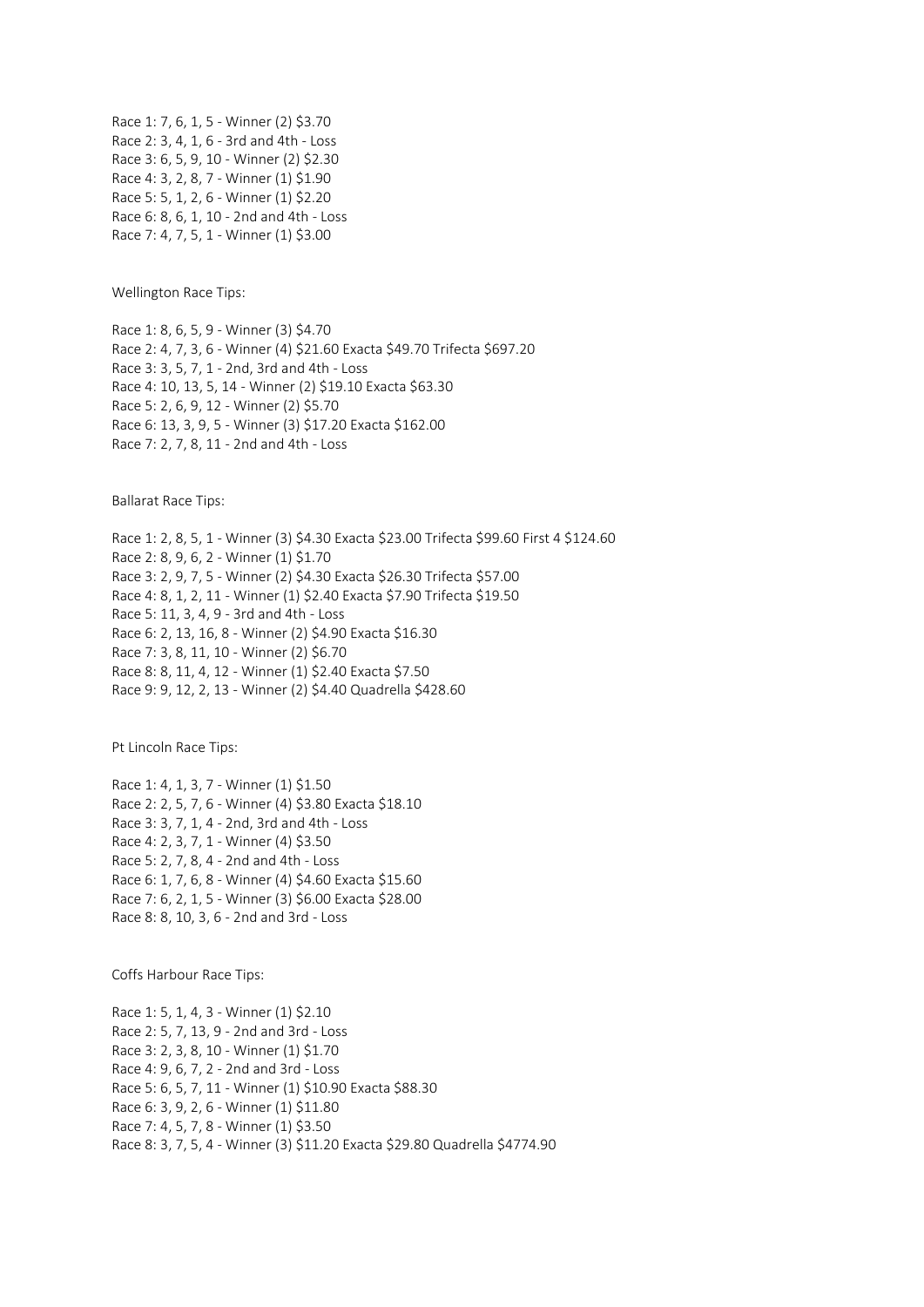Race 1: 7, 6, 1, 5 - Winner (2) $3.70
Race 2: 3, 4, 1, 6 - 3rd and 4th - Loss
Race 3: 6, 5, 9, 10 - Winner (2) $2.30
Race 4: 3, 2, 8, 7 - Winner (1) $1.90
Race 5: 5, 1, 2, 6 - Winner (1) $2.20
Race 6: 8, 6, 1, 10 - 2nd and 4th - Loss
Race 7: 4, 7, 5, 1 - Winner (1) $3.00

Wellington Race Tips:

Race 1: 8, 6, 5, 9 - Winner (3) $4.70
Race 2: 4, 7, 3, 6 - Winner (4) $21.60 Exacta $49.70 Trifecta $697.20
Race 3: 3, 5, 7, 1 - 2nd, 3rd and 4th - Loss
Race 4: 10, 13, 5, 14 - Winner (2) $19.10 Exacta $63.30
Race 5: 2, 6, 9, 12 - Winner (2) $5.70
Race 6: 13, 3, 9, 5 - Winner (3) $17.20 Exacta $162.00
Race 7: 2, 7, 8, 11 - 2nd and 4th - Loss

Ballarat Race Tips:

Race 1: 2, 8, 5, 1 - Winner (3) $4.30 Exacta $23.00 Trifecta $99.60 First 4 $124.60
Race 2: 8, 9, 6, 2 - Winner (1) $1.70
Race 3: 2, 9, 7, 5 - Winner (2) $4.30 Exacta $26.30 Trifecta $57.00
Race 4: 8, 1, 2, 11 - Winner (1) $2.40 Exacta $7.90 Trifecta $19.50
Race 5: 11, 3, 4, 9 - 3rd and 4th - Loss
Race 6: 2, 13, 16, 8 - Winner (2) $4.90 Exacta $16.30
Race 7: 3, 8, 11, 10 - Winner (2) $6.70
Race 8: 8, 11, 4, 12 - Winner (1) $2.40 Exacta $7.50
Race 9: 9, 12, 2, 13 - Winner (2) $4.40 Quadrella $428.60

Pt Lincoln Race Tips:

Race 1: 4, 1, 3, 7 - Winner (1) $1.50
Race 2: 2, 5, 7, 6 - Winner (4) $3.80 Exacta $18.10
Race 3: 3, 7, 1, 4 - 2nd, 3rd and 4th - Loss
Race 4: 2, 3, 7, 1 - Winner (4) $3.50
Race 5: 2, 7, 8, 4 - 2nd and 4th - Loss
Race 6: 1, 7, 6, 8 - Winner (4) $4.60 Exacta $15.60
Race 7: 6, 2, 1, 5 - Winner (3) $6.00 Exacta $28.00
Race 8: 8, 10, 3, 6 - 2nd and 3rd - Loss

Coffs Harbour Race Tips:

Race 1: 5, 1, 4, 3 - Winner (1) $2.10
Race 2: 5, 7, 13, 9 - 2nd and 3rd - Loss
Race 3: 2, 3, 8, 10 - Winner (1) $1.70
Race 4: 9, 6, 7, 2 - 2nd and 3rd - Loss
Race 5: 6, 5, 7, 11 - Winner (1) $10.90 Exacta $88.30
Race 6: 3, 9, 2, 6 - Winner (1) $11.80
Race 7: 4, 5, 7, 8 - Winner (1) $3.50
Race 8: 3, 7, 5, 4 - Winner (3) $11.20 Exacta $29.80 Quadrella $4774.90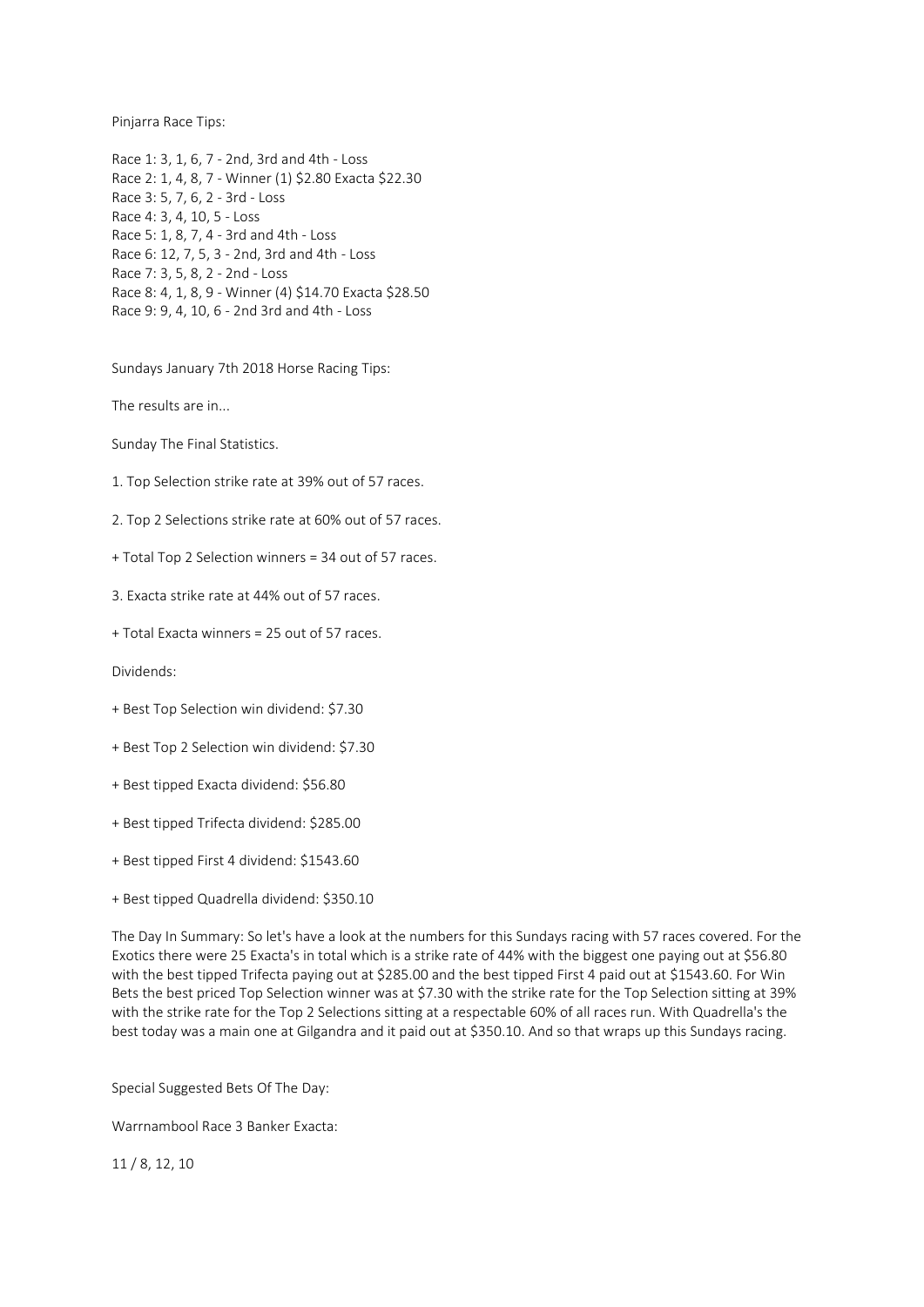Pinjarra Race Tips:

Race 1: 3, 1, 6, 7 - 2nd, 3rd and 4th - Loss
Race 2: 1, 4, 8, 7 - Winner (1) $2.80 Exacta $22.30
Race 3: 5, 7, 6, 2 - 3rd - Loss
Race 4: 3, 4, 10, 5 - Loss
Race 5: 1, 8, 7, 4 - 3rd and 4th - Loss
Race 6: 12, 7, 5, 3 - 2nd, 3rd and 4th - Loss
Race 7: 3, 5, 8, 2 - 2nd - Loss
Race 8: 4, 1, 8, 9 - Winner (4) $14.70 Exacta $28.50
Race 9: 9, 4, 10, 6 - 2nd 3rd and 4th - Loss

Sundays January 7th 2018 Horse Racing Tips:

The results are in...

Sunday The Final Statistics.

1. Top Selection strike rate at 39% out of 57 races.

2. Top 2 Selections strike rate at 60% out of 57 races.

+ Total Top 2 Selection winners = 34 out of 57 races.

3. Exacta strike rate at 44% out of 57 races.

+ Total Exacta winners = 25 out of 57 races.

Dividends:

+ Best Top Selection win dividend: $7.30

+ Best Top 2 Selection win dividend: $7.30

+ Best tipped Exacta dividend: $56.80

+ Best tipped Trifecta dividend: $285.00

+ Best tipped First 4 dividend: $1543.60

+ Best tipped Quadrella dividend: $350.10

The Day In Summary: So let's have a look at the numbers for this Sundays racing with 57 races covered. For the Exotics there were 25 Exacta's in total which is a strike rate of 44% with the biggest one paying out at $56.80 with the best tipped Trifecta paying out at $285.00 and the best tipped First 4 paid out at $1543.60. For Win Bets the best priced Top Selection winner was at $7.30 with the strike rate for the Top Selection sitting at 39% with the strike rate for the Top 2 Selections sitting at a respectable 60% of all races run. With Quadrella's the best today was a main one at Gilgandra and it paid out at $350.10. And so that wraps up this Sundays racing.

Special Suggested Bets Of The Day:

Warrnambool Race 3 Banker Exacta:

11 / 8, 12, 10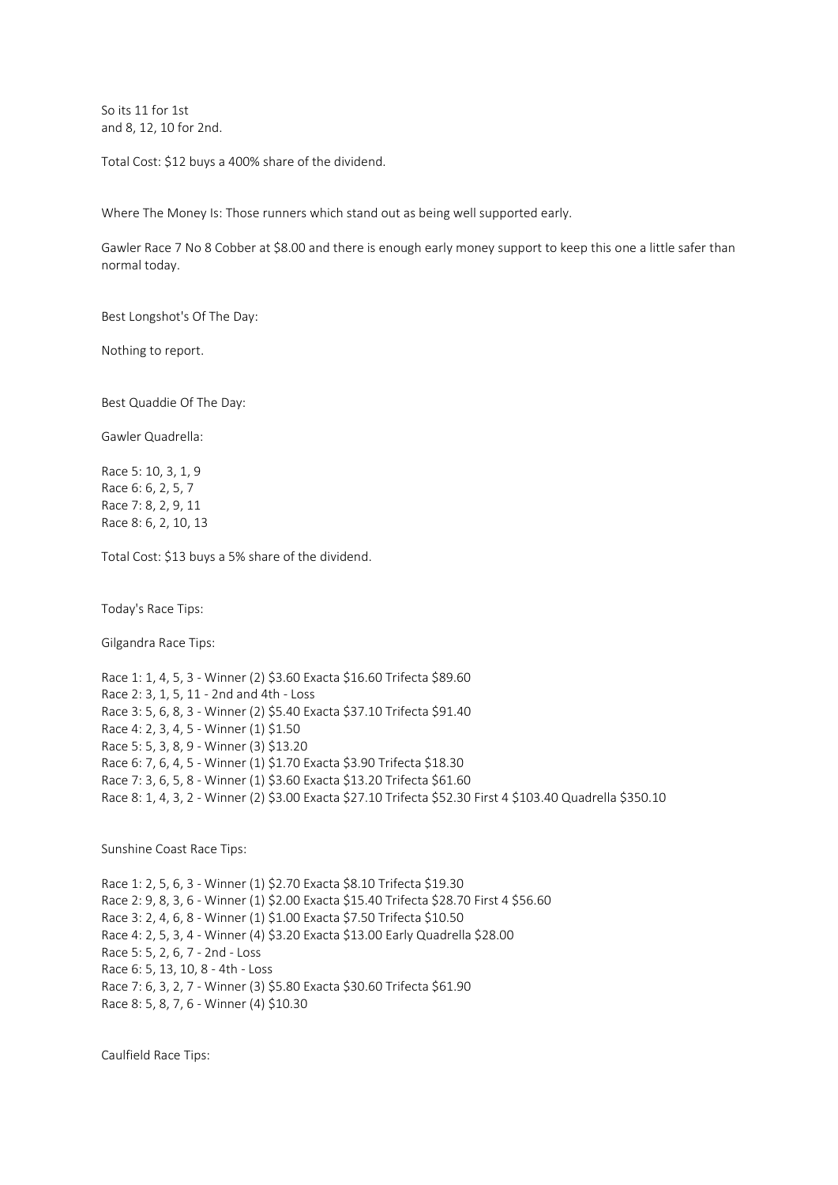So its 11 for 1st
and 8, 12, 10 for 2nd.

Total Cost: $12 buys a 400% share of the dividend.

Where The Money Is: Those runners which stand out as being well supported early.

Gawler Race 7 No 8 Cobber at $8.00 and there is enough early money support to keep this one a little safer than normal today.

Best Longshot's Of The Day:

Nothing to report.

Best Quaddie Of The Day:

Gawler Quadrella:

Race 5: 10, 3, 1, 9
Race 6: 6, 2, 5, 7
Race 7: 8, 2, 9, 11
Race 8: 6, 2, 10, 13

Total Cost: $13 buys a 5% share of the dividend.

Today's Race Tips:

Gilgandra Race Tips:

Race 1: 1, 4, 5, 3 - Winner (2) $3.60 Exacta $16.60 Trifecta $89.60
Race 2: 3, 1, 5, 11 - 2nd and 4th - Loss
Race 3: 5, 6, 8, 3 - Winner (2) $5.40 Exacta $37.10 Trifecta $91.40
Race 4: 2, 3, 4, 5 - Winner (1) $1.50
Race 5: 5, 3, 8, 9 - Winner (3) $13.20
Race 6: 7, 6, 4, 5 - Winner (1) $1.70 Exacta $3.90 Trifecta $18.30
Race 7: 3, 6, 5, 8 - Winner (1) $3.60 Exacta $13.20 Trifecta $61.60
Race 8: 1, 4, 3, 2 - Winner (2) $3.00 Exacta $27.10 Trifecta $52.30 First 4 $103.40 Quadrella $350.10

Sunshine Coast Race Tips:

Race 1: 2, 5, 6, 3 - Winner (1) $2.70 Exacta $8.10 Trifecta $19.30
Race 2: 9, 8, 3, 6 - Winner (1) $2.00 Exacta $15.40 Trifecta $28.70 First 4 $56.60
Race 3: 2, 4, 6, 8 - Winner (1) $1.00 Exacta $7.50 Trifecta $10.50
Race 4: 2, 5, 3, 4 - Winner (4) $3.20 Exacta $13.00 Early Quadrella $28.00
Race 5: 5, 2, 6, 7 - 2nd - Loss
Race 6: 5, 13, 10, 8 - 4th - Loss
Race 7: 6, 3, 2, 7 - Winner (3) $5.80 Exacta $30.60 Trifecta $61.90
Race 8: 5, 8, 7, 6 - Winner (4) $10.30

Caulfield Race Tips: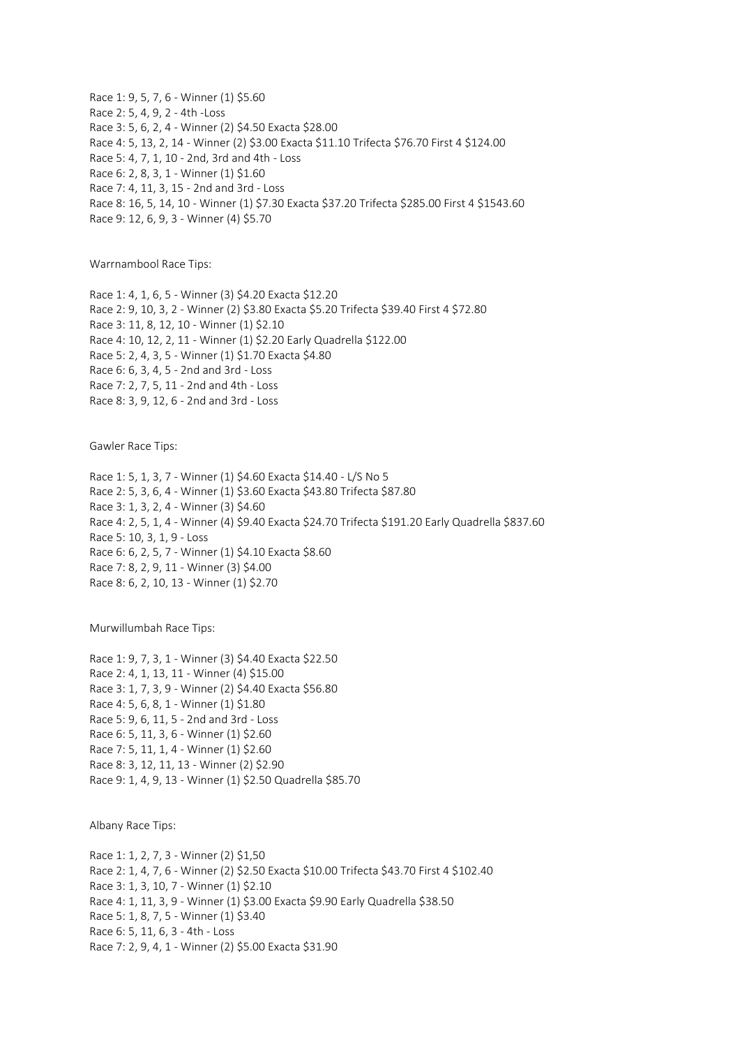Race 1: 9, 5, 7, 6 - Winner (1) $5.60
Race 2: 5, 4, 9, 2 - 4th -Loss
Race 3: 5, 6, 2, 4 - Winner (2) $4.50 Exacta $28.00
Race 4: 5, 13, 2, 14 - Winner (2) $3.00 Exacta $11.10 Trifecta $76.70 First 4 $124.00
Race 5: 4, 7, 1, 10 - 2nd, 3rd and 4th - Loss
Race 6: 2, 8, 3, 1 - Winner (1) $1.60
Race 7: 4, 11, 3, 15 - 2nd and 3rd - Loss
Race 8: 16, 5, 14, 10 - Winner (1) $7.30 Exacta $37.20 Trifecta $285.00 First 4 $1543.60
Race 9: 12, 6, 9, 3 - Winner (4) $5.70

Warrnambool Race Tips:

Race 1: 4, 1, 6, 5 - Winner (3) $4.20 Exacta $12.20
Race 2: 9, 10, 3, 2 - Winner (2) $3.80 Exacta $5.20 Trifecta $39.40 First 4 $72.80
Race 3: 11, 8, 12, 10 - Winner (1) $2.10
Race 4: 10, 12, 2, 11 - Winner (1) $2.20 Early Quadrella $122.00
Race 5: 2, 4, 3, 5 - Winner (1) $1.70 Exacta $4.80
Race 6: 6, 3, 4, 5 - 2nd and 3rd - Loss
Race 7: 2, 7, 5, 11 - 2nd and 4th - Loss
Race 8: 3, 9, 12, 6 - 2nd and 3rd - Loss

Gawler Race Tips:

Race 1: 5, 1, 3, 7 - Winner (1) $4.60 Exacta $14.40 - L/S No 5
Race 2: 5, 3, 6, 4 - Winner (1) $3.60 Exacta $43.80 Trifecta $87.80
Race 3: 1, 3, 2, 4 - Winner (3) $4.60
Race 4: 2, 5, 1, 4 - Winner (4) $9.40 Exacta $24.70 Trifecta $191.20 Early Quadrella $837.60
Race 5: 10, 3, 1, 9 - Loss
Race 6: 6, 2, 5, 7 - Winner (1) $4.10 Exacta $8.60
Race 7: 8, 2, 9, 11 - Winner (3) $4.00
Race 8: 6, 2, 10, 13 - Winner (1) $2.70

Murwillumbah Race Tips:

Race 1: 9, 7, 3, 1 - Winner (3) $4.40 Exacta $22.50
Race 2: 4, 1, 13, 11 - Winner (4) $15.00
Race 3: 1, 7, 3, 9 - Winner (2) $4.40 Exacta $56.80
Race 4: 5, 6, 8, 1 - Winner (1) $1.80
Race 5: 9, 6, 11, 5 - 2nd and 3rd - Loss
Race 6: 5, 11, 3, 6 - Winner (1) $2.60
Race 7: 5, 11, 1, 4 - Winner (1) $2.60
Race 8: 3, 12, 11, 13 - Winner (2) $2.90
Race 9: 1, 4, 9, 13 - Winner (1) $2.50 Quadrella $85.70

Albany Race Tips:

Race 1: 1, 2, 7, 3 - Winner (2) $1,50
Race 2: 1, 4, 7, 6 - Winner (2) $2.50 Exacta $10.00 Trifecta $43.70 First 4 $102.40
Race 3: 1, 3, 10, 7 - Winner (1) $2.10
Race 4: 1, 11, 3, 9 - Winner (1) $3.00 Exacta $9.90 Early Quadrella $38.50
Race 5: 1, 8, 7, 5 - Winner (1) $3.40
Race 6: 5, 11, 6, 3 - 4th - Loss
Race 7: 2, 9, 4, 1 - Winner (2) $5.00 Exacta $31.90